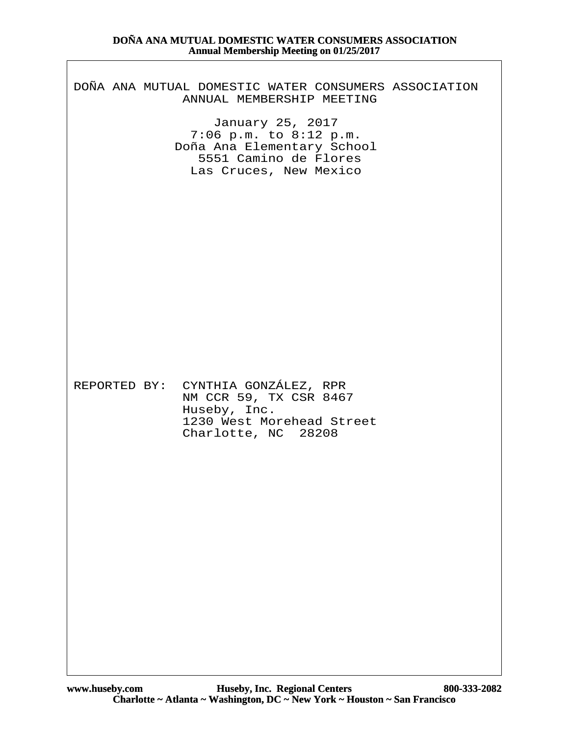# DOÑA ANA MUTUAL DOMESTIC WATER CONSUMERS ASSOCIATION

## ANNUAL MEMBERSHIP MEETING

January 25, 2017
7:06 p.m. to 8:12 p.m.
Doña Ana Elementary School
5551 Camino de Flores
Las Cruces, New Mexico

REPORTED BY: CYNTHIA GONZÁLEZ, RPR
NM CCR 59, TX CSR 8467
Huseby, Inc.
1230 West Morehead Street
Charlotte, NC 28208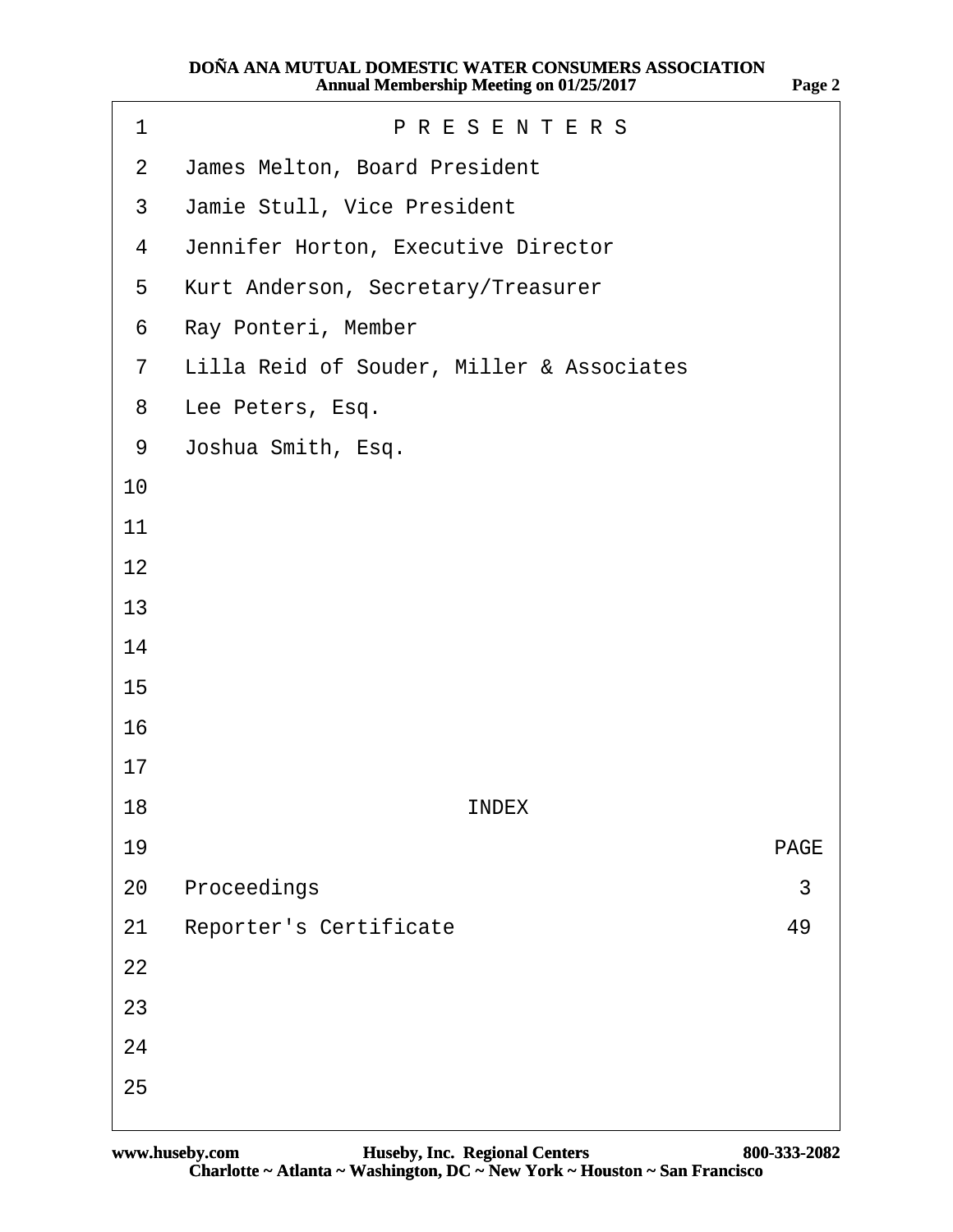## P R E S E N T E R S

James Melton, Board President

Jamie Stull, Vice President

Jennifer Horton, Executive Director

Kurt Anderson, Secretary/Treasurer

Ray Ponteri, Member

Lilla Reid of Souder, Miller & Associates

Lee Peters, Esq.

Joshua Smith, Esq.

## INDEX

| | PAGE |
|---|---|
| Proceedings | 3 |
| Reporter's Certificate | 49 |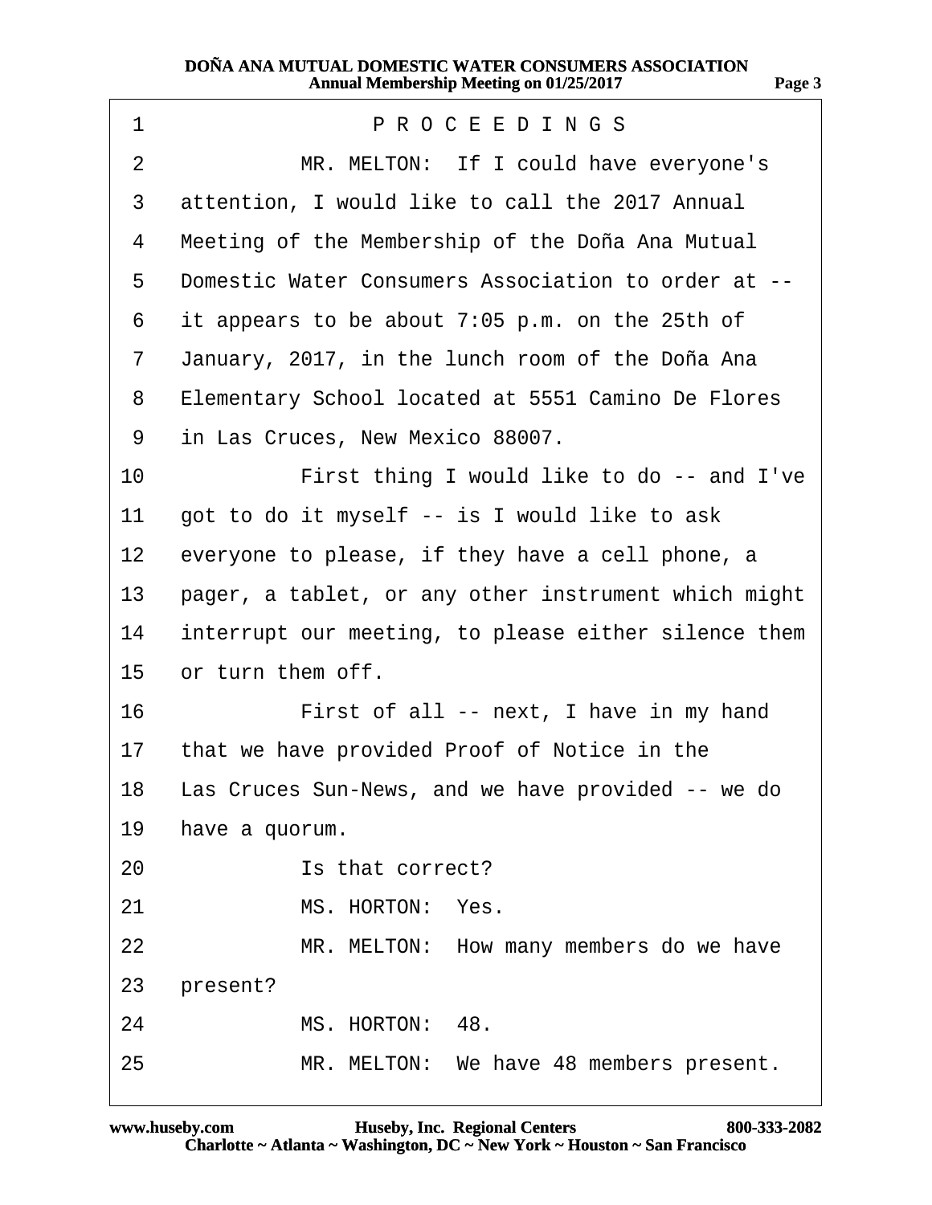PROCEEDINGS

MR. MELTON: If I could have everyone's attention, I would like to call the 2017 Annual Meeting of the Membership of the Doña Ana Mutual Domestic Water Consumers Association to order at -- it appears to be about 7:05 p.m. on the 25th of January, 2017, in the lunch room of the Doña Ana Elementary School located at 5551 Camino De Flores in Las Cruces, New Mexico 88007.

First thing I would like to do -- and I've got to do it myself -- is I would like to ask everyone to please, if they have a cell phone, a pager, a tablet, or any other instrument which might interrupt our meeting, to please either silence them or turn them off.

First of all -- next, I have in my hand that we have provided Proof of Notice in the Las Cruces Sun-News, and we have provided -- we do have a quorum.

Is that correct?

MS. HORTON: Yes.

MR. MELTON: How many members do we have present?

MS. HORTON: 48.

MR. MELTON: We have 48 members present.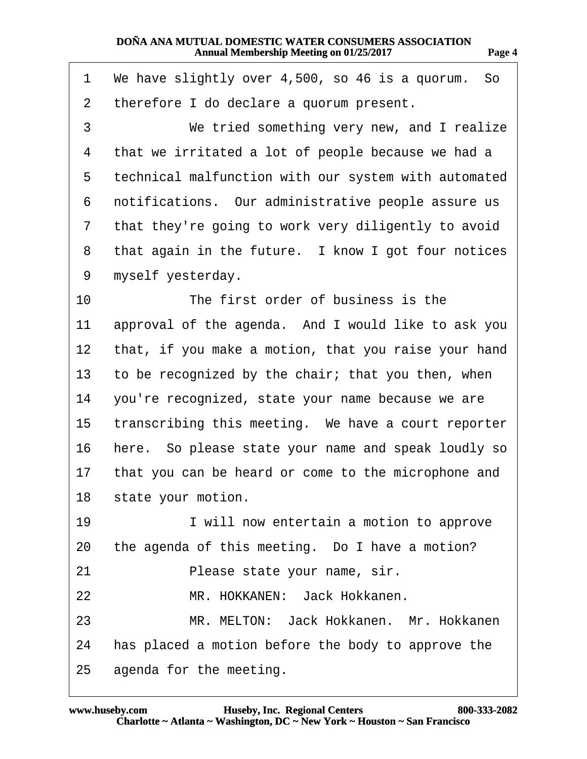1 We have slightly over 4,500, so 46 is a quorum. So
2 therefore I do declare a quorum present.
3 We tried something very new, and I realize
4 that we irritated a lot of people because we had a
5 technical malfunction with our system with automated
6 notifications. Our administrative people assure us
7 that they're going to work very diligently to avoid
8 that again in the future. I know I got four notices
9 myself yesterday.
10 The first order of business is the
11 approval of the agenda. And I would like to ask you
12 that, if you make a motion, that you raise your hand
13 to be recognized by the chair; that you then, when
14 you're recognized, state your name because we are
15 transcribing this meeting. We have a court reporter
16 here. So please state your name and speak loudly so
17 that you can be heard or come to the microphone and
18 state your motion.
19 I will now entertain a motion to approve
20 the agenda of this meeting. Do I have a motion?
21 Please state your name, sir.
22 MR. HOKKANEN: Jack Hokkanen.
23 MR. MELTON: Jack Hokkanen. Mr. Hokkanen
24 has placed a motion before the body to approve the
25 agenda for the meeting.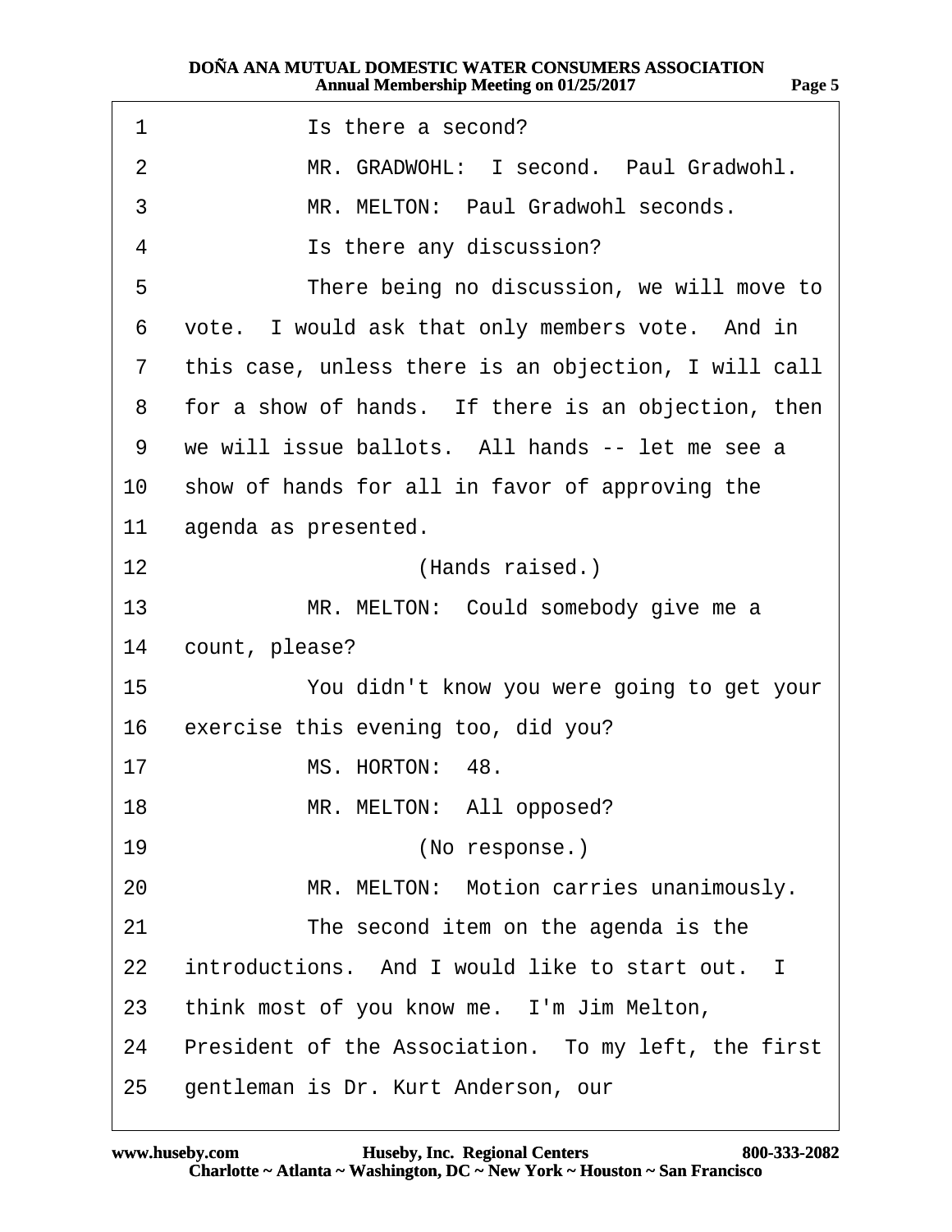1 Is there a second?

2 MR. GRADWOHL: I second. Paul Gradwohl.

3 MR. MELTON: Paul Gradwohl seconds.

4 Is there any discussion?

5 There being no discussion, we will move to

6 vote. I would ask that only members vote. And in

7 this case, unless there is an objection, I will call

8 for a show of hands. If there is an objection, then

9 we will issue ballots. All hands -- let me see a

10 show of hands for all in favor of approving the

11 agenda as presented.

12 (Hands raised.)

13 MR. MELTON: Could somebody give me a

14 count, please?

15 You didn't know you were going to get your

16 exercise this evening too, did you?

17 MS. HORTON: 48.

18 MR. MELTON: All opposed?

19 (No response.)

20 MR. MELTON: Motion carries unanimously.

21 The second item on the agenda is the

22 introductions. And I would like to start out. I

23 think most of you know me. I'm Jim Melton,

24 President of the Association. To my left, the first

25 gentleman is Dr. Kurt Anderson, our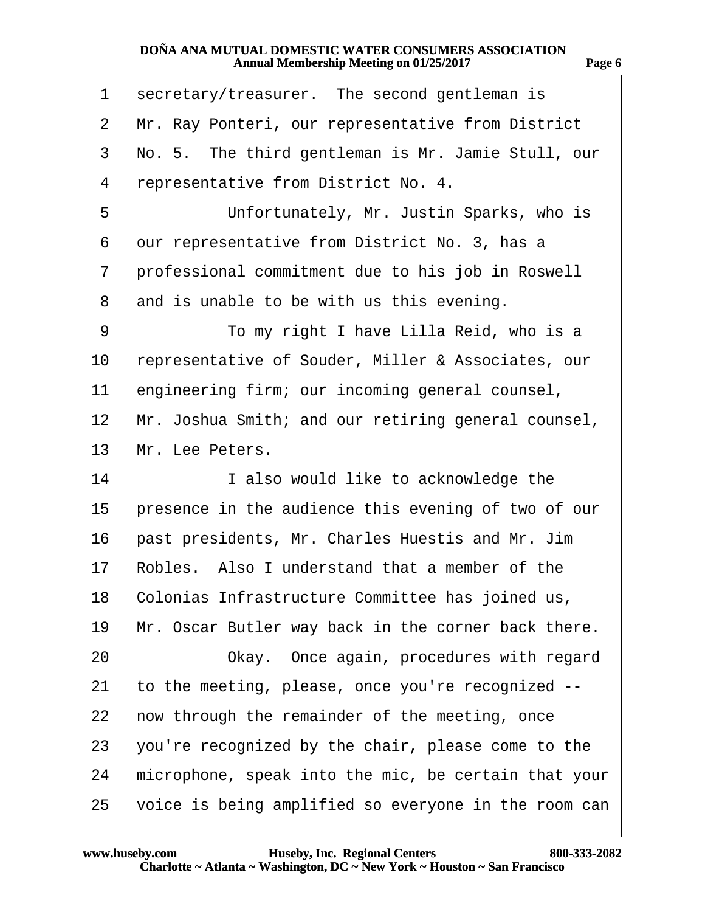1 secretary/treasurer. The second gentleman is
2 Mr. Ray Ponteri, our representative from District
3 No. 5. The third gentleman is Mr. Jamie Stull, our
4 representative from District No. 4.
5 Unfortunately, Mr. Justin Sparks, who is
6 our representative from District No. 3, has a
7 professional commitment due to his job in Roswell
8 and is unable to be with us this evening.
9 To my right I have Lilla Reid, who is a
10 representative of Souder, Miller & Associates, our
11 engineering firm; our incoming general counsel,
12 Mr. Joshua Smith; and our retiring general counsel,
13 Mr. Lee Peters.
14 I also would like to acknowledge the
15 presence in the audience this evening of two of our
16 past presidents, Mr. Charles Huestis and Mr. Jim
17 Robles. Also I understand that a member of the
18 Colonias Infrastructure Committee has joined us,
19 Mr. Oscar Butler way back in the corner back there.
20 Okay. Once again, procedures with regard
21 to the meeting, please, once you're recognized --
22 now through the remainder of the meeting, once
23 you're recognized by the chair, please come to the
24 microphone, speak into the mic, be certain that your
25 voice is being amplified so everyone in the room can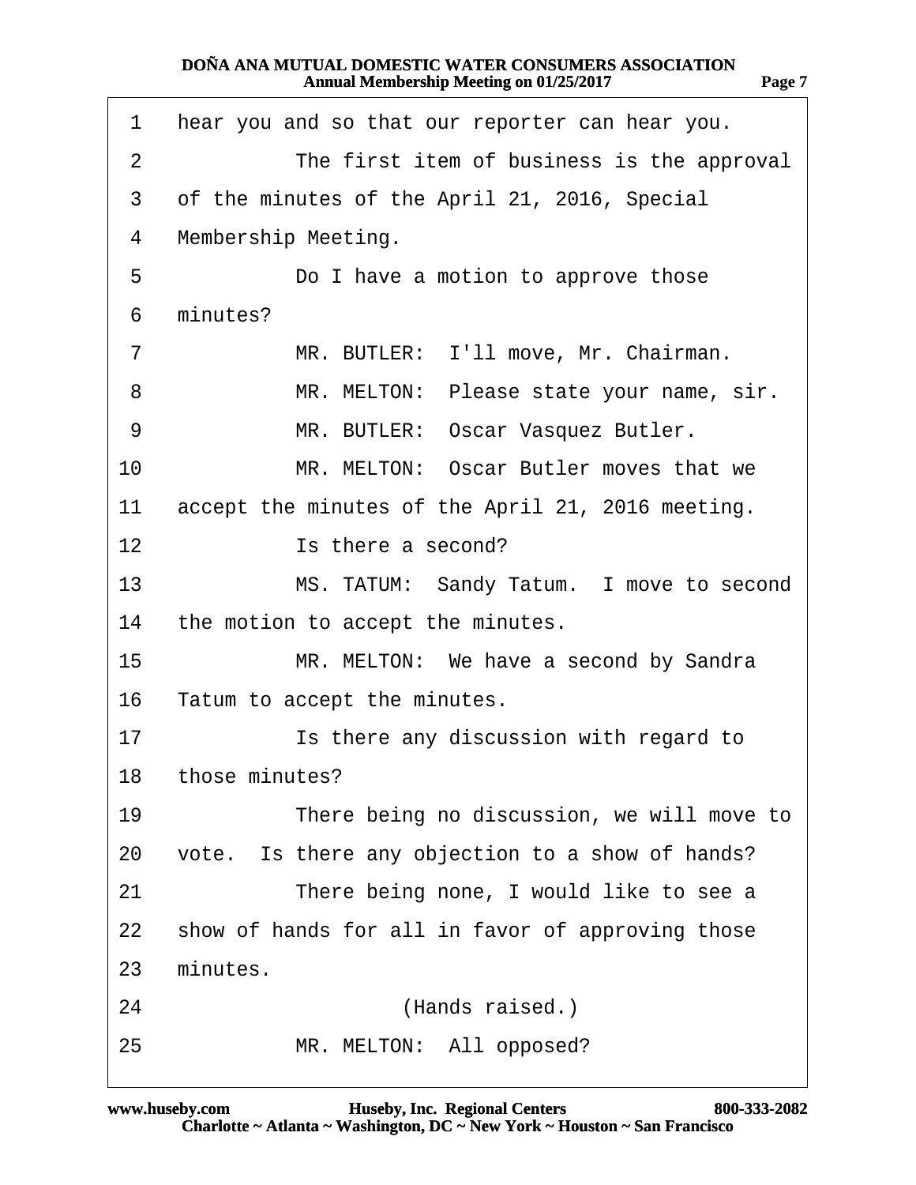1 hear you and so that our reporter can hear you.

2 The first item of business is the approval

3 of the minutes of the April 21, 2016, Special

4 Membership Meeting.

5 Do I have a motion to approve those

6 minutes?

7 MR. BUTLER: I'll move, Mr. Chairman.

8 MR. MELTON: Please state your name, sir.

9 MR. BUTLER: Oscar Vasquez Butler.

10 MR. MELTON: Oscar Butler moves that we

11 accept the minutes of the April 21, 2016 meeting.

12 Is there a second?

13 MS. TATUM: Sandy Tatum. I move to second

14 the motion to accept the minutes.

15 MR. MELTON: We have a second by Sandra

16 Tatum to accept the minutes.

17 Is there any discussion with regard to

18 those minutes?

19 There being no discussion, we will move to

20 vote. Is there any objection to a show of hands?

21 There being none, I would like to see a

22 show of hands for all in favor of approving those

23 minutes.

24 (Hands raised.)

25 MR. MELTON: All opposed?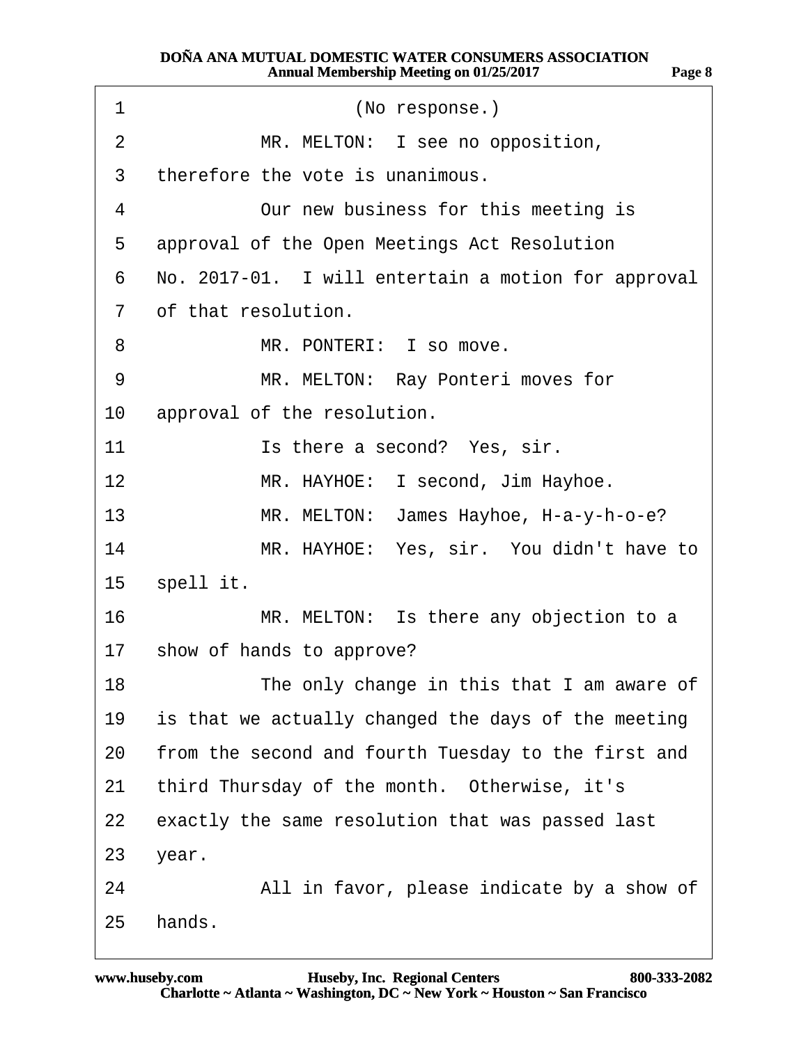(No response.)

MR. MELTON: I see no opposition, therefore the vote is unanimous.

Our new business for this meeting is approval of the Open Meetings Act Resolution No. 2017-01. I will entertain a motion for approval of that resolution.

MR. PONTERI: I so move.

MR. MELTON: Ray Ponteri moves for approval of the resolution.

Is there a second? Yes, sir.

MR. HAYHOE: I second, Jim Hayhoe.

MR. MELTON: James Hayhoe, H-a-y-h-o-e?

MR. HAYHOE: Yes, sir. You didn't have to spell it.

MR. MELTON: Is there any objection to a show of hands to approve?

The only change in this that I am aware of is that we actually changed the days of the meeting from the second and fourth Tuesday to the first and third Thursday of the month. Otherwise, it's exactly the same resolution that was passed last year.

All in favor, please indicate by a show of hands.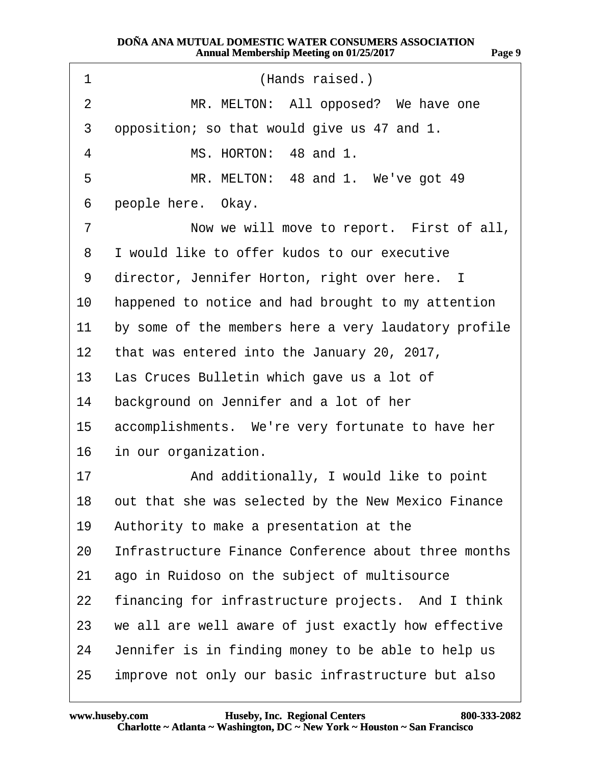1 (Hands raised.)

2 MR. MELTON: All opposed? We have one

3 opposition; so that would give us 47 and 1.

4 MS. HORTON: 48 and 1.

5 MR. MELTON: 48 and 1. We've got 49

6 people here. Okay.

7 Now we will move to report. First of all,

8 I would like to offer kudos to our executive

9 director, Jennifer Horton, right over here. I

10 happened to notice and had brought to my attention

11 by some of the members here a very laudatory profile

12 that was entered into the January 20, 2017,

13 Las Cruces Bulletin which gave us a lot of

14 background on Jennifer and a lot of her

15 accomplishments. We're very fortunate to have her

16 in our organization.

17 And additionally, I would like to point

18 out that she was selected by the New Mexico Finance

19 Authority to make a presentation at the

20 Infrastructure Finance Conference about three months

21 ago in Ruidoso on the subject of multisource

22 financing for infrastructure projects. And I think

23 we all are well aware of just exactly how effective

24 Jennifer is in finding money to be able to help us

25 improve not only our basic infrastructure but also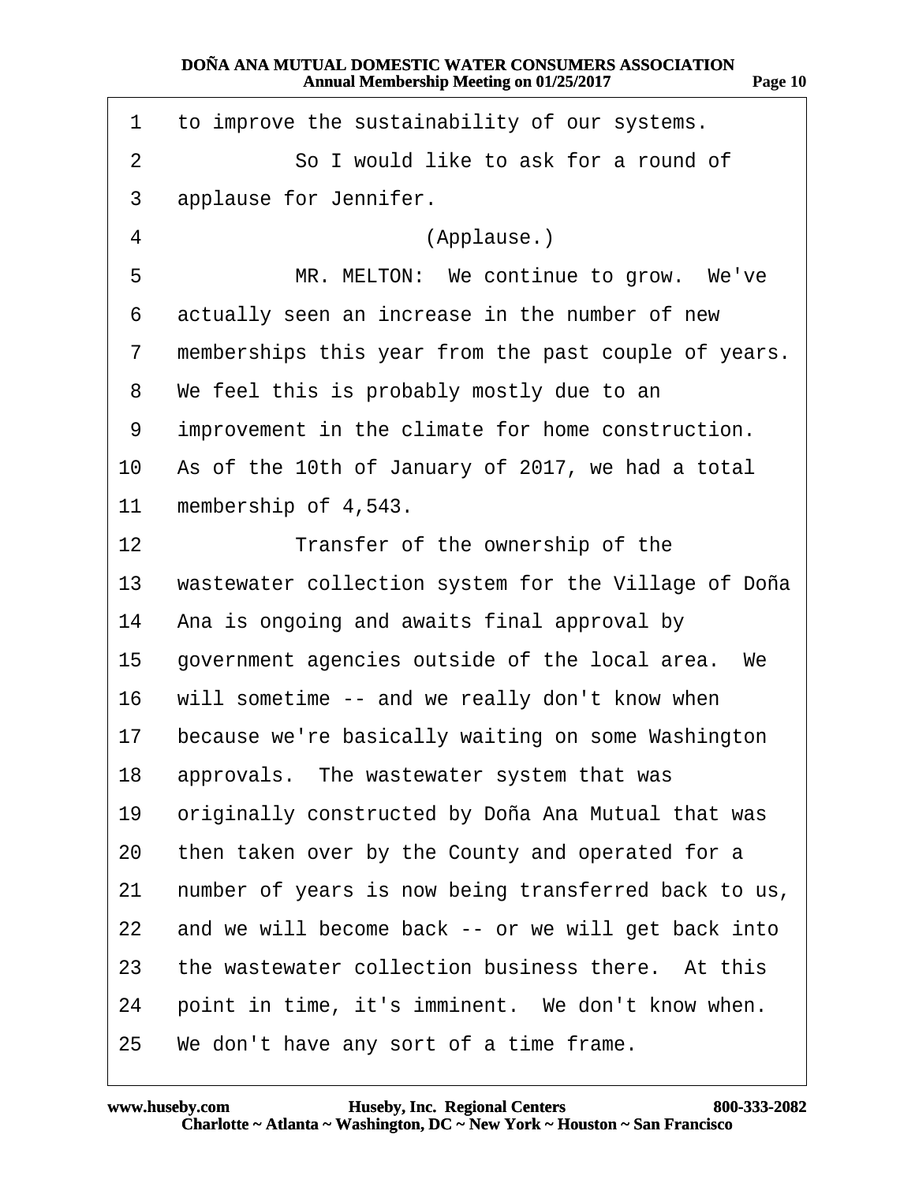1 to improve the sustainability of our systems.

2 So I would like to ask for a round of

3 applause for Jennifer.

4 (Applause.)

5 MR. MELTON: We continue to grow. We've

6 actually seen an increase in the number of new

7 memberships this year from the past couple of years.

8 We feel this is probably mostly due to an

9 improvement in the climate for home construction.

10 As of the 10th of January of 2017, we had a total

11 membership of 4,543.

12 Transfer of the ownership of the

13 wastewater collection system for the Village of Doña

14 Ana is ongoing and awaits final approval by

15 government agencies outside of the local area. We

16 will sometime -- and we really don't know when

17 because we're basically waiting on some Washington

18 approvals. The wastewater system that was

19 originally constructed by Doña Ana Mutual that was

20 then taken over by the County and operated for a

21 number of years is now being transferred back to us,

22 and we will become back -- or we will get back into

23 the wastewater collection business there. At this

24 point in time, it's imminent. We don't know when.

25 We don't have any sort of a time frame.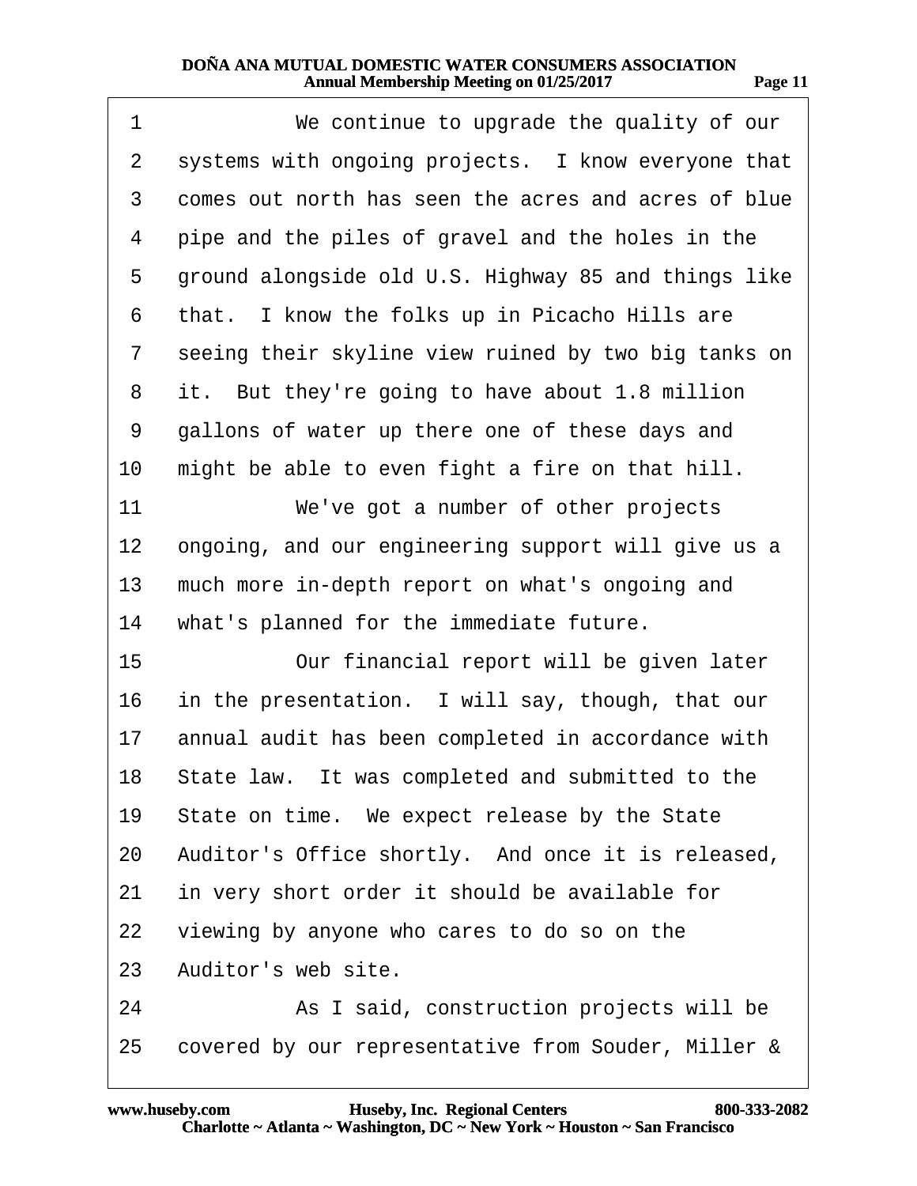1 We continue to upgrade the quality of our
2 systems with ongoing projects. I know everyone that
3 comes out north has seen the acres and acres of blue
4 pipe and the piles of gravel and the holes in the
5 ground alongside old U.S. Highway 85 and things like
6 that. I know the folks up in Picacho Hills are
7 seeing their skyline view ruined by two big tanks on
8 it. But they're going to have about 1.8 million
9 gallons of water up there one of these days and
10 might be able to even fight a fire on that hill.
11 We've got a number of other projects
12 ongoing, and our engineering support will give us a
13 much more in-depth report on what's ongoing and
14 what's planned for the immediate future.
15 Our financial report will be given later
16 in the presentation. I will say, though, that our
17 annual audit has been completed in accordance with
18 State law. It was completed and submitted to the
19 State on time. We expect release by the State
20 Auditor's Office shortly. And once it is released,
21 in very short order it should be available for
22 viewing by anyone who cares to do so on the
23 Auditor's web site.
24 As I said, construction projects will be
25 covered by our representative from Souder, Miller &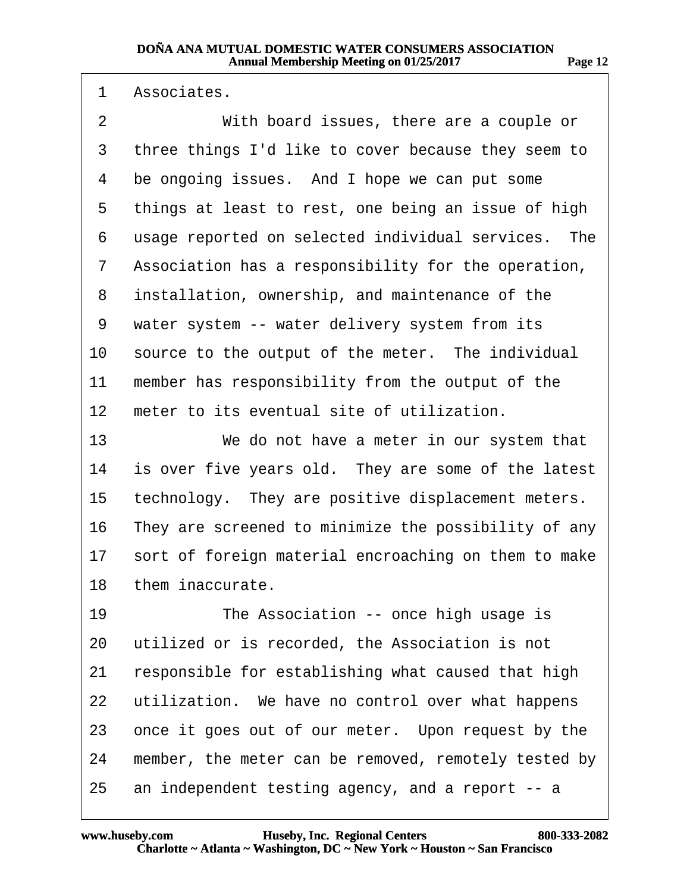1 Associates.

2 With board issues, there are a couple or

3 three things I'd like to cover because they seem to

4 be ongoing issues. And I hope we can put some

5 things at least to rest, one being an issue of high

6 usage reported on selected individual services. The

7 Association has a responsibility for the operation,

8 installation, ownership, and maintenance of the

9 water system -- water delivery system from its

10 source to the output of the meter. The individual

11 member has responsibility from the output of the

12 meter to its eventual site of utilization.

13 We do not have a meter in our system that

14 is over five years old. They are some of the latest

15 technology. They are positive displacement meters.

16 They are screened to minimize the possibility of any

17 sort of foreign material encroaching on them to make

18 them inaccurate.

19 The Association -- once high usage is

20 utilized or is recorded, the Association is not

21 responsible for establishing what caused that high

22 utilization. We have no control over what happens

23 once it goes out of our meter. Upon request by the

24 member, the meter can be removed, remotely tested by

25 an independent testing agency, and a report -- a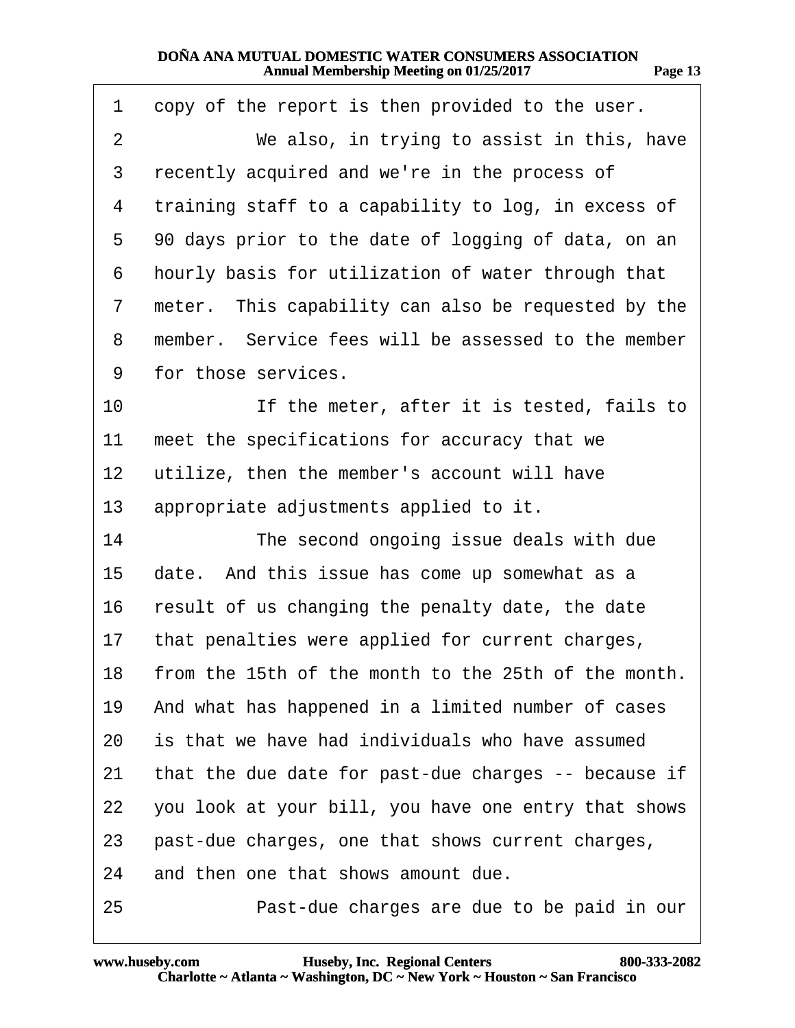copy of the report is then provided to the user.

We also, in trying to assist in this, have recently acquired and we're in the process of training staff to a capability to log, in excess of 90 days prior to the date of logging of data, on an hourly basis for utilization of water through that meter. This capability can also be requested by the member. Service fees will be assessed to the member for those services.

If the meter, after it is tested, fails to meet the specifications for accuracy that we utilize, then the member's account will have appropriate adjustments applied to it.

The second ongoing issue deals with due date. And this issue has come up somewhat as a result of us changing the penalty date, the date that penalties were applied for current charges, from the 15th of the month to the 25th of the month. And what has happened in a limited number of cases is that we have had individuals who have assumed that the due date for past-due charges -- because if you look at your bill, you have one entry that shows past-due charges, one that shows current charges, and then one that shows amount due.

Past-due charges are due to be paid in our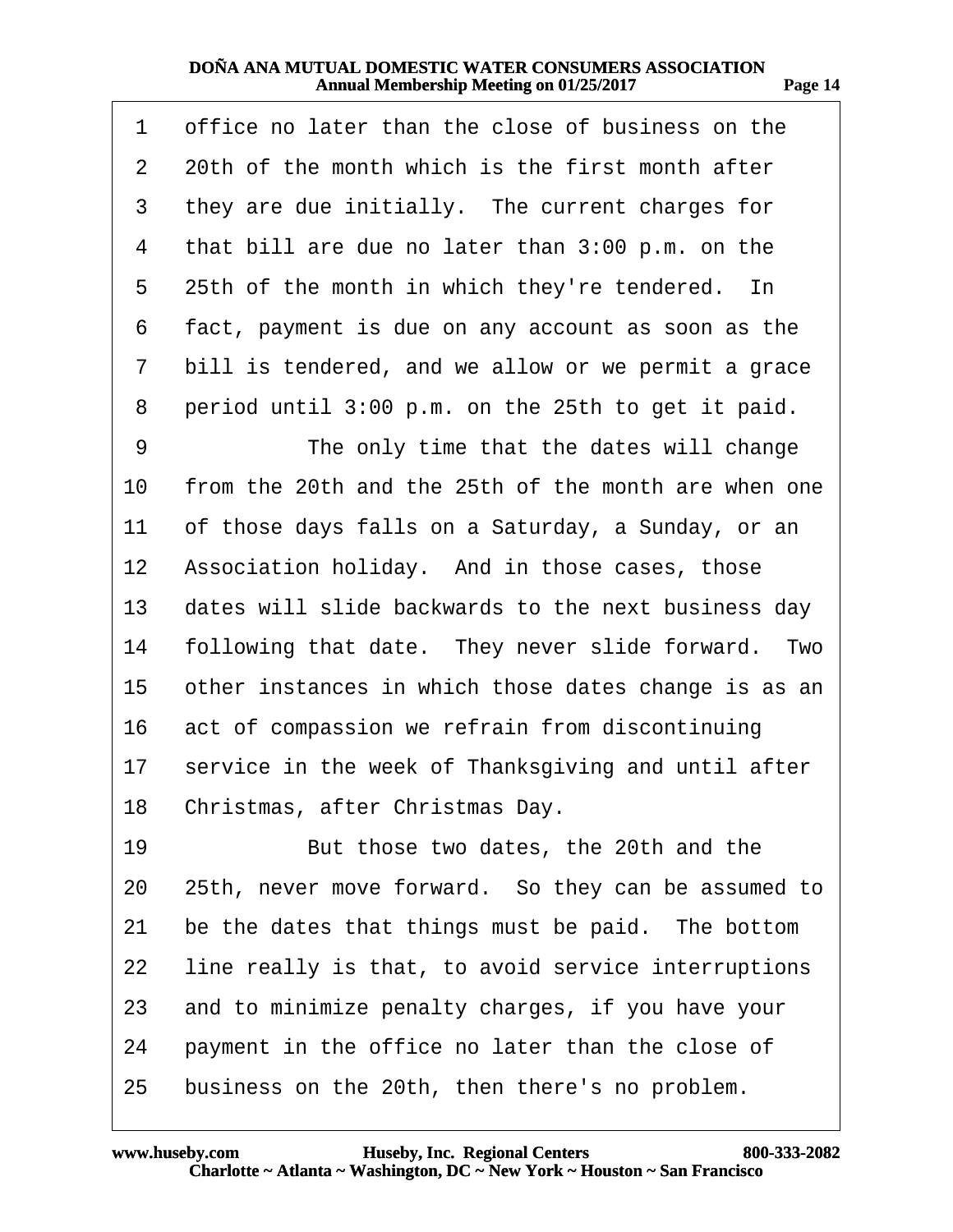1 office no later than the close of business on the
2 20th of the month which is the first month after
3 they are due initially. The current charges for
4 that bill are due no later than 3:00 p.m. on the
5 25th of the month in which they're tendered. In
6 fact, payment is due on any account as soon as the
7 bill is tendered, and we allow or we permit a grace
8 period until 3:00 p.m. on the 25th to get it paid.
9 The only time that the dates will change
10 from the 20th and the 25th of the month are when one
11 of those days falls on a Saturday, a Sunday, or an
12 Association holiday. And in those cases, those
13 dates will slide backwards to the next business day
14 following that date. They never slide forward. Two
15 other instances in which those dates change is as an
16 act of compassion we refrain from discontinuing
17 service in the week of Thanksgiving and until after
18 Christmas, after Christmas Day.
19 But those two dates, the 20th and the
20 25th, never move forward. So they can be assumed to
21 be the dates that things must be paid. The bottom
22 line really is that, to avoid service interruptions
23 and to minimize penalty charges, if you have your
24 payment in the office no later than the close of
25 business on the 20th, then there's no problem.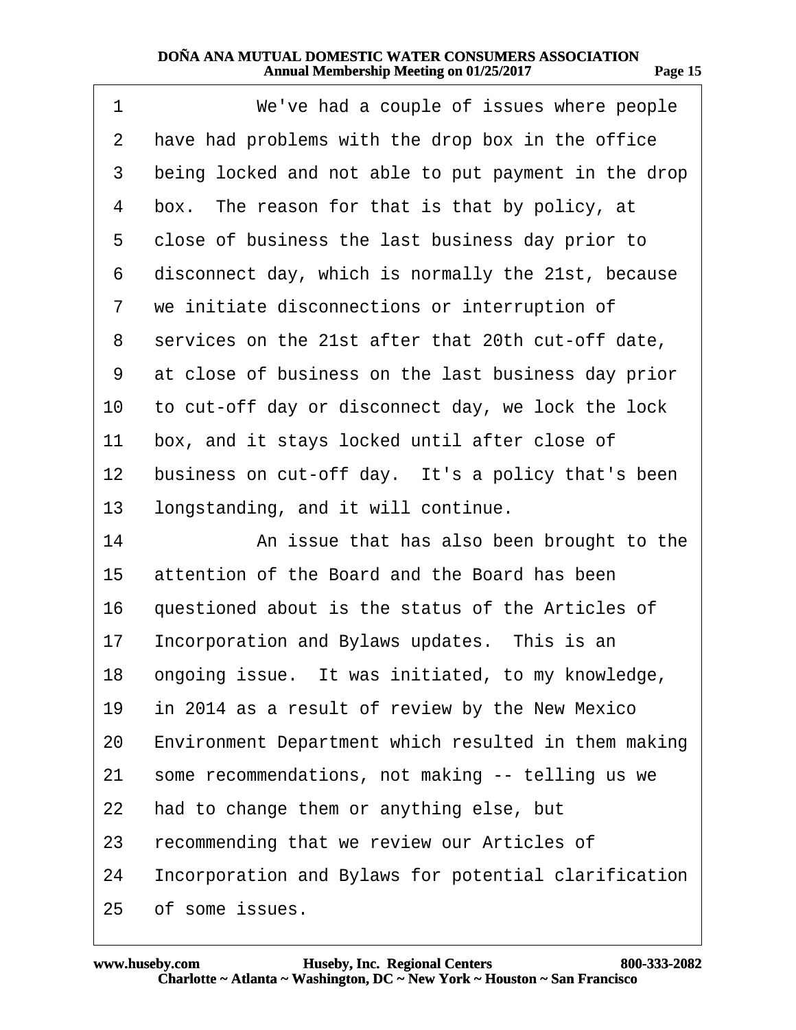We've had a couple of issues where people have had problems with the drop box in the office being locked and not able to put payment in the drop box. The reason for that is that by policy, at close of business the last business day prior to disconnect day, which is normally the 21st, because we initiate disconnections or interruption of services on the 21st after that 20th cut-off date, at close of business on the last business day prior to cut-off day or disconnect day, we lock the lock box, and it stays locked until after close of business on cut-off day. It's a policy that's been longstanding, and it will continue.

An issue that has also been brought to the attention of the Board and the Board has been questioned about is the status of the Articles of Incorporation and Bylaws updates. This is an ongoing issue. It was initiated, to my knowledge, in 2014 as a result of review by the New Mexico Environment Department which resulted in them making some recommendations, not making -- telling us we had to change them or anything else, but recommending that we review our Articles of Incorporation and Bylaws for potential clarification of some issues.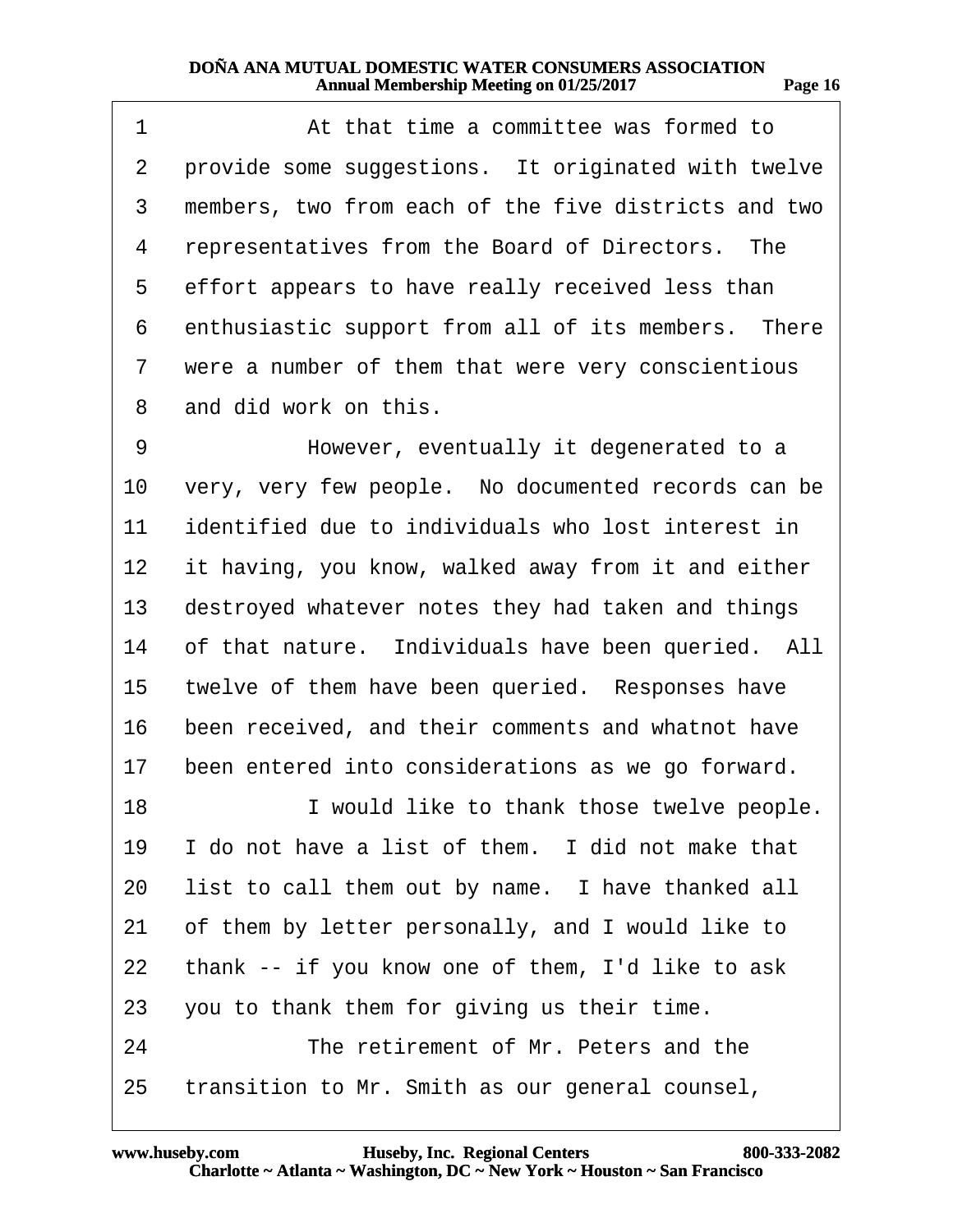1 At that time a committee was formed to
2 provide some suggestions. It originated with twelve
3 members, two from each of the five districts and two
4 representatives from the Board of Directors. The
5 effort appears to have really received less than
6 enthusiastic support from all of its members. There
7 were a number of them that were very conscientious
8 and did work on this.
9 However, eventually it degenerated to a
10 very, very few people. No documented records can be
11 identified due to individuals who lost interest in
12 it having, you know, walked away from it and either
13 destroyed whatever notes they had taken and things
14 of that nature. Individuals have been queried. All
15 twelve of them have been queried. Responses have
16 been received, and their comments and whatnot have
17 been entered into considerations as we go forward.
18 I would like to thank those twelve people.
19 I do not have a list of them. I did not make that
20 list to call them out by name. I have thanked all
21 of them by letter personally, and I would like to
22 thank -- if you know one of them, I'd like to ask
23 you to thank them for giving us their time.
24 The retirement of Mr. Peters and the
25 transition to Mr. Smith as our general counsel,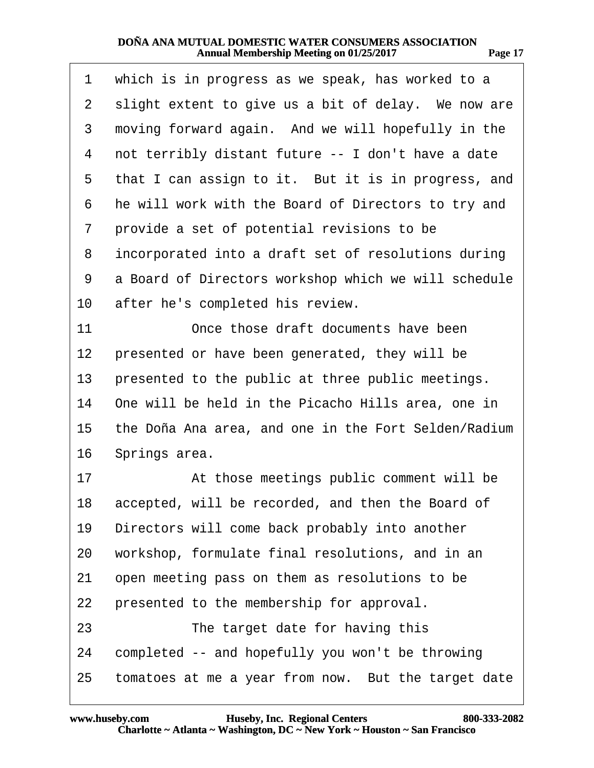which is in progress as we speak, has worked to a slight extent to give us a bit of delay. We now are moving forward again. And we will hopefully in the not terribly distant future -- I don't have a date that I can assign to it. But it is in progress, and he will work with the Board of Directors to try and provide a set of potential revisions to be incorporated into a draft set of resolutions during a Board of Directors workshop which we will schedule after he's completed his review.

Once those draft documents have been presented or have been generated, they will be presented to the public at three public meetings. One will be held in the Picacho Hills area, one in the Doña Ana area, and one in the Fort Selden/Radium Springs area.

At those meetings public comment will be accepted, will be recorded, and then the Board of Directors will come back probably into another workshop, formulate final resolutions, and in an open meeting pass on them as resolutions to be presented to the membership for approval.

The target date for having this completed -- and hopefully you won't be throwing tomatoes at me a year from now. But the target date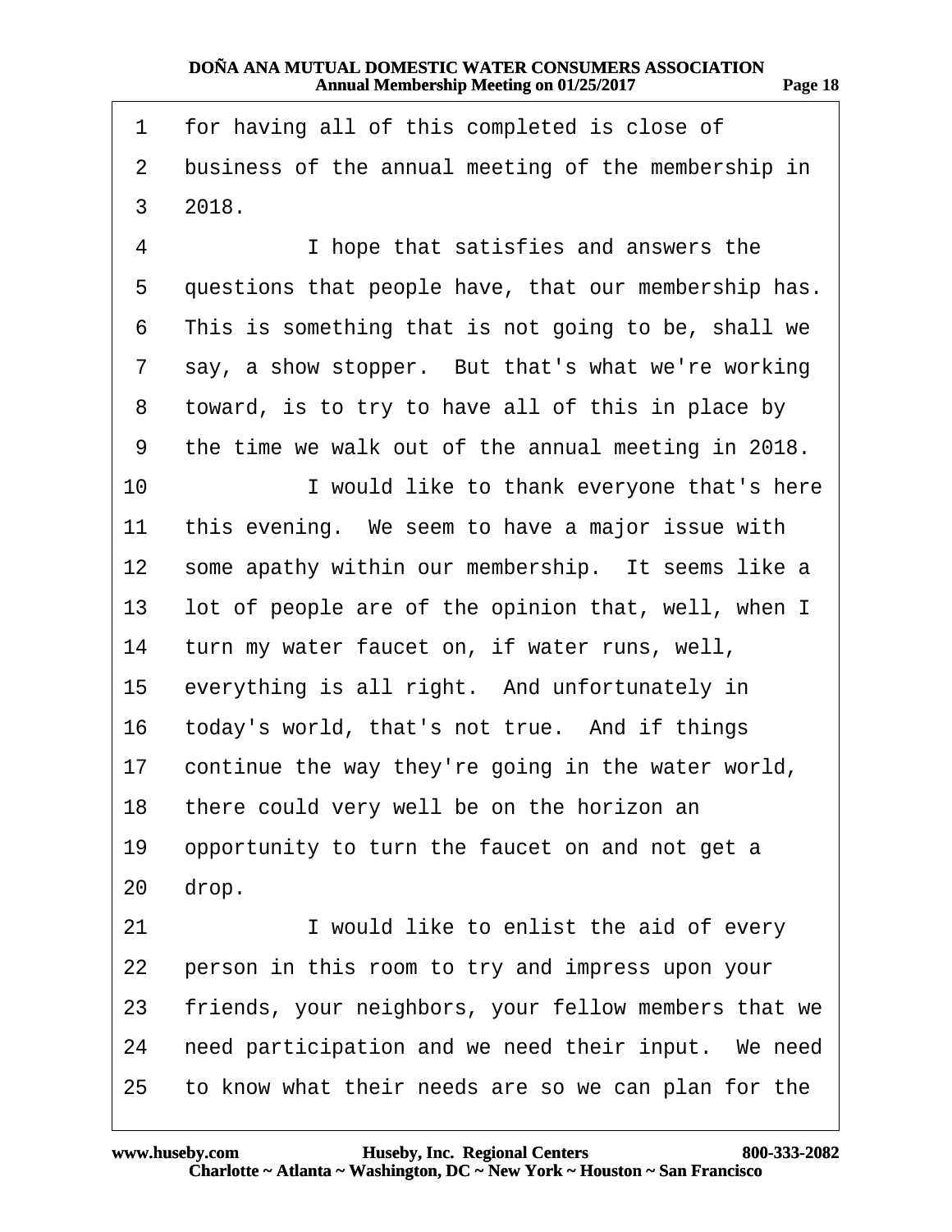1 for having all of this completed is close of
2 business of the annual meeting of the membership in
3 2018.
4 I hope that satisfies and answers the
5 questions that people have, that our membership has.
6 This is something that is not going to be, shall we
7 say, a show stopper. But that's what we're working
8 toward, is to try to have all of this in place by
9 the time we walk out of the annual meeting in 2018.
10 I would like to thank everyone that's here
11 this evening. We seem to have a major issue with
12 some apathy within our membership. It seems like a
13 lot of people are of the opinion that, well, when I
14 turn my water faucet on, if water runs, well,
15 everything is all right. And unfortunately in
16 today's world, that's not true. And if things
17 continue the way they're going in the water world,
18 there could very well be on the horizon an
19 opportunity to turn the faucet on and not get a
20 drop.
21 I would like to enlist the aid of every
22 person in this room to try and impress upon your
23 friends, your neighbors, your fellow members that we
24 need participation and we need their input. We need
25 to know what their needs are so we can plan for the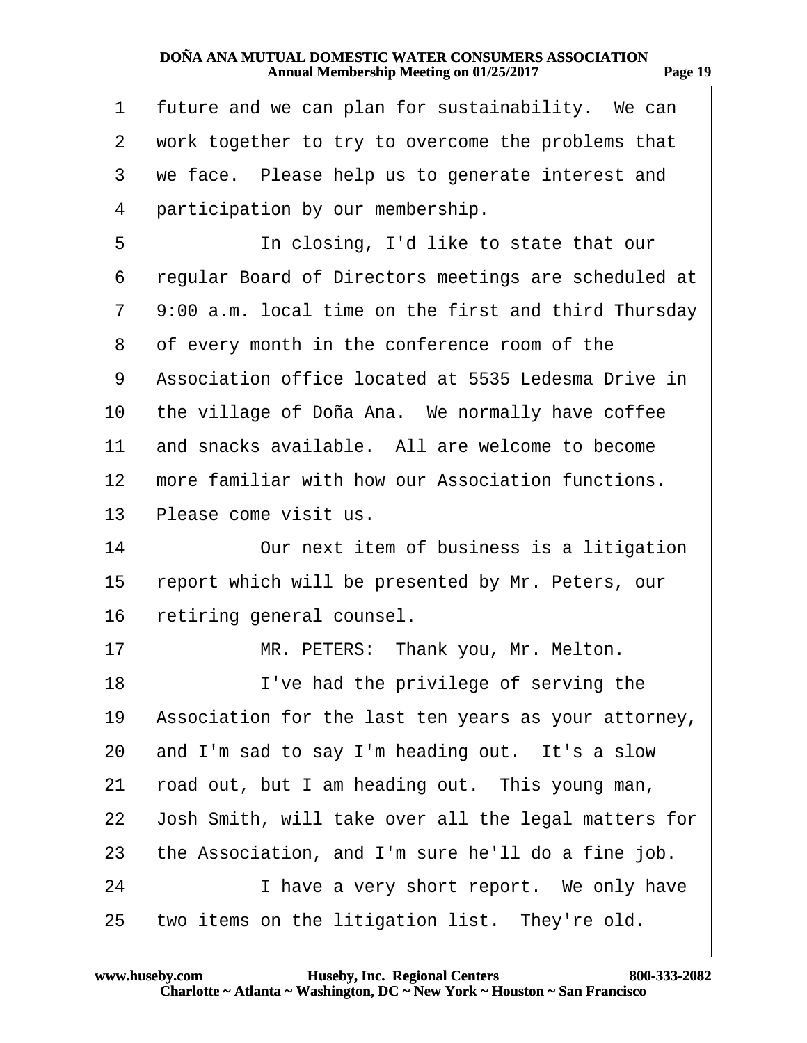future and we can plan for sustainability. We can work together to try to overcome the problems that we face. Please help us to generate interest and participation by our membership.

In closing, I'd like to state that our regular Board of Directors meetings are scheduled at 9:00 a.m. local time on the first and third Thursday of every month in the conference room of the Association office located at 5535 Ledesma Drive in the village of Doña Ana. We normally have coffee and snacks available. All are welcome to become more familiar with how our Association functions. Please come visit us.

Our next item of business is a litigation report which will be presented by Mr. Peters, our retiring general counsel.

MR. PETERS: Thank you, Mr. Melton.

I've had the privilege of serving the Association for the last ten years as your attorney, and I'm sad to say I'm heading out. It's a slow road out, but I am heading out. This young man, Josh Smith, will take over all the legal matters for the Association, and I'm sure he'll do a fine job.

I have a very short report. We only have two items on the litigation list. They're old.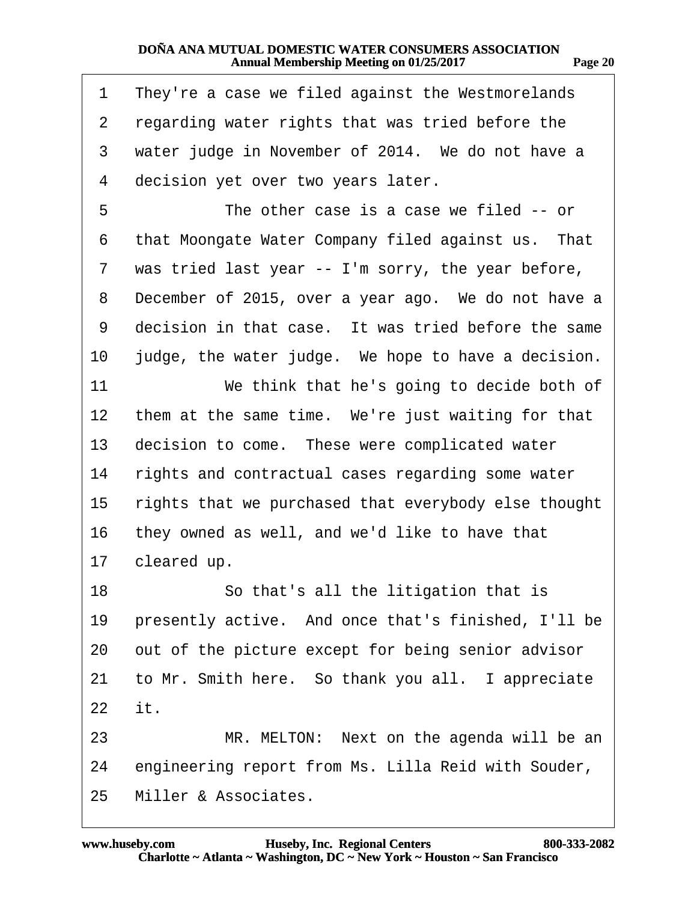1 They're a case we filed against the Westmorelands
2 regarding water rights that was tried before the
3 water judge in November of 2014. We do not have a
4 decision yet over two years later.
5 The other case is a case we filed -- or
6 that Moongate Water Company filed against us. That
7 was tried last year -- I'm sorry, the year before,
8 December of 2015, over a year ago. We do not have a
9 decision in that case. It was tried before the same
10 judge, the water judge. We hope to have a decision.
11 We think that he's going to decide both of
12 them at the same time. We're just waiting for that
13 decision to come. These were complicated water
14 rights and contractual cases regarding some water
15 rights that we purchased that everybody else thought
16 they owned as well, and we'd like to have that
17 cleared up.
18 So that's all the litigation that is
19 presently active. And once that's finished, I'll be
20 out of the picture except for being senior advisor
21 to Mr. Smith here. So thank you all. I appreciate
22 it.
23 MR. MELTON: Next on the agenda will be an
24 engineering report from Ms. Lilla Reid with Souder,
25 Miller & Associates.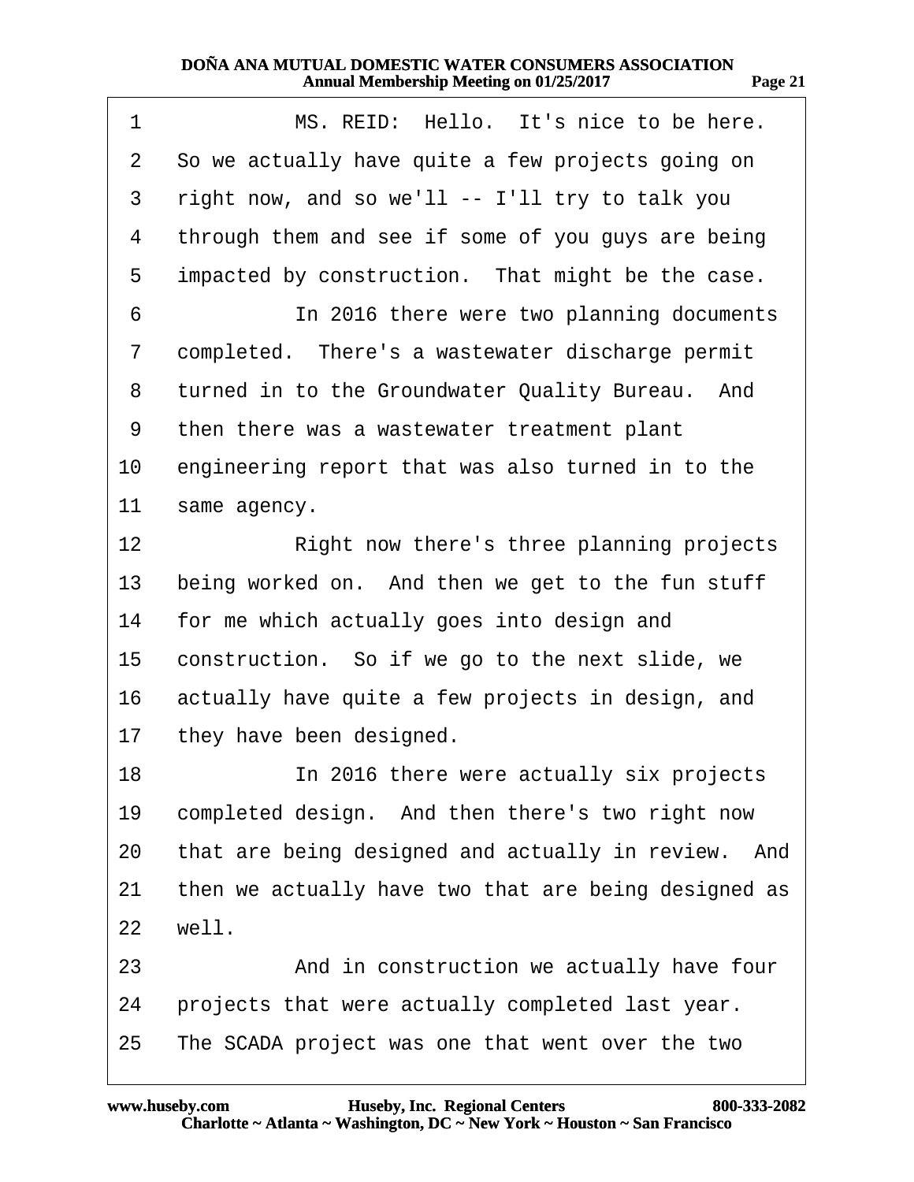MS. REID: Hello. It's nice to be here. So we actually have quite a few projects going on right now, and so we'll -- I'll try to talk you through them and see if some of you guys are being impacted by construction. That might be the case.

In 2016 there were two planning documents completed. There's a wastewater discharge permit turned in to the Groundwater Quality Bureau. And then there was a wastewater treatment plant engineering report that was also turned in to the same agency.

Right now there's three planning projects being worked on. And then we get to the fun stuff for me which actually goes into design and construction. So if we go to the next slide, we actually have quite a few projects in design, and they have been designed.

In 2016 there were actually six projects completed design. And then there's two right now that are being designed and actually in review. And then we actually have two that are being designed as well.

And in construction we actually have four projects that were actually completed last year. The SCADA project was one that went over the two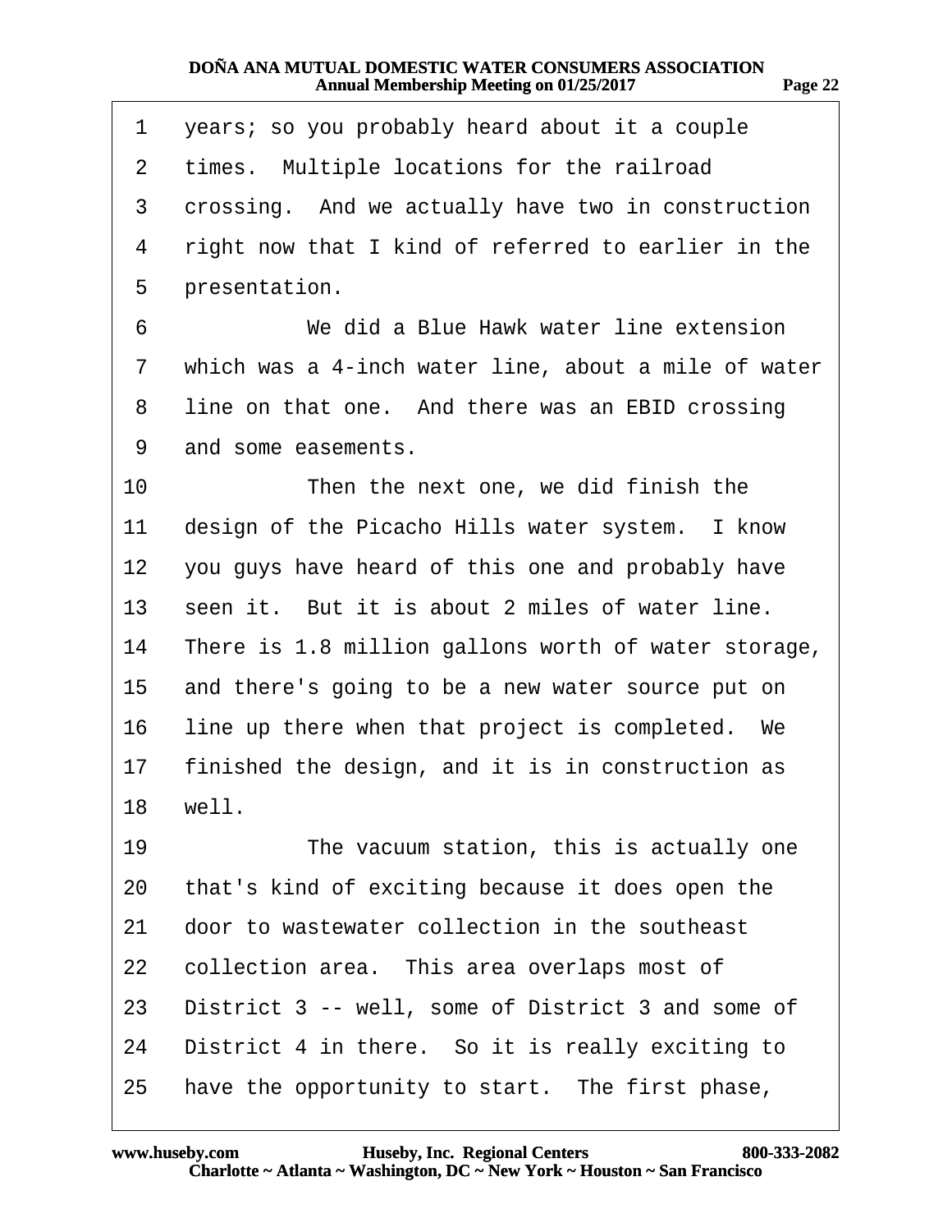1 years; so you probably heard about it a couple
2 times. Multiple locations for the railroad
3 crossing. And we actually have two in construction
4 right now that I kind of referred to earlier in the
5 presentation.
6 We did a Blue Hawk water line extension
7 which was a 4-inch water line, about a mile of water
8 line on that one. And there was an EBID crossing
9 and some easements.
10 Then the next one, we did finish the
11 design of the Picacho Hills water system. I know
12 you guys have heard of this one and probably have
13 seen it. But it is about 2 miles of water line.
14 There is 1.8 million gallons worth of water storage,
15 and there's going to be a new water source put on
16 line up there when that project is completed. We
17 finished the design, and it is in construction as
18 well.
19 The vacuum station, this is actually one
20 that's kind of exciting because it does open the
21 door to wastewater collection in the southeast
22 collection area. This area overlaps most of
23 District 3 -- well, some of District 3 and some of
24 District 4 in there. So it is really exciting to
25 have the opportunity to start. The first phase,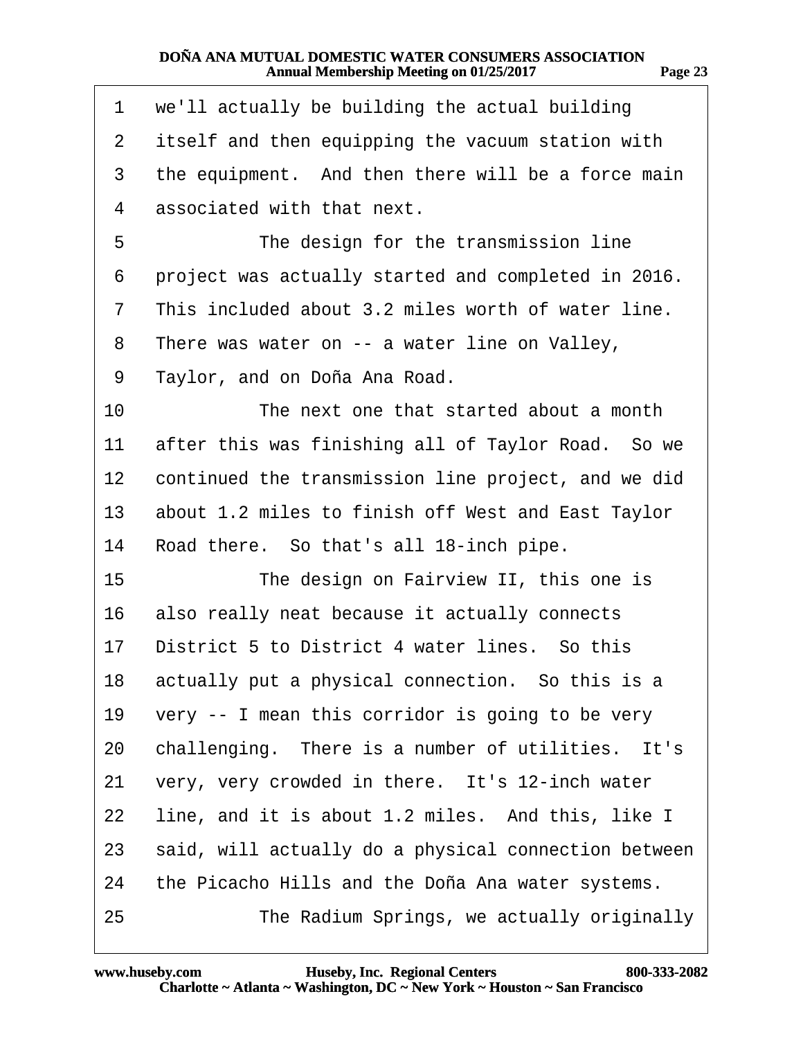1 we'll actually be building the actual building
2 itself and then equipping the vacuum station with
3 the equipment. And then there will be a force main
4 associated with that next.
5 The design for the transmission line
6 project was actually started and completed in 2016.
7 This included about 3.2 miles worth of water line.
8 There was water on -- a water line on Valley,
9 Taylor, and on Doña Ana Road.
10 The next one that started about a month
11 after this was finishing all of Taylor Road. So we
12 continued the transmission line project, and we did
13 about 1.2 miles to finish off West and East Taylor
14 Road there. So that's all 18-inch pipe.
15 The design on Fairview II, this one is
16 also really neat because it actually connects
17 District 5 to District 4 water lines. So this
18 actually put a physical connection. So this is a
19 very -- I mean this corridor is going to be very
20 challenging. There is a number of utilities. It's
21 very, very crowded in there. It's 12-inch water
22 line, and it is about 1.2 miles. And this, like I
23 said, will actually do a physical connection between
24 the Picacho Hills and the Doña Ana water systems.
25 The Radium Springs, we actually originally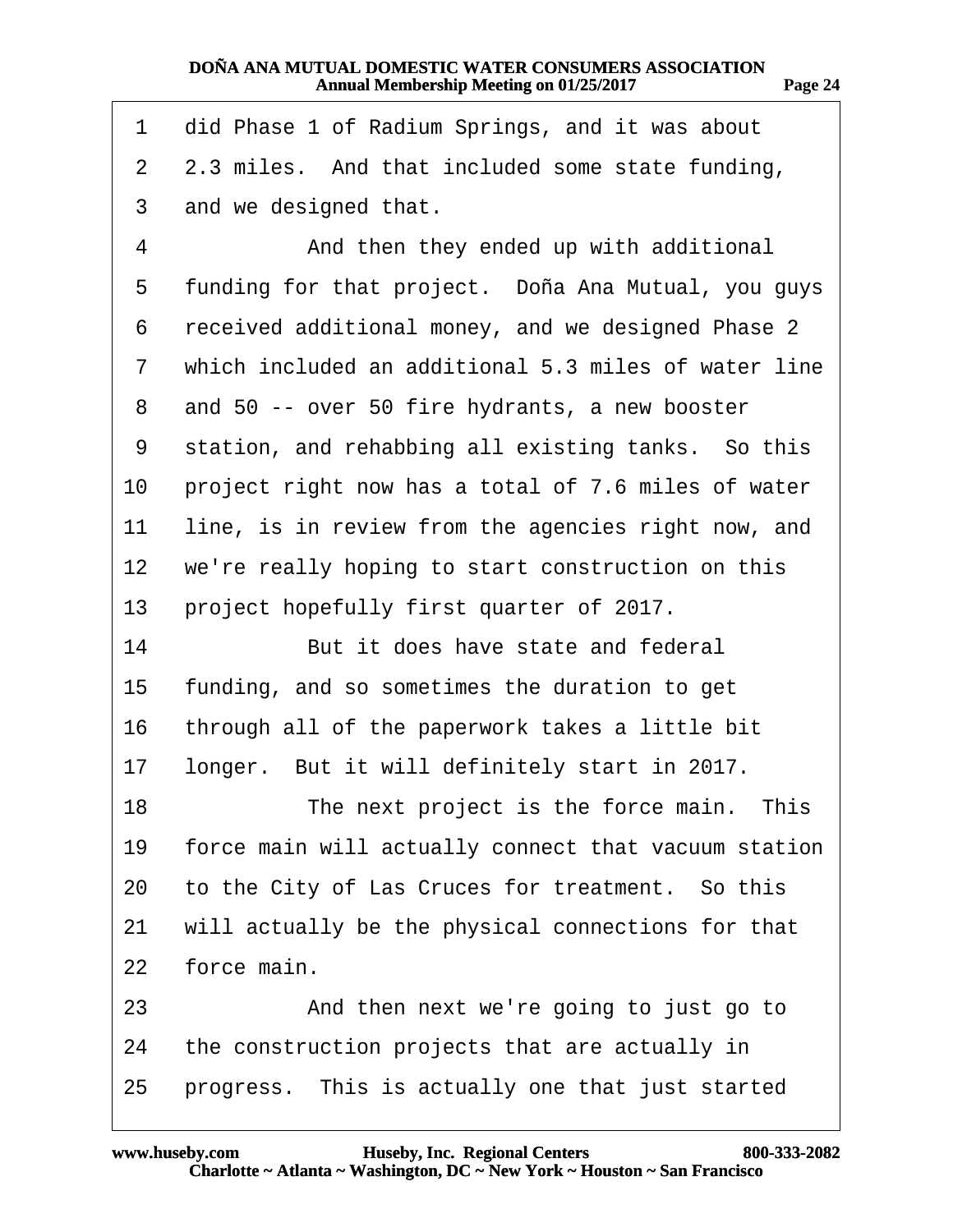1 did Phase 1 of Radium Springs, and it was about
2 2.3 miles. And that included some state funding,
3 and we designed that.
4 And then they ended up with additional
5 funding for that project. Doña Ana Mutual, you guys
6 received additional money, and we designed Phase 2
7 which included an additional 5.3 miles of water line
8 and 50 -- over 50 fire hydrants, a new booster
9 station, and rehabbing all existing tanks. So this
10 project right now has a total of 7.6 miles of water
11 line, is in review from the agencies right now, and
12 we're really hoping to start construction on this
13 project hopefully first quarter of 2017.
14 But it does have state and federal
15 funding, and so sometimes the duration to get
16 through all of the paperwork takes a little bit
17 longer. But it will definitely start in 2017.
18 The next project is the force main. This
19 force main will actually connect that vacuum station
20 to the City of Las Cruces for treatment. So this
21 will actually be the physical connections for that
22 force main.
23 And then next we're going to just go to
24 the construction projects that are actually in
25 progress. This is actually one that just started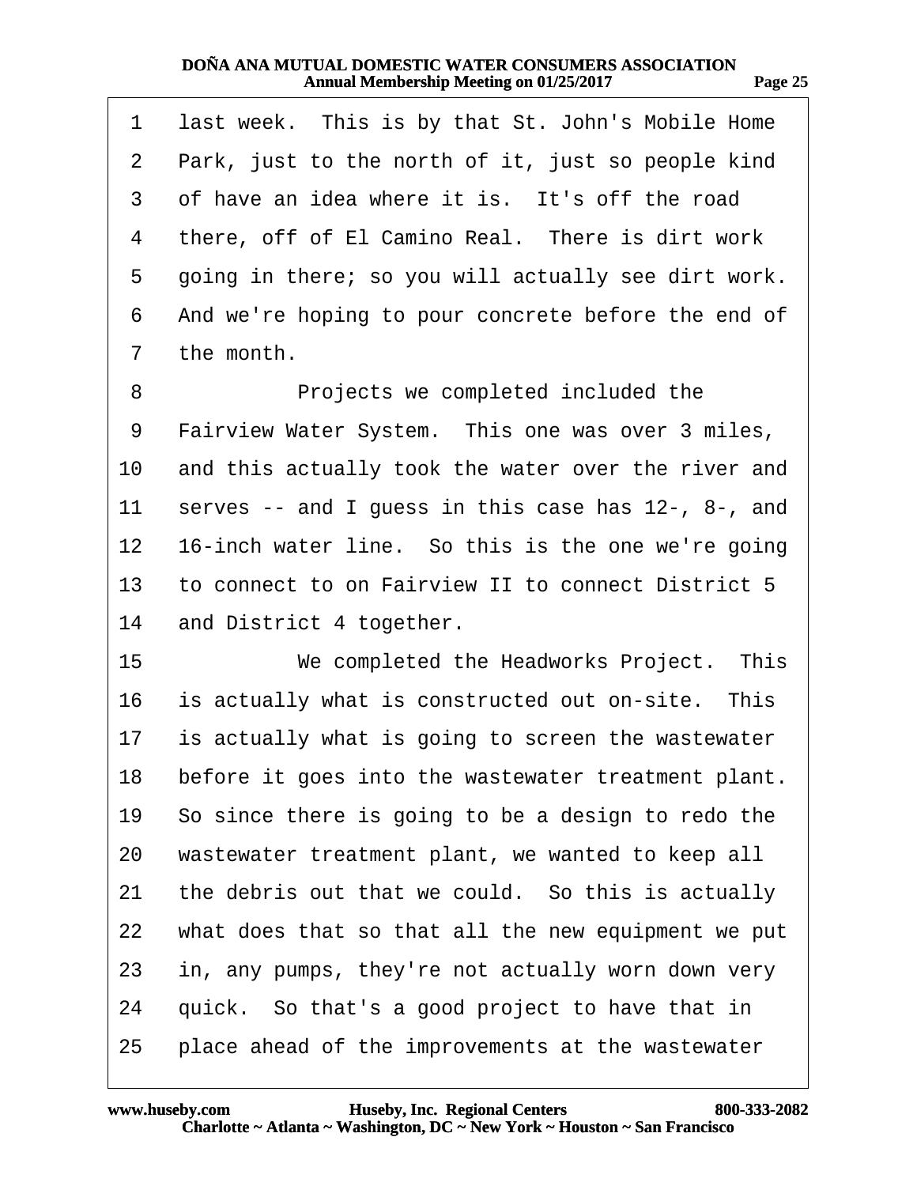last week. This is by that St. John's Mobile Home Park, just to the north of it, just so people kind of have an idea where it is. It's off the road there, off of El Camino Real. There is dirt work going in there; so you will actually see dirt work. And we're hoping to pour concrete before the end of the month.

Projects we completed included the Fairview Water System. This one was over 3 miles, and this actually took the water over the river and serves -- and I guess in this case has 12-, 8-, and 16-inch water line. So this is the one we're going to connect to on Fairview II to connect District 5 and District 4 together.

We completed the Headworks Project. This is actually what is constructed out on-site. This is actually what is going to screen the wastewater before it goes into the wastewater treatment plant. So since there is going to be a design to redo the wastewater treatment plant, we wanted to keep all the debris out that we could. So this is actually what does that so that all the new equipment we put in, any pumps, they're not actually worn down very quick. So that's a good project to have that in place ahead of the improvements at the wastewater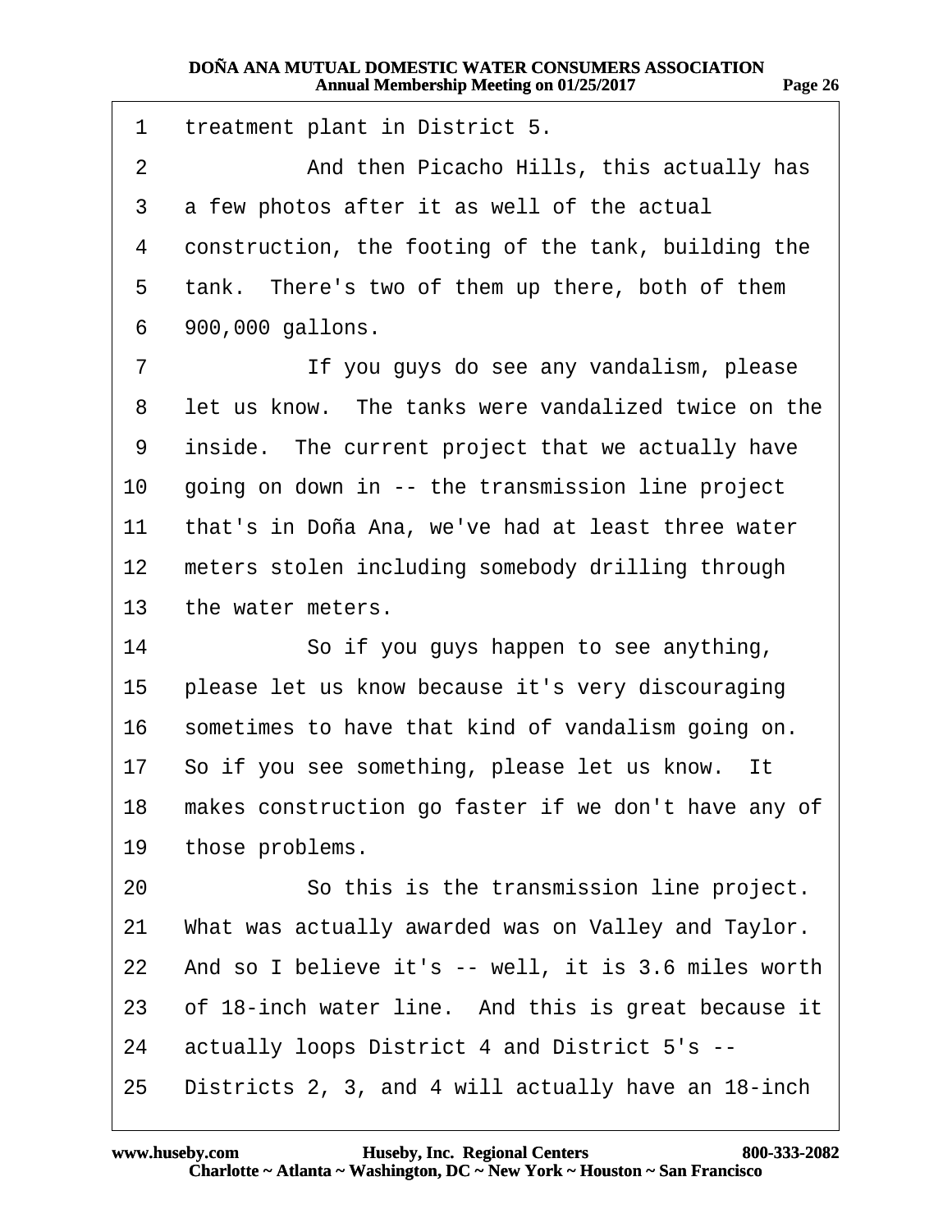1 treatment plant in District 5.

2 And then Picacho Hills, this actually has

3 a few photos after it as well of the actual

4 construction, the footing of the tank, building the

5 tank. There's two of them up there, both of them

6 900,000 gallons.

7 If you guys do see any vandalism, please

8 let us know. The tanks were vandalized twice on the

9 inside. The current project that we actually have

10 going on down in -- the transmission line project

11 that's in Doña Ana, we've had at least three water

12 meters stolen including somebody drilling through

13 the water meters.

14 So if you guys happen to see anything,

15 please let us know because it's very discouraging

16 sometimes to have that kind of vandalism going on.

17 So if you see something, please let us know. It

18 makes construction go faster if we don't have any of

19 those problems.

20 So this is the transmission line project.

21 What was actually awarded was on Valley and Taylor.

22 And so I believe it's -- well, it is 3.6 miles worth

23 of 18-inch water line. And this is great because it

24 actually loops District 4 and District 5's --

25 Districts 2, 3, and 4 will actually have an 18-inch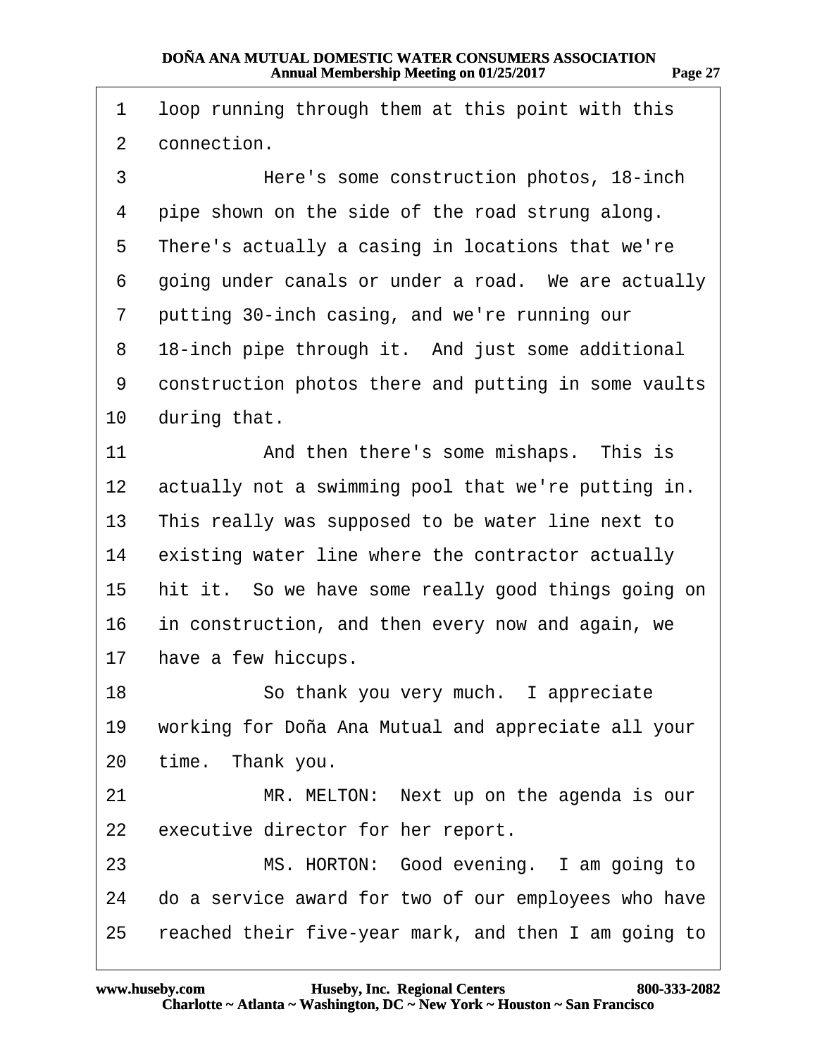1 loop running through them at this point with this
2 connection.
3 Here's some construction photos, 18-inch
4 pipe shown on the side of the road strung along.
5 There's actually a casing in locations that we're
6 going under canals or under a road. We are actually
7 putting 30-inch casing, and we're running our
8 18-inch pipe through it. And just some additional
9 construction photos there and putting in some vaults
10 during that.
11 And then there's some mishaps. This is
12 actually not a swimming pool that we're putting in.
13 This really was supposed to be water line next to
14 existing water line where the contractor actually
15 hit it. So we have some really good things going on
16 in construction, and then every now and again, we
17 have a few hiccups.
18 So thank you very much. I appreciate
19 working for Doña Ana Mutual and appreciate all your
20 time. Thank you.
21 MR. MELTON: Next up on the agenda is our
22 executive director for her report.
23 MS. HORTON: Good evening. I am going to
24 do a service award for two of our employees who have
25 reached their five-year mark, and then I am going to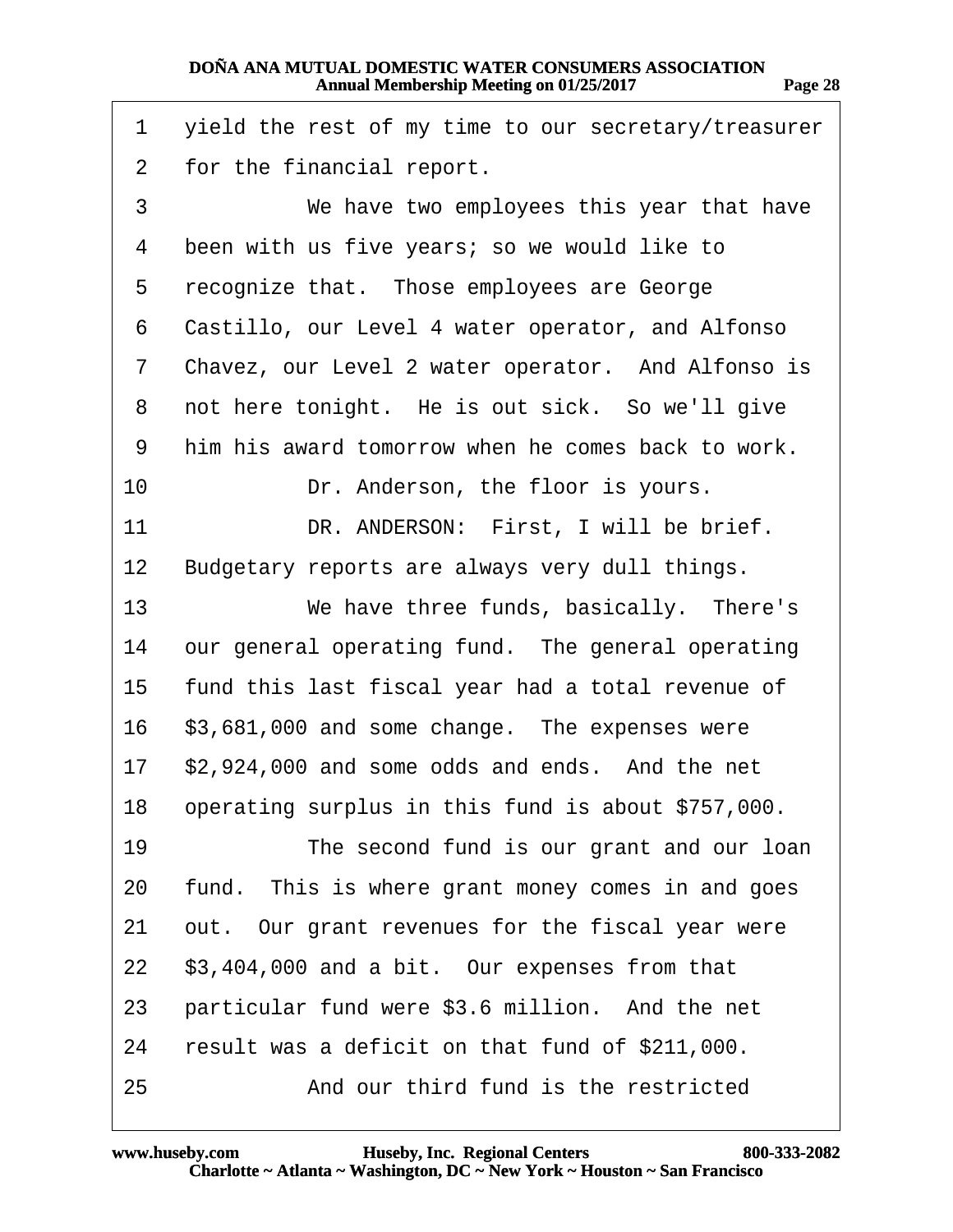yield the rest of my time to our secretary/treasurer for the financial report.

We have two employees this year that have been with us five years; so we would like to recognize that. Those employees are George Castillo, our Level 4 water operator, and Alfonso Chavez, our Level 2 water operator. And Alfonso is not here tonight. He is out sick. So we'll give him his award tomorrow when he comes back to work.

Dr. Anderson, the floor is yours.

DR. ANDERSON: First, I will be brief. Budgetary reports are always very dull things.

We have three funds, basically. There's our general operating fund. The general operating fund this last fiscal year had a total revenue of $3,681,000 and some change. The expenses were $2,924,000 and some odds and ends. And the net operating surplus in this fund is about $757,000.

The second fund is our grant and our loan fund. This is where grant money comes in and goes out. Our grant revenues for the fiscal year were $3,404,000 and a bit. Our expenses from that particular fund were $3.6 million. And the net result was a deficit on that fund of $211,000.

And our third fund is the restricted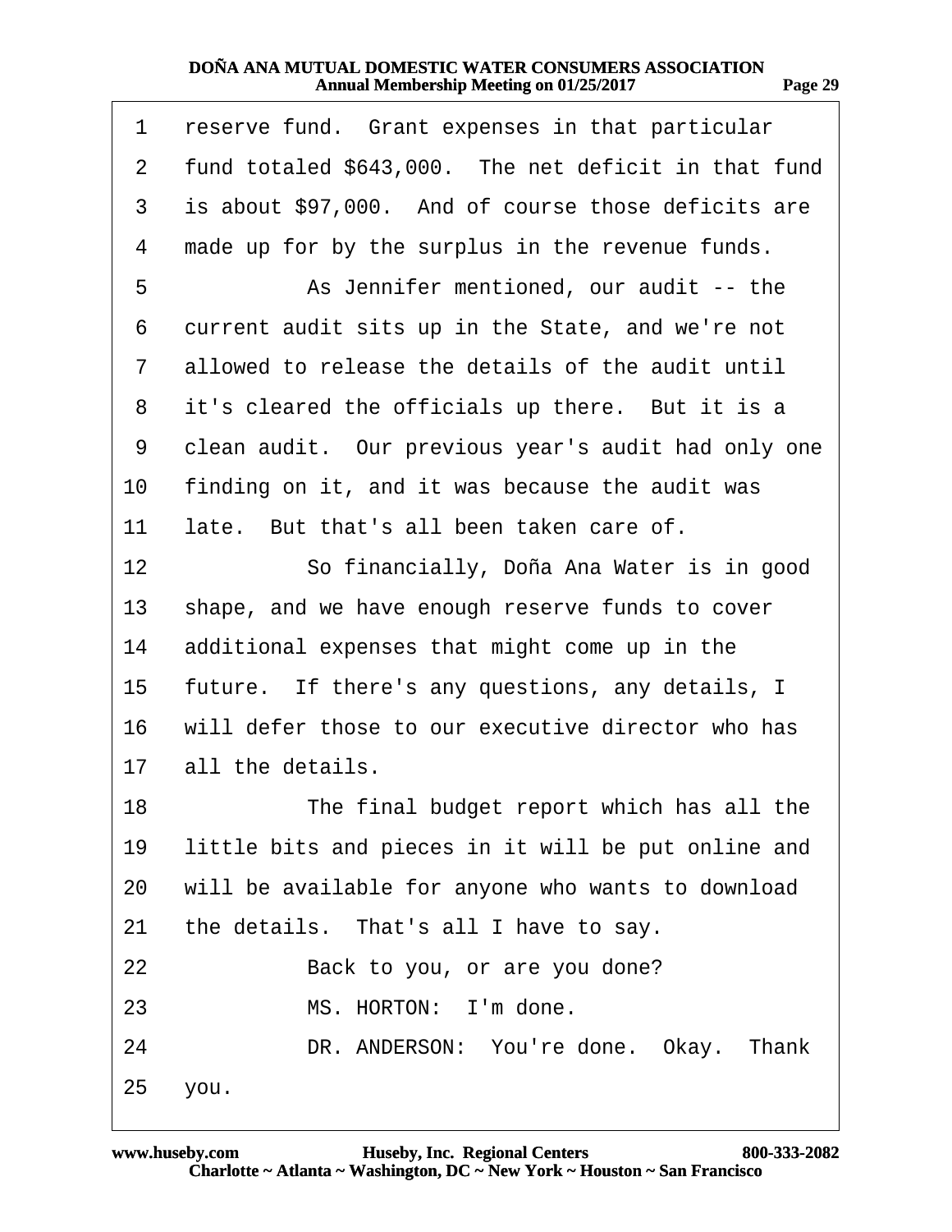1 reserve fund. Grant expenses in that particular
2 fund totaled $643,000. The net deficit in that fund
3 is about $97,000. And of course those deficits are
4 made up for by the surplus in the revenue funds.
5 As Jennifer mentioned, our audit -- the
6 current audit sits up in the State, and we're not
7 allowed to release the details of the audit until
8 it's cleared the officials up there. But it is a
9 clean audit. Our previous year's audit had only one
10 finding on it, and it was because the audit was
11 late. But that's all been taken care of.
12 So financially, Doña Ana Water is in good
13 shape, and we have enough reserve funds to cover
14 additional expenses that might come up in the
15 future. If there's any questions, any details, I
16 will defer those to our executive director who has
17 all the details.
18 The final budget report which has all the
19 little bits and pieces in it will be put online and
20 will be available for anyone who wants to download
21 the details. That's all I have to say.
22 Back to you, or are you done?
23 MS. HORTON: I'm done.
24 DR. ANDERSON: You're done. Okay. Thank
25 you.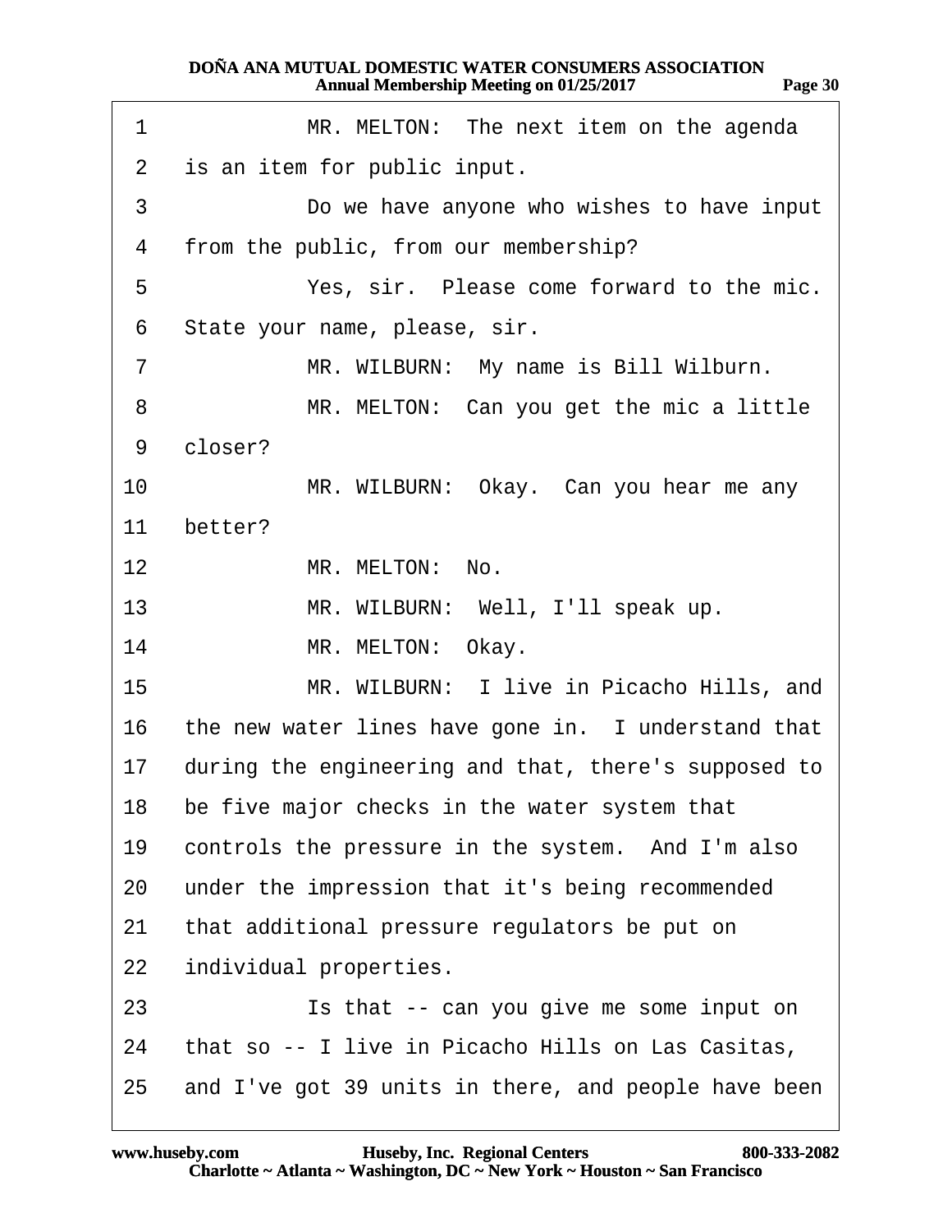1 MR. MELTON: The next item on the agenda
2 is an item for public input.
3 Do we have anyone who wishes to have input
4 from the public, from our membership?
5 Yes, sir. Please come forward to the mic.
6 State your name, please, sir.
7 MR. WILBURN: My name is Bill Wilburn.
8 MR. MELTON: Can you get the mic a little
9 closer?
10 MR. WILBURN: Okay. Can you hear me any
11 better?
12 MR. MELTON: No.
13 MR. WILBURN: Well, I'll speak up.
14 MR. MELTON: Okay.
15 MR. WILBURN: I live in Picacho Hills, and
16 the new water lines have gone in. I understand that
17 during the engineering and that, there's supposed to
18 be five major checks in the water system that
19 controls the pressure in the system. And I'm also
20 under the impression that it's being recommended
21 that additional pressure regulators be put on
22 individual properties.
23 Is that -- can you give me some input on
24 that so -- I live in Picacho Hills on Las Casitas,
25 and I've got 39 units in there, and people have been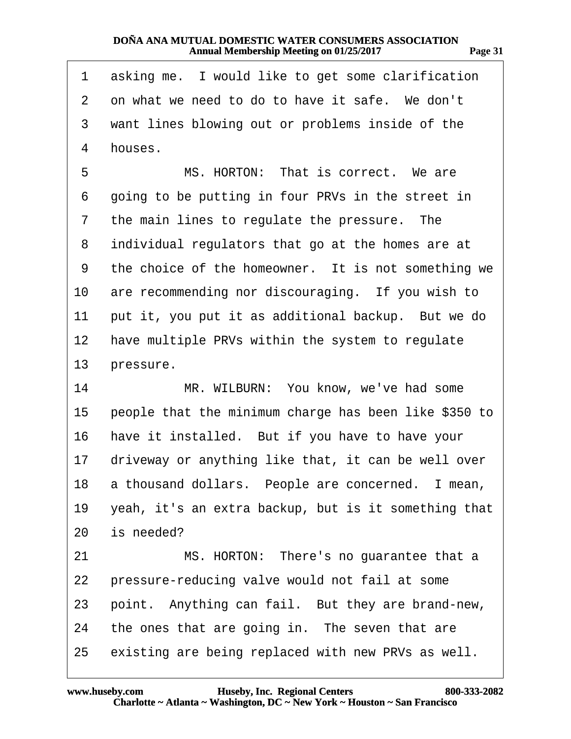asking me. I would like to get some clarification on what we need to do to have it safe. We don't want lines blowing out or problems inside of the houses.

MS. HORTON: That is correct. We are going to be putting in four PRVs in the street in the main lines to regulate the pressure. The individual regulators that go at the homes are at the choice of the homeowner. It is not something we are recommending nor discouraging. If you wish to put it, you put it as additional backup. But we do have multiple PRVs within the system to regulate pressure.

MR. WILBURN: You know, we've had some people that the minimum charge has been like $350 to have it installed. But if you have to have your driveway or anything like that, it can be well over a thousand dollars. People are concerned. I mean, yeah, it's an extra backup, but is it something that is needed?

MS. HORTON: There's no guarantee that a pressure-reducing valve would not fail at some point. Anything can fail. But they are brand-new, the ones that are going in. The seven that are existing are being replaced with new PRVs as well.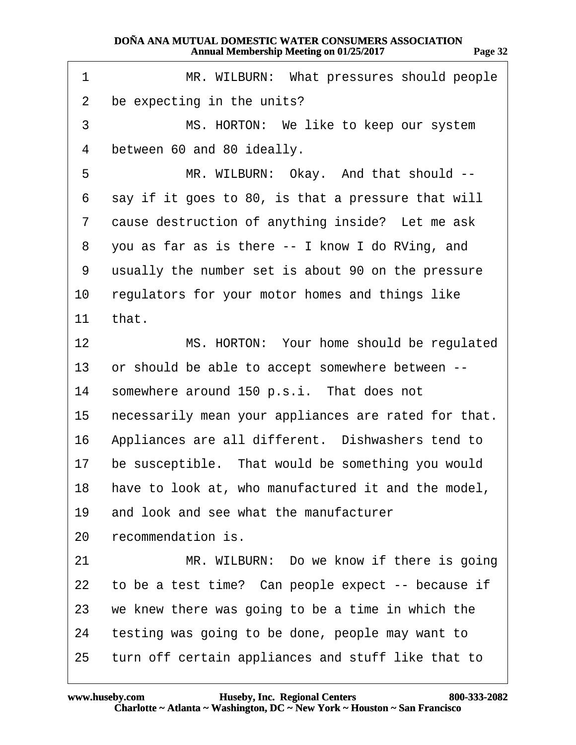1 MR. WILBURN: What pressures should people
2 be expecting in the units?
3 MS. HORTON: We like to keep our system
4 between 60 and 80 ideally.
5 MR. WILBURN: Okay. And that should --
6 say if it goes to 80, is that a pressure that will
7 cause destruction of anything inside? Let me ask
8 you as far as is there -- I know I do RVing, and
9 usually the number set is about 90 on the pressure
10 regulators for your motor homes and things like
11 that.
12 MS. HORTON: Your home should be regulated
13 or should be able to accept somewhere between --
14 somewhere around 150 p.s.i. That does not
15 necessarily mean your appliances are rated for that.
16 Appliances are all different. Dishwashers tend to
17 be susceptible. That would be something you would
18 have to look at, who manufactured it and the model,
19 and look and see what the manufacturer
20 recommendation is.
21 MR. WILBURN: Do we know if there is going
22 to be a test time? Can people expect -- because if
23 we knew there was going to be a time in which the
24 testing was going to be done, people may want to
25 turn off certain appliances and stuff like that to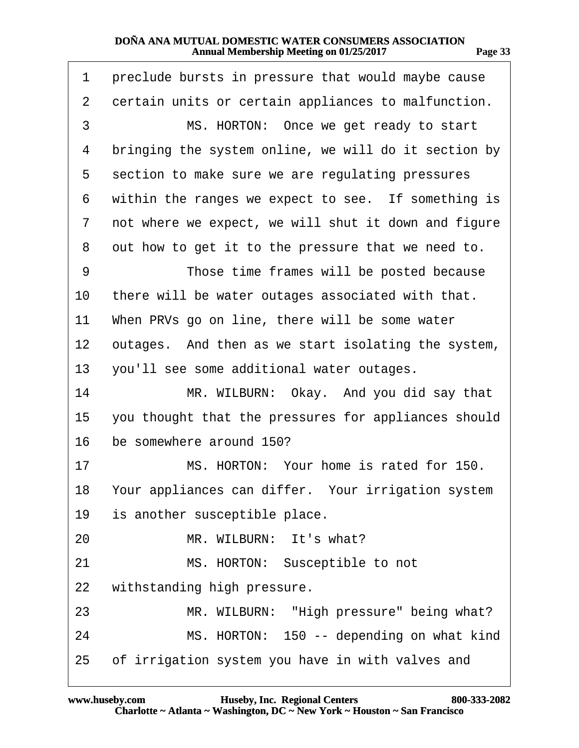1 preclude bursts in pressure that would maybe cause
2 certain units or certain appliances to malfunction.
3 MS. HORTON: Once we get ready to start
4 bringing the system online, we will do it section by
5 section to make sure we are regulating pressures
6 within the ranges we expect to see. If something is
7 not where we expect, we will shut it down and figure
8 out how to get it to the pressure that we need to.
9 Those time frames will be posted because
10 there will be water outages associated with that.
11 When PRVs go on line, there will be some water
12 outages. And then as we start isolating the system,
13 you'll see some additional water outages.
14 MR. WILBURN: Okay. And you did say that
15 you thought that the pressures for appliances should
16 be somewhere around 150?
17 MS. HORTON: Your home is rated for 150.
18 Your appliances can differ. Your irrigation system
19 is another susceptible place.
20 MR. WILBURN: It's what?
21 MS. HORTON: Susceptible to not
22 withstanding high pressure.
23 MR. WILBURN: "High pressure" being what?
24 MS. HORTON: 150 -- depending on what kind
25 of irrigation system you have in with valves and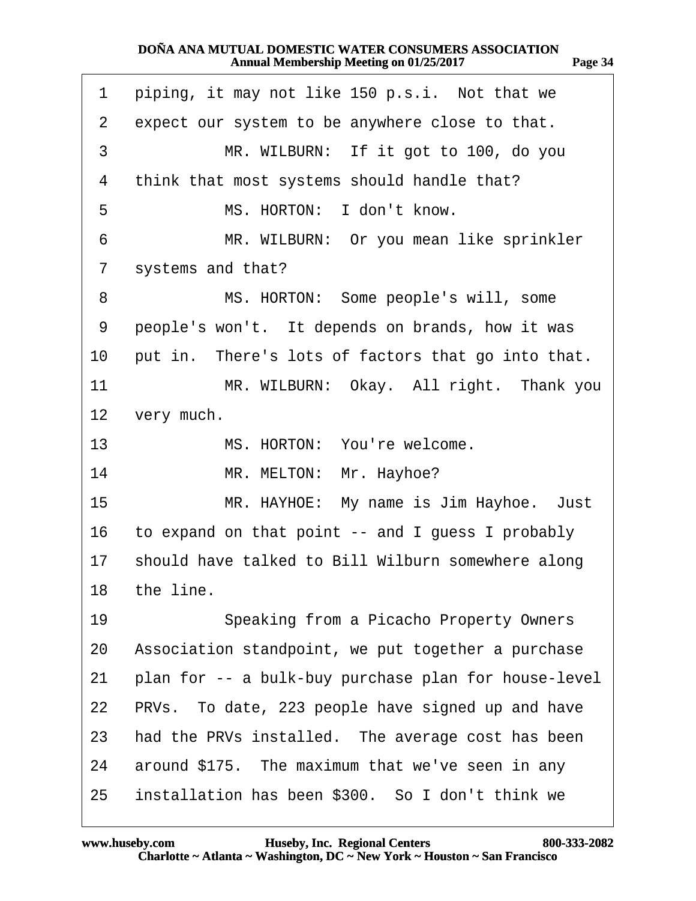1 piping, it may not like 150 p.s.i. Not that we
2 expect our system to be anywhere close to that.
3 MR. WILBURN: If it got to 100, do you
4 think that most systems should handle that?
5 MS. HORTON: I don't know.
6 MR. WILBURN: Or you mean like sprinkler
7 systems and that?
8 MS. HORTON: Some people's will, some
9 people's won't. It depends on brands, how it was
10 put in. There's lots of factors that go into that.
11 MR. WILBURN: Okay. All right. Thank you
12 very much.
13 MS. HORTON: You're welcome.
14 MR. MELTON: Mr. Hayhoe?
15 MR. HAYHOE: My name is Jim Hayhoe. Just
16 to expand on that point -- and I guess I probably
17 should have talked to Bill Wilburn somewhere along
18 the line.
19 Speaking from a Picacho Property Owners
20 Association standpoint, we put together a purchase
21 plan for -- a bulk-buy purchase plan for house-level
22 PRVs. To date, 223 people have signed up and have
23 had the PRVs installed. The average cost has been
24 around $175. The maximum that we've seen in any
25 installation has been $300. So I don't think we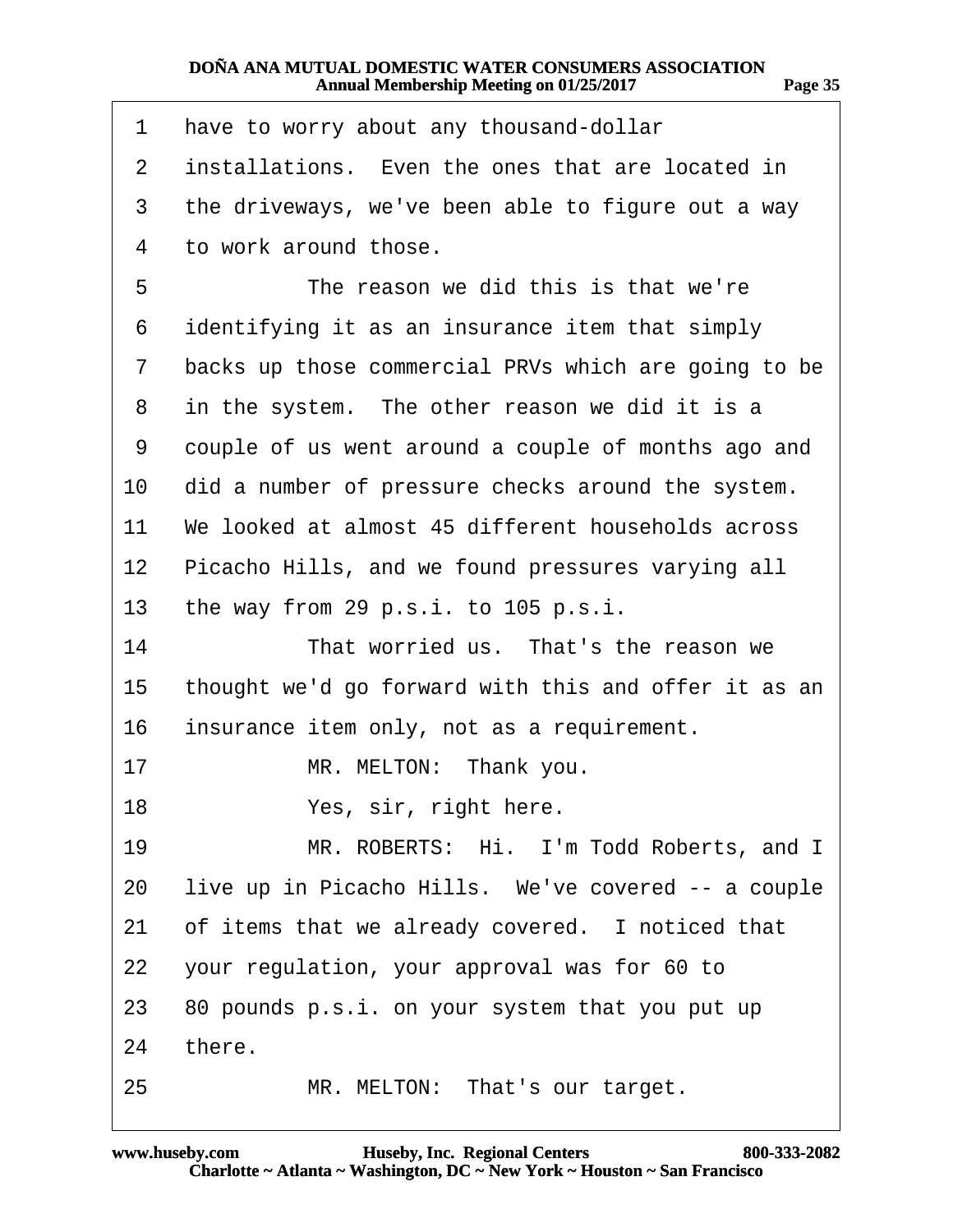1 have to worry about any thousand-dollar
2 installations. Even the ones that are located in
3 the driveways, we've been able to figure out a way
4 to work around those.
5 The reason we did this is that we're
6 identifying it as an insurance item that simply
7 backs up those commercial PRVs which are going to be
8 in the system. The other reason we did it is a
9 couple of us went around a couple of months ago and
10 did a number of pressure checks around the system.
11 We looked at almost 45 different households across
12 Picacho Hills, and we found pressures varying all
13 the way from 29 p.s.i. to 105 p.s.i.
14 That worried us. That's the reason we
15 thought we'd go forward with this and offer it as an
16 insurance item only, not as a requirement.
17 MR. MELTON: Thank you.
18 Yes, sir, right here.
19 MR. ROBERTS: Hi. I'm Todd Roberts, and I
20 live up in Picacho Hills. We've covered -- a couple
21 of items that we already covered. I noticed that
22 your regulation, your approval was for 60 to
23 80 pounds p.s.i. on your system that you put up
24 there.
25 MR. MELTON: That's our target.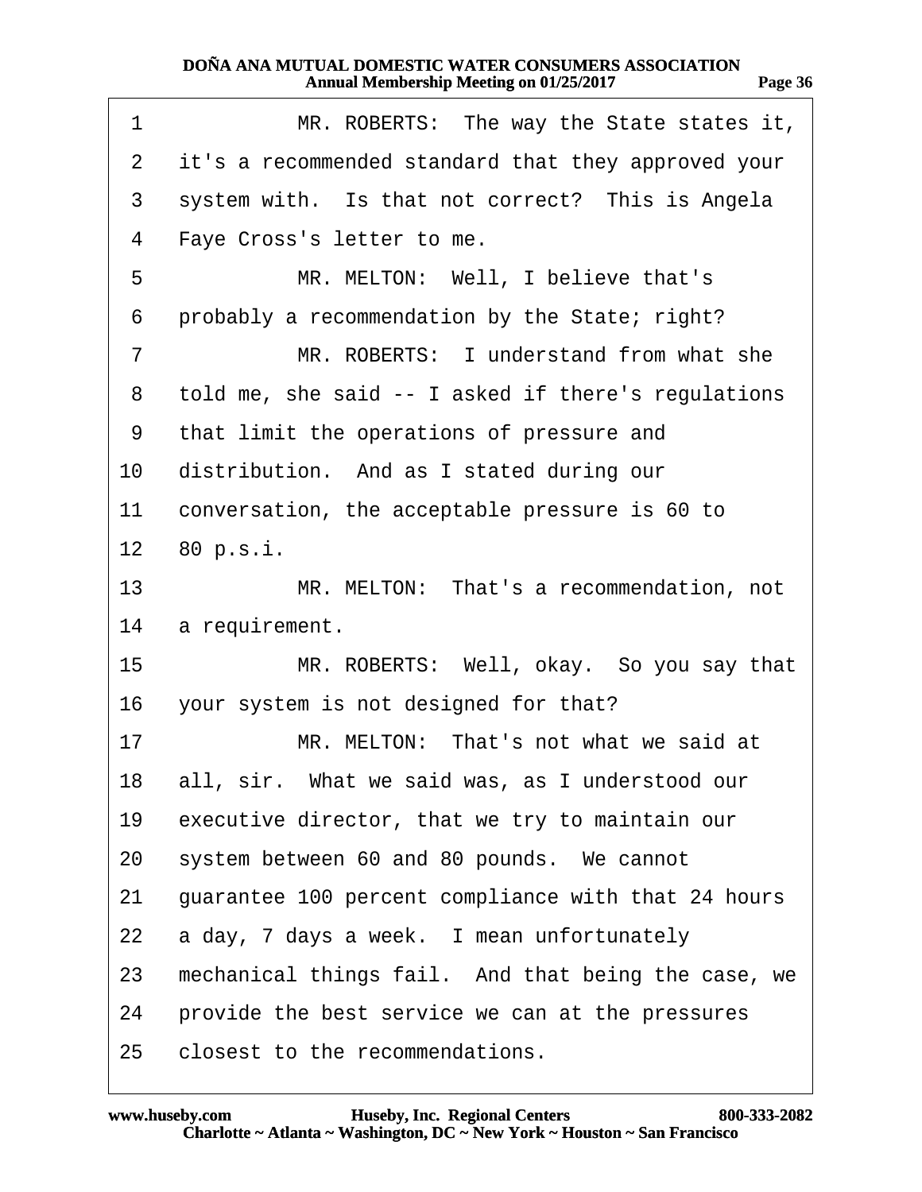MR. ROBERTS: The way the State states it, it's a recommended standard that they approved your system with. Is that not correct? This is Angela Faye Cross's letter to me.

MR. MELTON: Well, I believe that's probably a recommendation by the State; right?

MR. ROBERTS: I understand from what she told me, she said -- I asked if there's regulations that limit the operations of pressure and distribution. And as I stated during our conversation, the acceptable pressure is 60 to 80 p.s.i.

MR. MELTON: That's a recommendation, not a requirement.

MR. ROBERTS: Well, okay. So you say that your system is not designed for that?

MR. MELTON: That's not what we said at all, sir. What we said was, as I understood our executive director, that we try to maintain our system between 60 and 80 pounds. We cannot guarantee 100 percent compliance with that 24 hours a day, 7 days a week. I mean unfortunately mechanical things fail. And that being the case, we provide the best service we can at the pressures closest to the recommendations.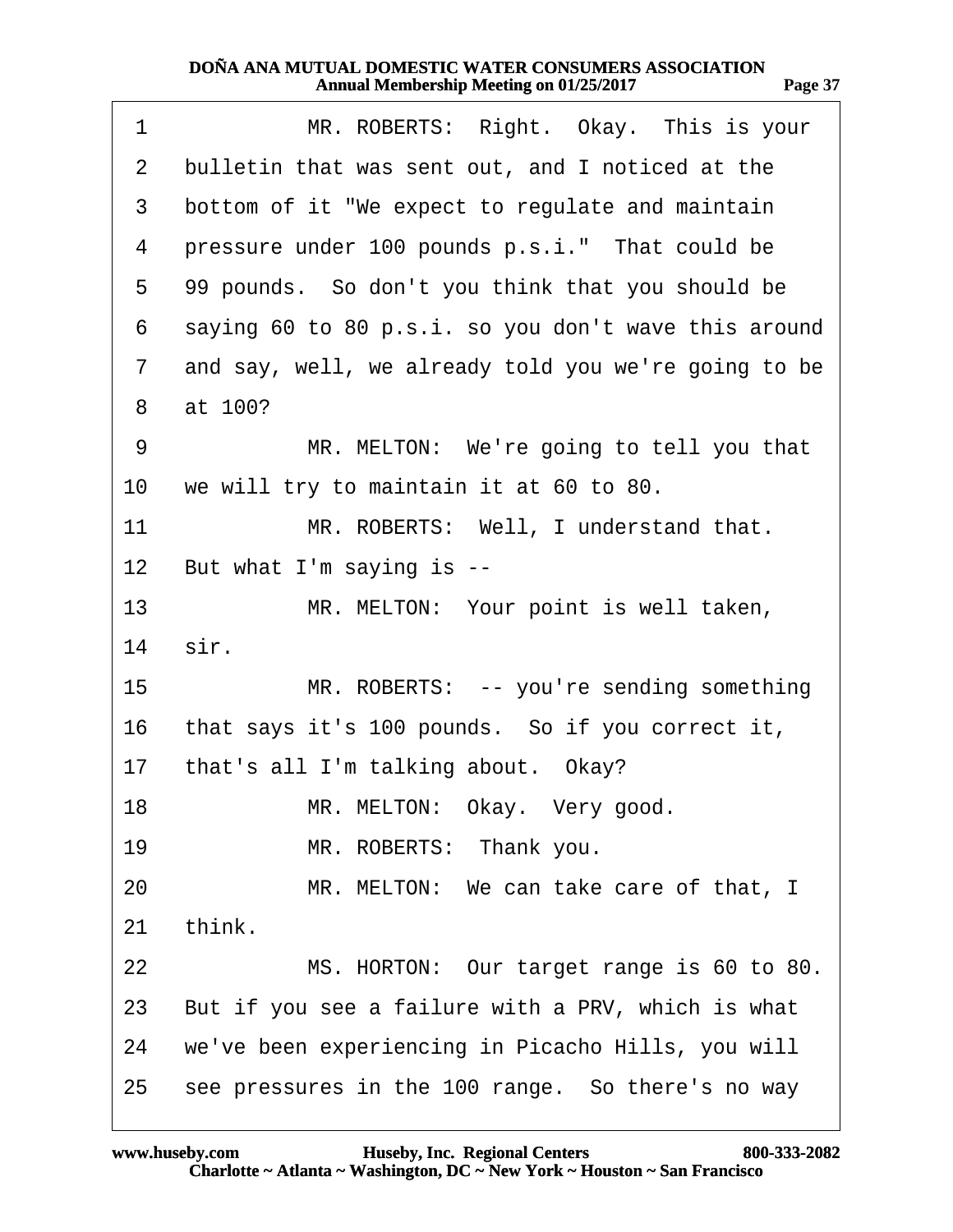1 MR. ROBERTS: Right. Okay. This is your
2 bulletin that was sent out, and I noticed at the
3 bottom of it "We expect to regulate and maintain
4 pressure under 100 pounds p.s.i." That could be
5 99 pounds. So don't you think that you should be
6 saying 60 to 80 p.s.i. so you don't wave this around
7 and say, well, we already told you we're going to be
8 at 100?
9 MR. MELTON: We're going to tell you that
10 we will try to maintain it at 60 to 80.
11 MR. ROBERTS: Well, I understand that.
12 But what I'm saying is --
13 MR. MELTON: Your point is well taken,
14 sir.
15 MR. ROBERTS: -- you're sending something
16 that says it's 100 pounds. So if you correct it,
17 that's all I'm talking about. Okay?
18 MR. MELTON: Okay. Very good.
19 MR. ROBERTS: Thank you.
20 MR. MELTON: We can take care of that, I
21 think.
22 MS. HORTON: Our target range is 60 to 80.
23 But if you see a failure with a PRV, which is what
24 we've been experiencing in Picacho Hills, you will
25 see pressures in the 100 range. So there's no way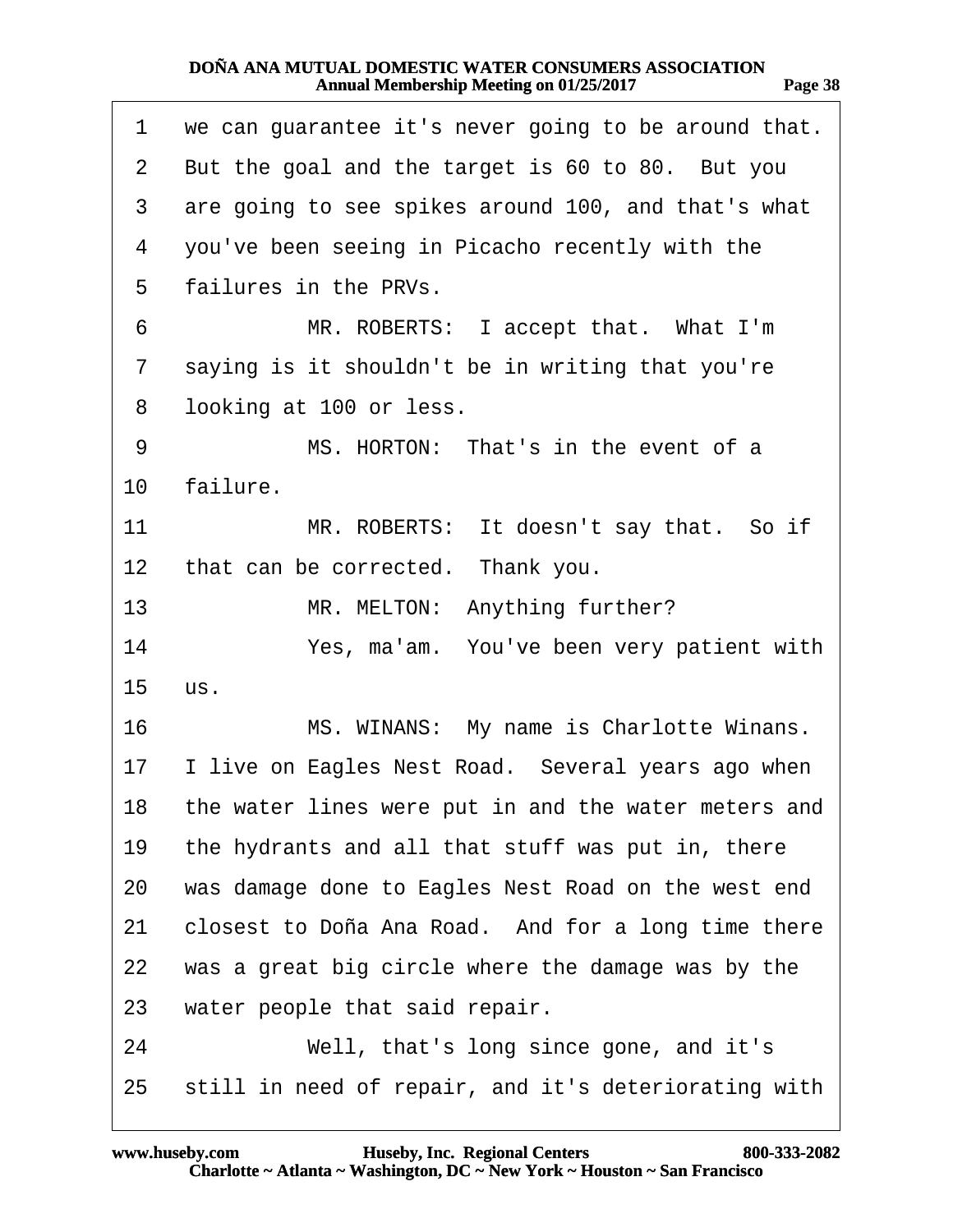1 we can guarantee it's never going to be around that.
2 But the goal and the target is 60 to 80. But you
3 are going to see spikes around 100, and that's what
4 you've been seeing in Picacho recently with the
5 failures in the PRVs.
6 MR. ROBERTS: I accept that. What I'm
7 saying is it shouldn't be in writing that you're
8 looking at 100 or less.
9 MS. HORTON: That's in the event of a
10 failure.
11 MR. ROBERTS: It doesn't say that. So if
12 that can be corrected. Thank you.
13 MR. MELTON: Anything further?
14 Yes, ma'am. You've been very patient with
15 us.
16 MS. WINANS: My name is Charlotte Winans.
17 I live on Eagles Nest Road. Several years ago when
18 the water lines were put in and the water meters and
19 the hydrants and all that stuff was put in, there
20 was damage done to Eagles Nest Road on the west end
21 closest to Doña Ana Road. And for a long time there
22 was a great big circle where the damage was by the
23 water people that said repair.
24 Well, that's long since gone, and it's
25 still in need of repair, and it's deteriorating with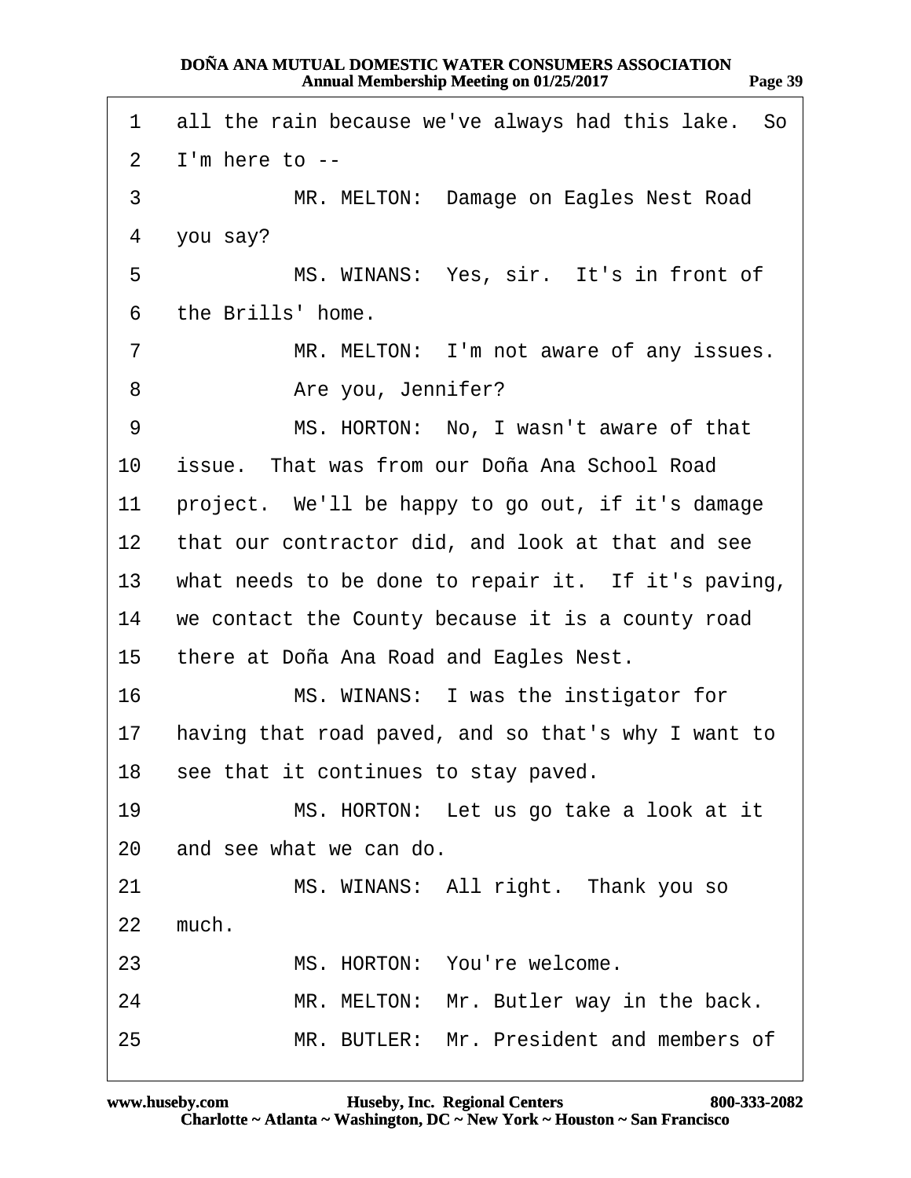1 all the rain because we've always had this lake. So
2 I'm here to --
3 MR. MELTON: Damage on Eagles Nest Road
4 you say?
5 MS. WINANS: Yes, sir. It's in front of
6 the Brills' home.
7 MR. MELTON: I'm not aware of any issues.
8 Are you, Jennifer?
9 MS. HORTON: No, I wasn't aware of that
10 issue. That was from our Doña Ana School Road
11 project. We'll be happy to go out, if it's damage
12 that our contractor did, and look at that and see
13 what needs to be done to repair it. If it's paving,
14 we contact the County because it is a county road
15 there at Doña Ana Road and Eagles Nest.
16 MS. WINANS: I was the instigator for
17 having that road paved, and so that's why I want to
18 see that it continues to stay paved.
19 MS. HORTON: Let us go take a look at it
20 and see what we can do.
21 MS. WINANS: All right. Thank you so
22 much.
23 MS. HORTON: You're welcome.
24 MR. MELTON: Mr. Butler way in the back.
25 MR. BUTLER: Mr. President and members of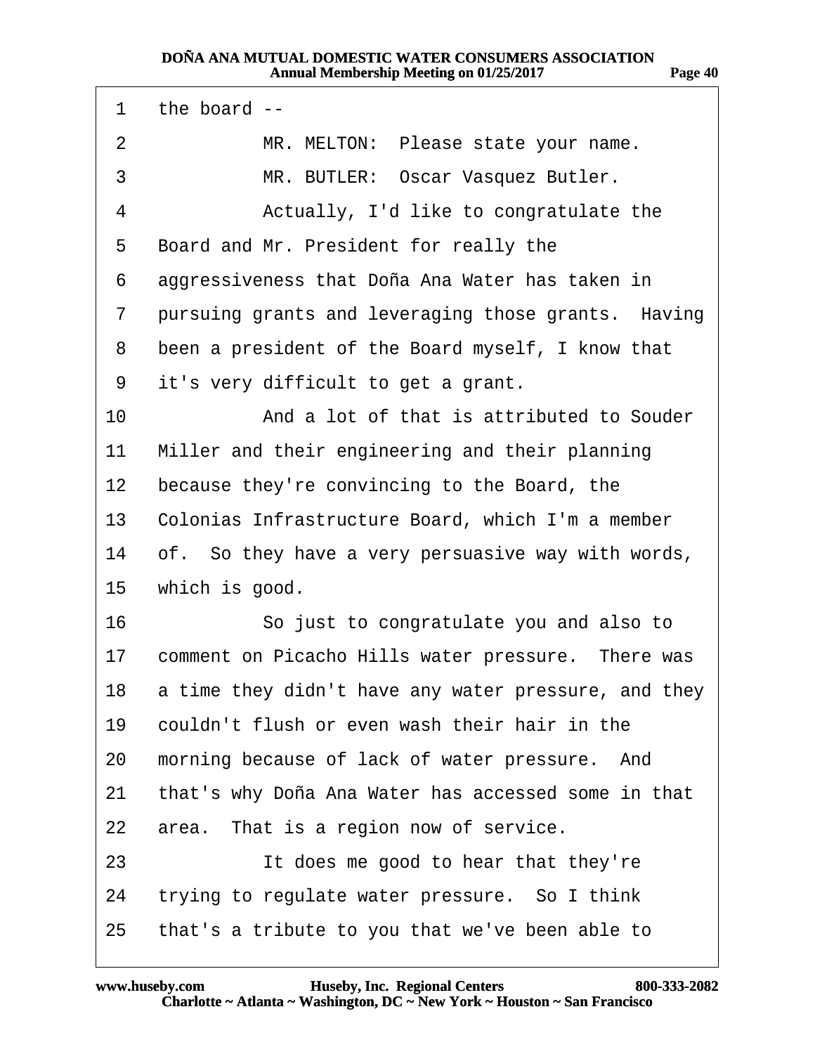1 the board --

2 MR. MELTON: Please state your name.

3 MR. BUTLER: Oscar Vasquez Butler.

4 Actually, I'd like to congratulate the

5 Board and Mr. President for really the

6 aggressiveness that Doña Ana Water has taken in

7 pursuing grants and leveraging those grants. Having

8 been a president of the Board myself, I know that

9 it's very difficult to get a grant.

10 And a lot of that is attributed to Souder

11 Miller and their engineering and their planning

12 because they're convincing to the Board, the

13 Colonias Infrastructure Board, which I'm a member

14 of. So they have a very persuasive way with words,

15 which is good.

16 So just to congratulate you and also to

17 comment on Picacho Hills water pressure. There was

18 a time they didn't have any water pressure, and they

19 couldn't flush or even wash their hair in the

20 morning because of lack of water pressure. And

21 that's why Doña Ana Water has accessed some in that

22 area. That is a region now of service.

23 It does me good to hear that they're

24 trying to regulate water pressure. So I think

25 that's a tribute to you that we've been able to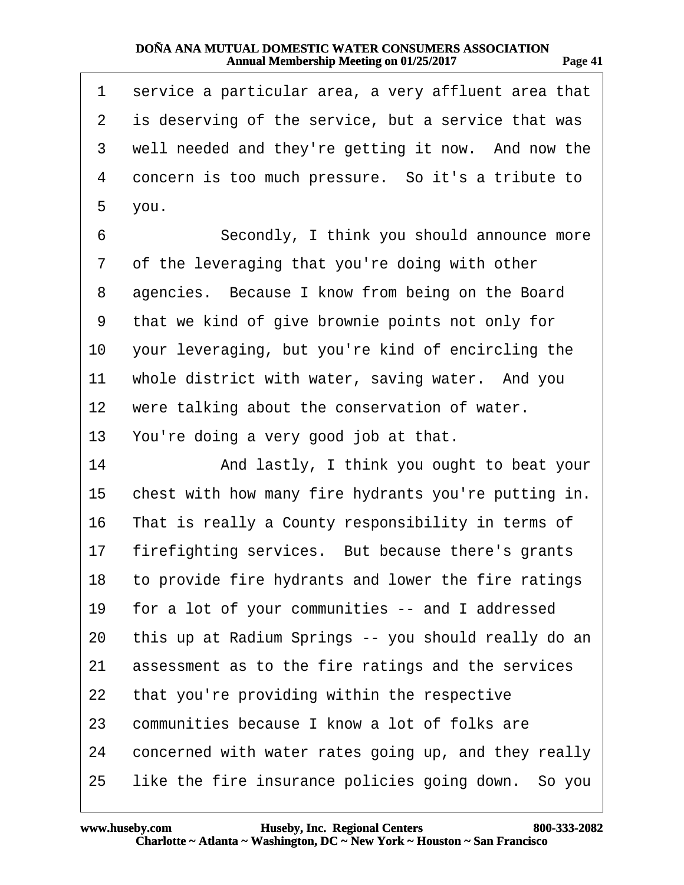1 service a particular area, a very affluent area that
2 is deserving of the service, but a service that was
3 well needed and they're getting it now. And now the
4 concern is too much pressure. So it's a tribute to
5 you.

6 Secondly, I think you should announce more
7 of the leveraging that you're doing with other
8 agencies. Because I know from being on the Board
9 that we kind of give brownie points not only for
10 your leveraging, but you're kind of encircling the
11 whole district with water, saving water. And you
12 were talking about the conservation of water.
13 You're doing a very good job at that.

14 And lastly, I think you ought to beat your
15 chest with how many fire hydrants you're putting in.
16 That is really a County responsibility in terms of
17 firefighting services. But because there's grants
18 to provide fire hydrants and lower the fire ratings
19 for a lot of your communities -- and I addressed
20 this up at Radium Springs -- you should really do an
21 assessment as to the fire ratings and the services
22 that you're providing within the respective
23 communities because I know a lot of folks are
24 concerned with water rates going up, and they really
25 like the fire insurance policies going down. So you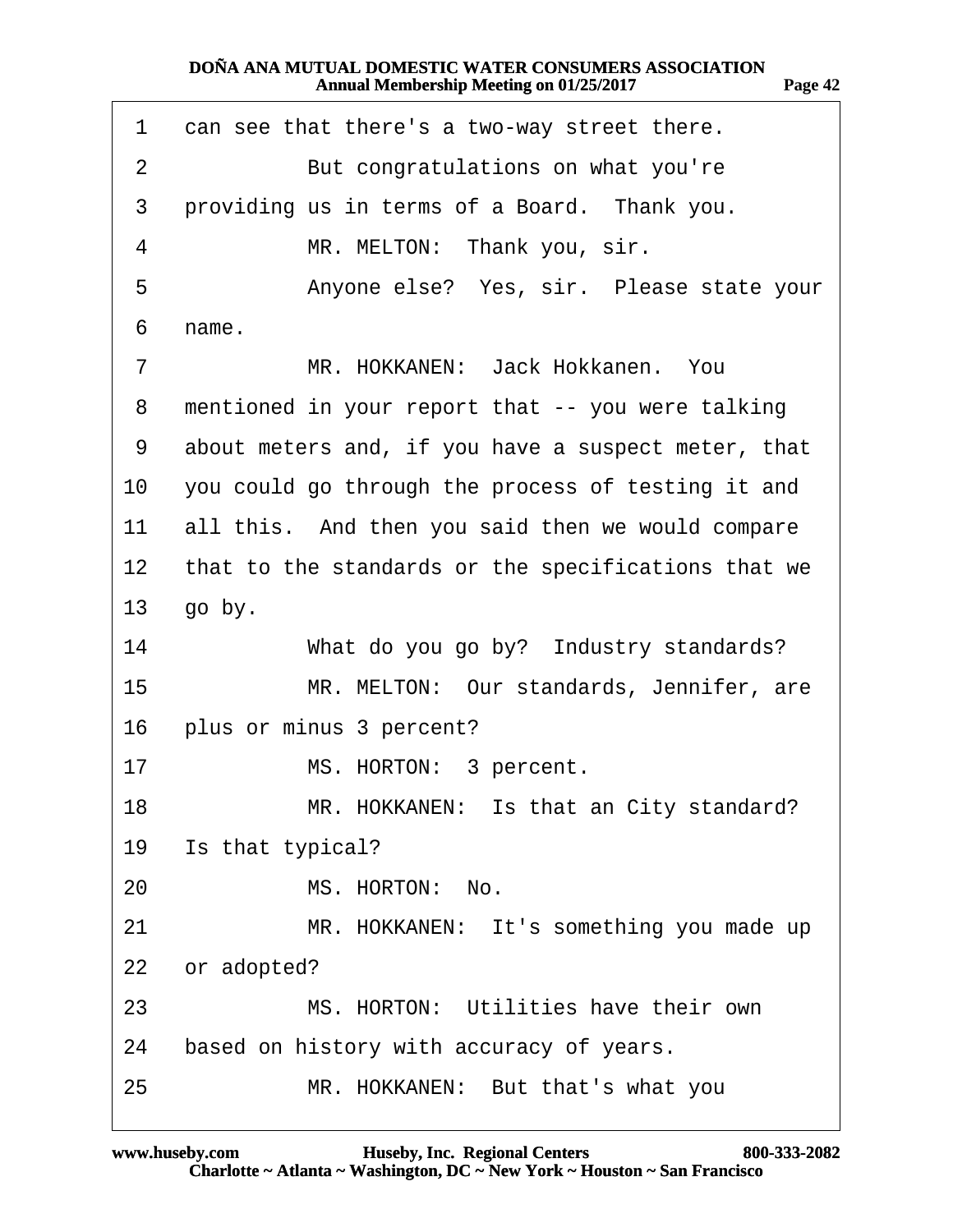1 can see that there's a two-way street there.

2 But congratulations on what you're

3 providing us in terms of a Board. Thank you.

4 MR. MELTON: Thank you, sir.

5 Anyone else? Yes, sir. Please state your

6 name.

7 MR. HOKKANEN: Jack Hokkanen. You

8 mentioned in your report that -- you were talking

9 about meters and, if you have a suspect meter, that

10 you could go through the process of testing it and

11 all this. And then you said then we would compare

12 that to the standards or the specifications that we

13 go by.

14 What do you go by? Industry standards?

15 MR. MELTON: Our standards, Jennifer, are

16 plus or minus 3 percent?

17 MS. HORTON: 3 percent.

18 MR. HOKKANEN: Is that an City standard?

19 Is that typical?

20 MS. HORTON: No.

21 MR. HOKKANEN: It's something you made up

22 or adopted?

23 MS. HORTON: Utilities have their own

24 based on history with accuracy of years.

25 MR. HOKKANEN: But that's what you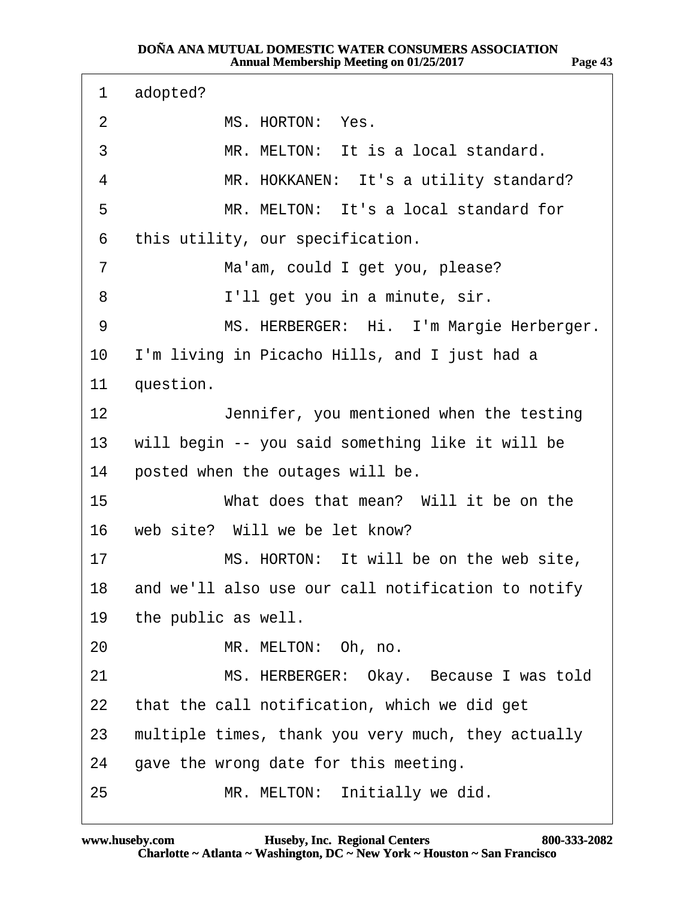1 adopted?

2 MS. HORTON: Yes.

3 MR. MELTON: It is a local standard.

4 MR. HOKKANEN: It's a utility standard?

5 MR. MELTON: It's a local standard for

6 this utility, our specification.

7 Ma'am, could I get you, please?

8 I'll get you in a minute, sir.

9 MS. HERBERGER: Hi. I'm Margie Herberger.

10 I'm living in Picacho Hills, and I just had a

11 question.

12 Jennifer, you mentioned when the testing

13 will begin -- you said something like it will be

14 posted when the outages will be.

15 What does that mean? Will it be on the

16 web site? Will we be let know?

17 MS. HORTON: It will be on the web site,

18 and we'll also use our call notification to notify

19 the public as well.

20 MR. MELTON: Oh, no.

21 MS. HERBERGER: Okay. Because I was told

22 that the call notification, which we did get

23 multiple times, thank you very much, they actually

24 gave the wrong date for this meeting.

25 MR. MELTON: Initially we did.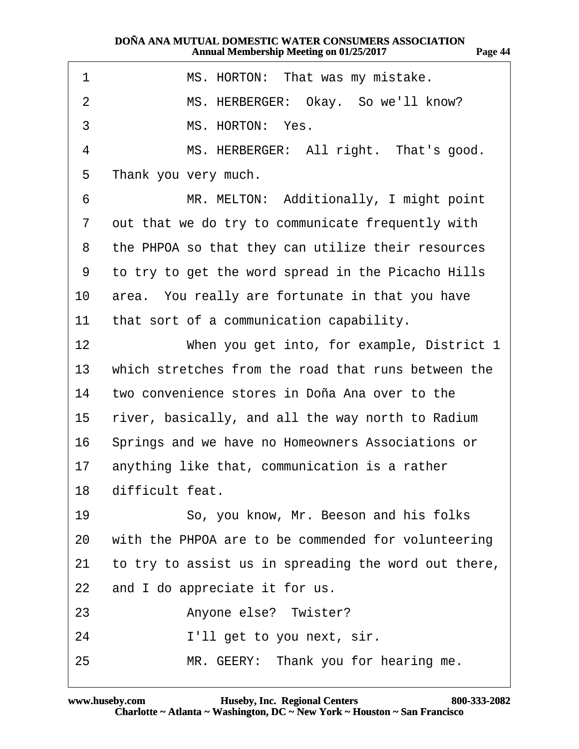1 MS. HORTON: That was my mistake.

2 MS. HERBERGER: Okay. So we'll know?

3 MS. HORTON: Yes.

4 MS. HERBERGER: All right. That's good.

5 Thank you very much.

6 MR. MELTON: Additionally, I might point

7 out that we do try to communicate frequently with

8 the PHPOA so that they can utilize their resources

9 to try to get the word spread in the Picacho Hills

10 area. You really are fortunate in that you have

11 that sort of a communication capability.

12 When you get into, for example, District 1

13 which stretches from the road that runs between the

14 two convenience stores in Doña Ana over to the

15 river, basically, and all the way north to Radium

16 Springs and we have no Homeowners Associations or

17 anything like that, communication is a rather

18 difficult feat.

19 So, you know, Mr. Beeson and his folks

20 with the PHPOA are to be commended for volunteering

21 to try to assist us in spreading the word out there,

22 and I do appreciate it for us.

23 Anyone else? Twister?

24 I'll get to you next, sir.

25 MR. GEERY: Thank you for hearing me.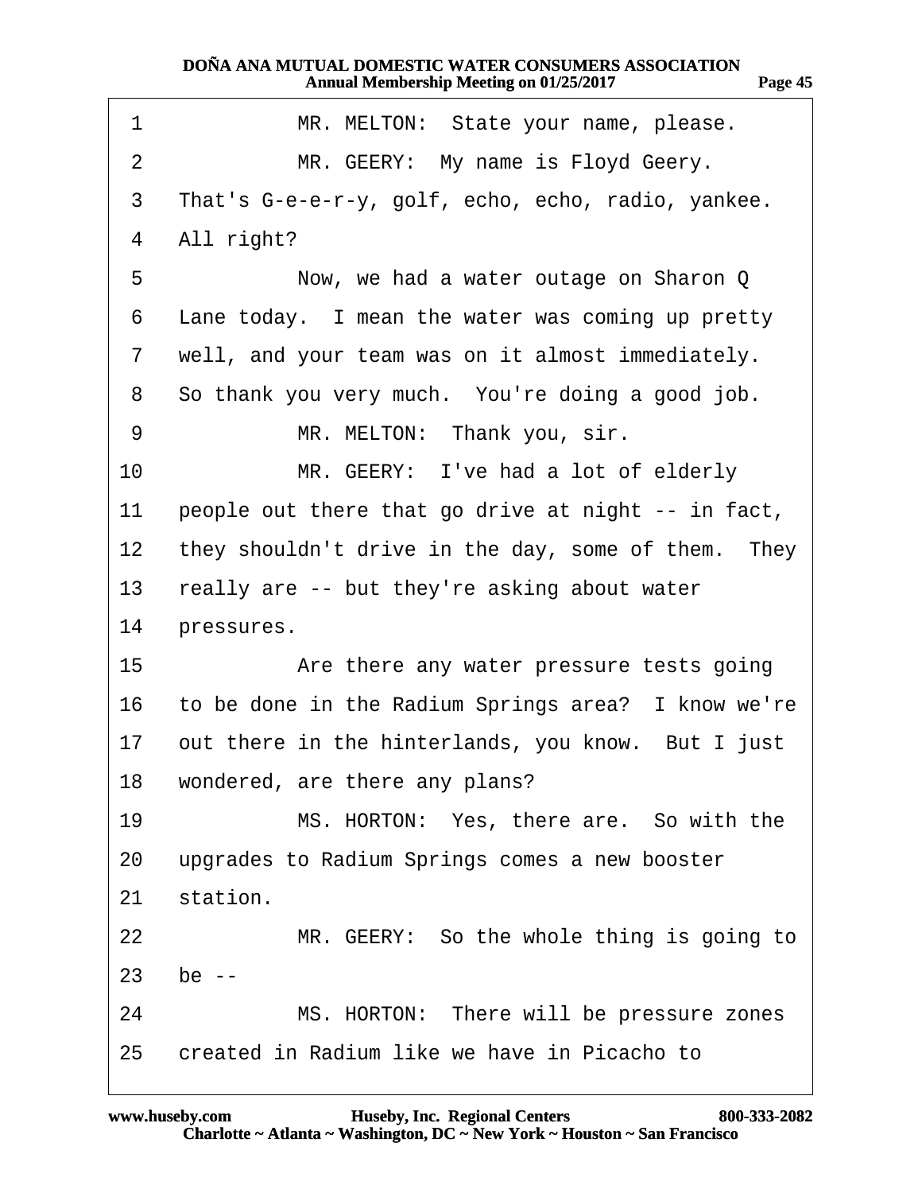1 MR. MELTON: State your name, please.

2 MR. GEERY: My name is Floyd Geery.

3 That's G-e-e-r-y, golf, echo, echo, radio, yankee.

4 All right?

5 Now, we had a water outage on Sharon Q

6 Lane today. I mean the water was coming up pretty

7 well, and your team was on it almost immediately.

8 So thank you very much. You're doing a good job.

9 MR. MELTON: Thank you, sir.

10 MR. GEERY: I've had a lot of elderly

11 people out there that go drive at night -- in fact,

12 they shouldn't drive in the day, some of them. They

13 really are -- but they're asking about water

14 pressures.

15 Are there any water pressure tests going

16 to be done in the Radium Springs area? I know we're

17 out there in the hinterlands, you know. But I just

18 wondered, are there any plans?

19 MS. HORTON: Yes, there are. So with the

20 upgrades to Radium Springs comes a new booster

21 station.

22 MR. GEERY: So the whole thing is going to

23 be --

24 MS. HORTON: There will be pressure zones

25 created in Radium like we have in Picacho to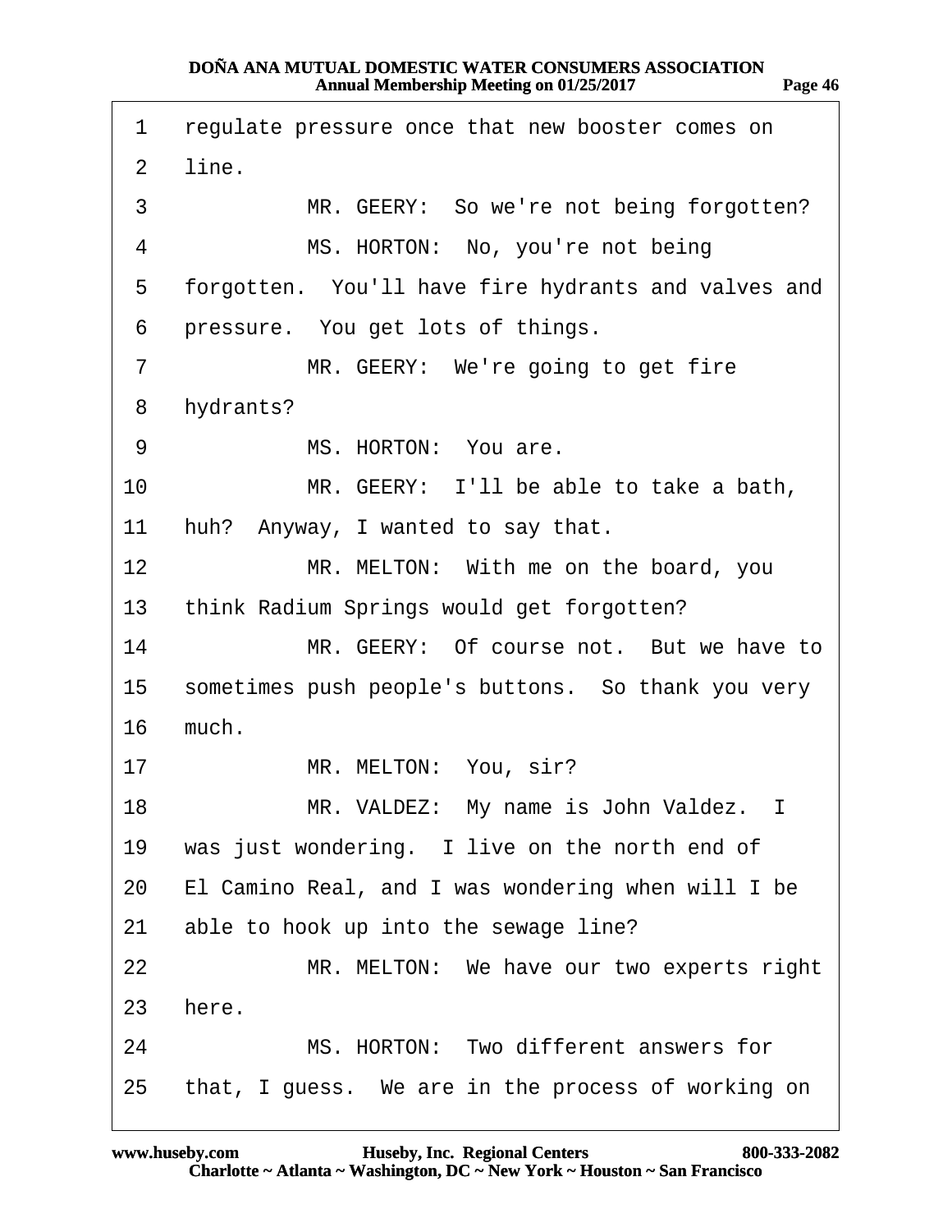1 regulate pressure once that new booster comes on
2 line.
3 MR. GEERY: So we're not being forgotten?
4 MS. HORTON: No, you're not being
5 forgotten. You'll have fire hydrants and valves and
6 pressure. You get lots of things.
7 MR. GEERY: We're going to get fire
8 hydrants?
9 MS. HORTON: You are.
10 MR. GEERY: I'll be able to take a bath,
11 huh? Anyway, I wanted to say that.
12 MR. MELTON: With me on the board, you
13 think Radium Springs would get forgotten?
14 MR. GEERY: Of course not. But we have to
15 sometimes push people's buttons. So thank you very
16 much.
17 MR. MELTON: You, sir?
18 MR. VALDEZ: My name is John Valdez. I
19 was just wondering. I live on the north end of
20 El Camino Real, and I was wondering when will I be
21 able to hook up into the sewage line?
22 MR. MELTON: We have our two experts right
23 here.
24 MS. HORTON: Two different answers for
25 that, I guess. We are in the process of working on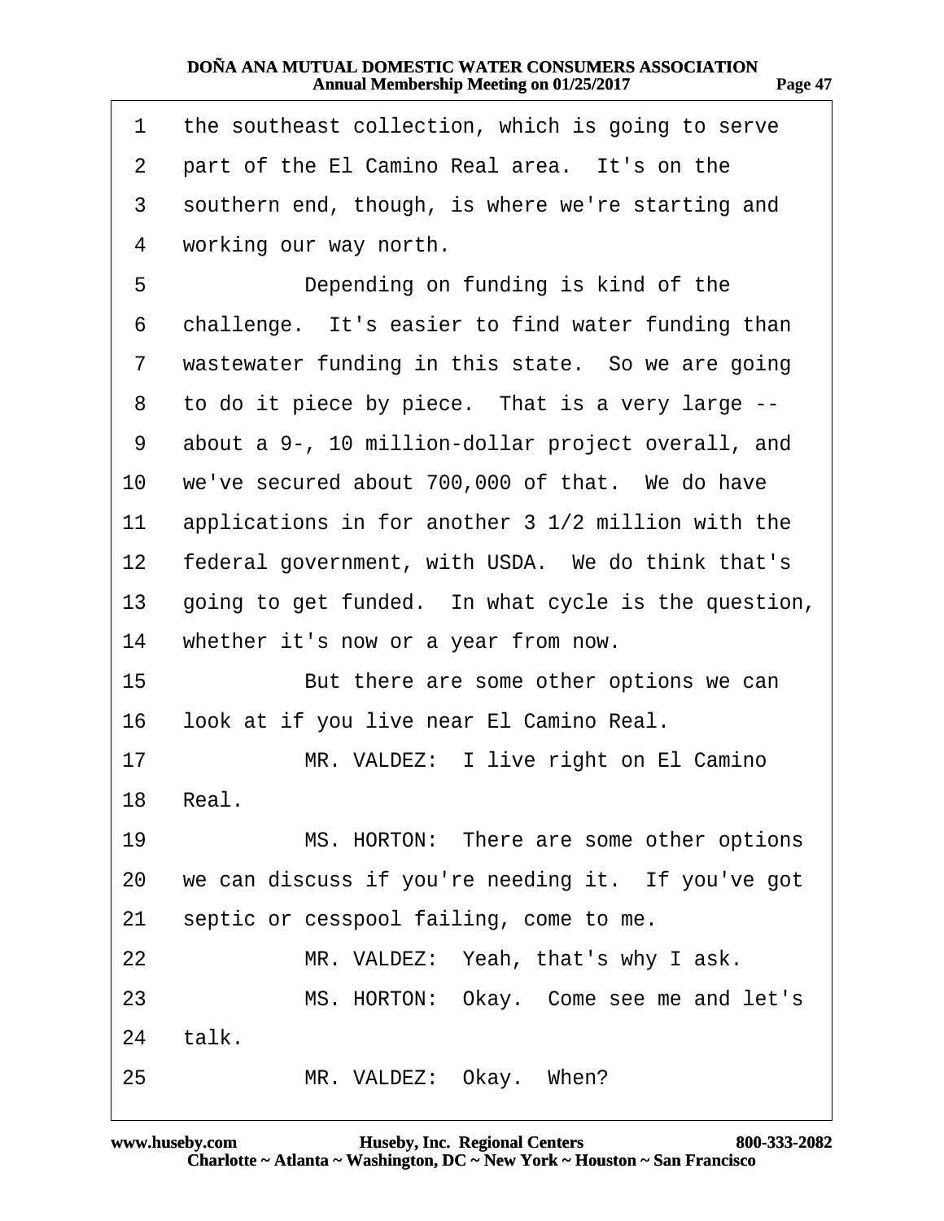1 the southeast collection, which is going to serve
2 part of the El Camino Real area. It's on the
3 southern end, though, is where we're starting and
4 working our way north.
5 Depending on funding is kind of the
6 challenge. It's easier to find water funding than
7 wastewater funding in this state. So we are going
8 to do it piece by piece. That is a very large --
9 about a 9-, 10 million-dollar project overall, and
10 we've secured about 700,000 of that. We do have
11 applications in for another 3 1/2 million with the
12 federal government, with USDA. We do think that's
13 going to get funded. In what cycle is the question,
14 whether it's now or a year from now.
15 But there are some other options we can
16 look at if you live near El Camino Real.
17 MR. VALDEZ: I live right on El Camino
18 Real.
19 MS. HORTON: There are some other options
20 we can discuss if you're needing it. If you've got
21 septic or cesspool failing, come to me.
22 MR. VALDEZ: Yeah, that's why I ask.
23 MS. HORTON: Okay. Come see me and let's
24 talk.
25 MR. VALDEZ: Okay. When?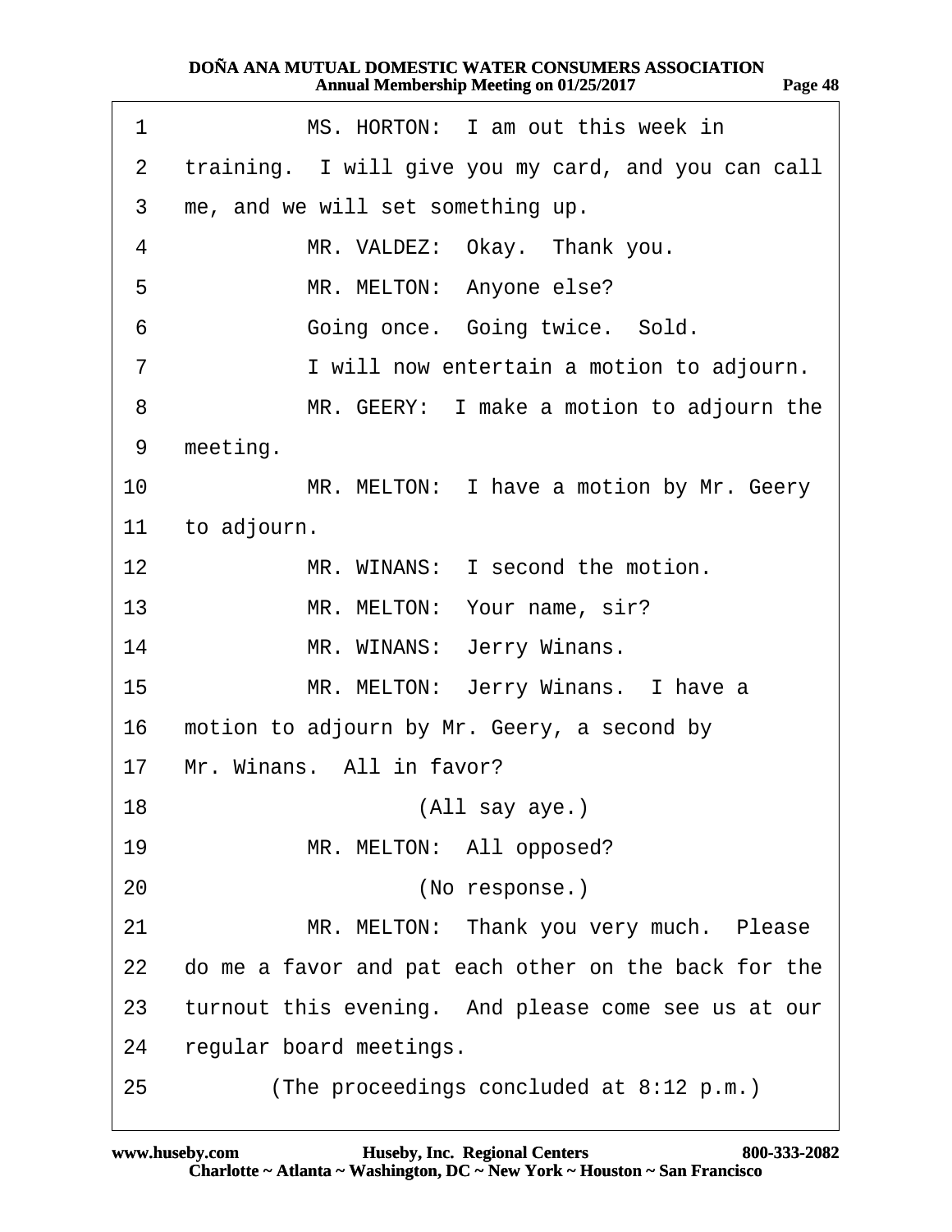1 MS. HORTON: I am out this week in
2 training. I will give you my card, and you can call
3 me, and we will set something up.
4 MR. VALDEZ: Okay. Thank you.
5 MR. MELTON: Anyone else?
6 Going once. Going twice. Sold.
7 I will now entertain a motion to adjourn.
8 MR. GEERY: I make a motion to adjourn the
9 meeting.
10 MR. MELTON: I have a motion by Mr. Geery
11 to adjourn.
12 MR. WINANS: I second the motion.
13 MR. MELTON: Your name, sir?
14 MR. WINANS: Jerry Winans.
15 MR. MELTON: Jerry Winans. I have a
16 motion to adjourn by Mr. Geery, a second by
17 Mr. Winans. All in favor?
18 (All say aye.)
19 MR. MELTON: All opposed?
20 (No response.)
21 MR. MELTON: Thank you very much. Please
22 do me a favor and pat each other on the back for the
23 turnout this evening. And please come see us at our
24 regular board meetings.
25 (The proceedings concluded at 8:12 p.m.)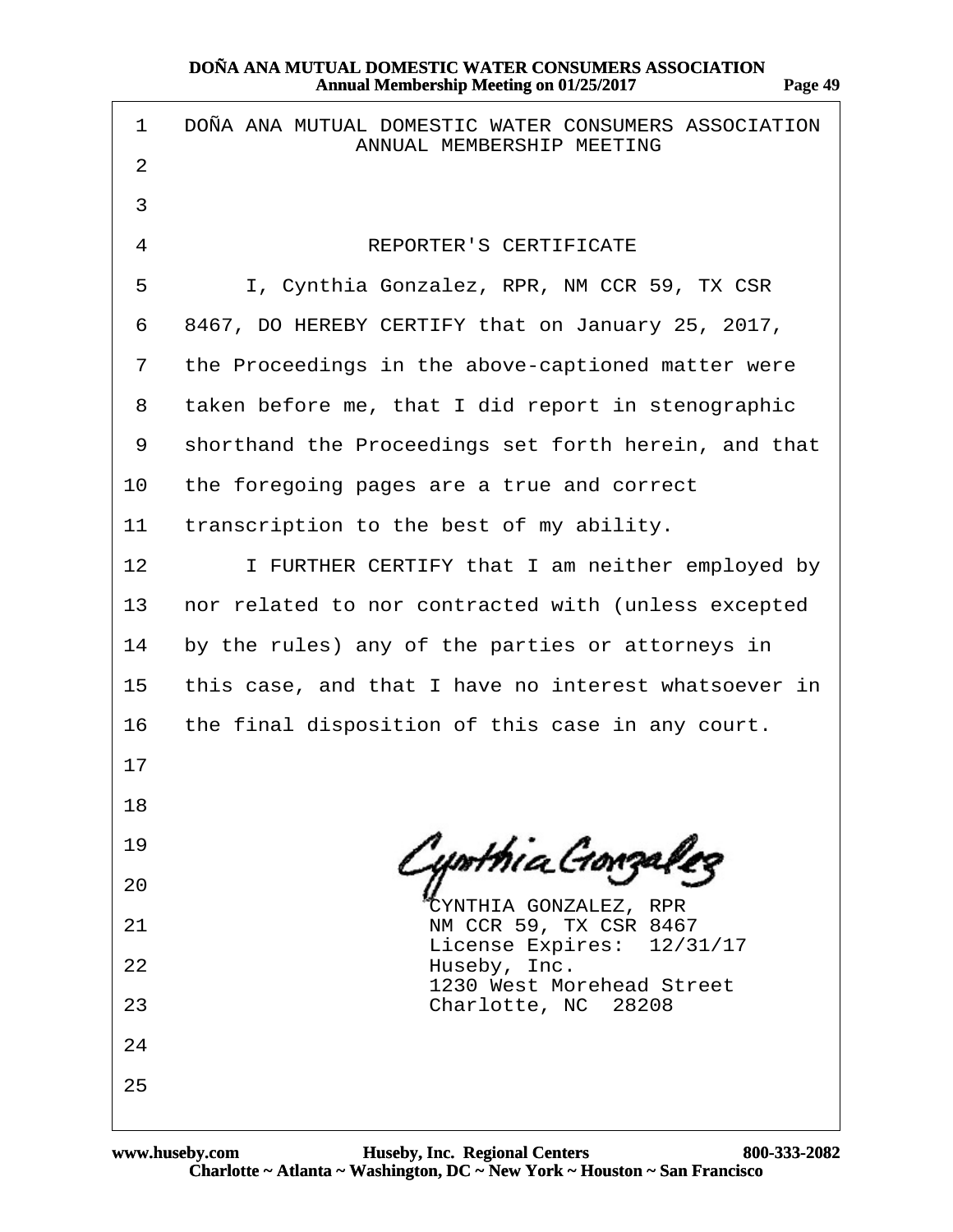DOÑA ANA MUTUAL DOMESTIC WATER CONSUMERS ASSOCIATION
ANNUAL MEMBERSHIP MEETING

## REPORTER'S CERTIFICATE

I, Cynthia Gonzalez, RPR, NM CCR 59, TX CSR 8467, DO HEREBY CERTIFY that on January 25, 2017, the Proceedings in the above-captioned matter were taken before me, that I did report in stenographic shorthand the Proceedings set forth herein, and that the foregoing pages are a true and correct transcription to the best of my ability.

I FURTHER CERTIFY that I am neither employed by nor related to nor contracted with (unless excepted by the rules) any of the parties or attorneys in this case, and that I have no interest whatsoever in the final disposition of this case in any court.

*Cynthia Gonzalez*

CYNTHIA GONZALEZ, RPR
NM CCR 59, TX CSR 8467
License Expires: 12/31/17
Huseby, Inc.
1230 West Morehead Street
Charlotte, NC 28208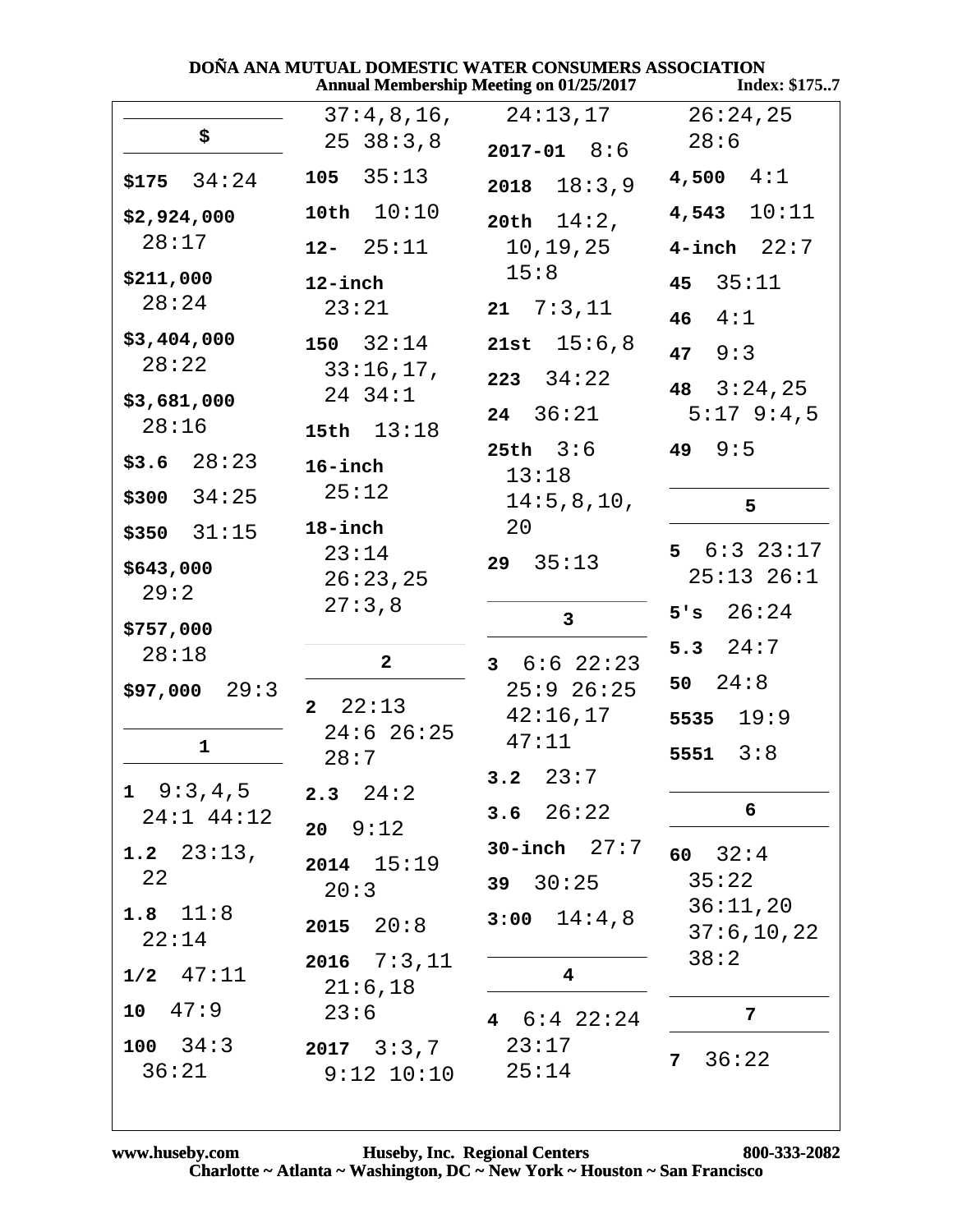## $

**$175** 34:24

**$2,924,000** 28:17

**$211,000** 28:24

**$3,404,000** 28:22

**$3,681,000** 28:16

**$3.6** 28:23

**$300** 34:25

**$350** 31:15

**$643,000** 29:2

**$757,000** 28:18

**$97,000** 29:3

## 1

**1** 9:3,4,5 24:1 44:12

**1.2** 23:13, 22

**1.8** 11:8 22:14

**1/2** 47:11

**10** 47:9

**100** 34:3 36:21 37:4,8,16, 25 38:3,8

**105** 35:13

**10th** 10:10

**12-** 25:11

**12-inch** 23:21

**150** 32:14 33:16,17, 24 34:1

**15th** 13:18

**16-inch** 25:12

**18-inch** 23:14 26:23,25 27:3,8

## 2

**2** 22:13 24:6 26:25 28:7

**2.3** 24:2

**20** 9:12

**2014** 15:19 20:3

**2015** 20:8

**2016** 7:3,11 21:6,18 23:6

**2017** 3:3,7 9:12 10:10 24:13,17

**2017-01** 8:6

**2018** 18:3,9

**20th** 14:2, 10,19,25 15:8

**21** 7:3,11

**21st** 15:6,8

**223** 34:22

**24** 36:21

**25th** 3:6 13:18 14:5,8,10, 20

**29** 35:13

## 3

**3** 6:6 22:23 25:9 26:25 42:16,17 47:11

**3.2** 23:7

**3.6** 26:22

**30-inch** 27:7

**39** 30:25

**3:00** 14:4,8

## 4

**4** 6:4 22:24 23:17 25:14 26:24,25 28:6

**4,500** 4:1

**4,543** 10:11

**4-inch** 22:7

**45** 35:11

**46** 4:1

**47** 9:3

**48** 3:24,25 5:17 9:4,5

**49** 9:5

## 5

**5** 6:3 23:17 25:13 26:1

**5's** 26:24

**5.3** 24:7

**50** 24:8

**5535** 19:9

**5551** 3:8

## 6

**60** 32:4 35:22 36:11,20 37:6,10,22 38:2

## 7

**7** 36:22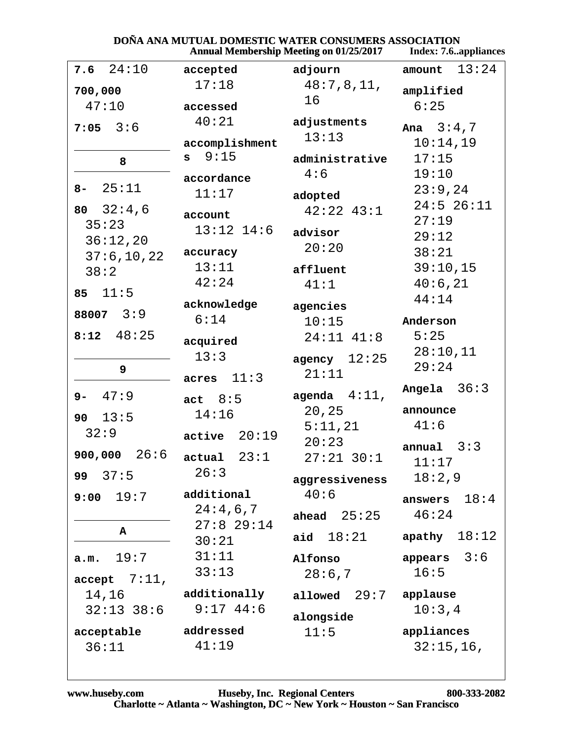**7.6** 24:10

**700,000** 47:10

**7:05** 3:6

**8**

**8-** 25:11

**80** 32:4,6 35:23 36:12,20 37:6,10,22 38:2

**85** 11:5

**88007** 3:9

**8:12** 48:25

**9**

**9-** 47:9

**90** 13:5 32:9

**900,000** 26:6

**99** 37:5

**9:00** 19:7

**A**

**a.m.** 19:7

**accept** 7:11, 14,16 32:13 38:6

**acceptable** 36:11

**accepted** 17:18

**accessed** 40:21

**accomplishments** 9:15

**accordance** 11:17

**account** 13:12 14:6

**accuracy** 13:11 42:24

**acknowledge** 6:14

**acquired** 13:3

**acres** 11:3

**act** 8:5 14:16

**active** 20:19

**actual** 23:1 26:3

**additional** 24:4,6,7 27:8 29:14 30:21 31:11 33:13

**additionally** 9:17 44:6

**addressed** 41:19

**adjourn** 48:7,8,11, 16

**adjustments** 13:13

**administrative** 4:6

**adopted** 42:22 43:1

**advisor** 20:20

**affluent** 41:1

**agencies** 10:15 24:11 41:8

**agency** 12:25 21:11

**agenda** 4:11, 20,25 5:11,21 20:23 27:21 30:1

**aggressiveness** 40:6

**ahead** 25:25

**aid** 18:21

**Alfonso** 28:6,7

**allowed** 29:7

**alongside** 11:5

**amount** 13:24

**amplified** 6:25

**Ana** 3:4,7 10:14,19 17:15 19:10 23:9,24 24:5 26:11 27:19 29:12 38:21 39:10,15 40:6,21 44:14

**Anderson** 5:25 28:10,11 29:24

**Angela** 36:3

**announce** 41:6

**annual** 3:3 11:17 18:2,9

**answers** 18:4 46:24

**apathy** 18:12

**appears** 3:6 16:5

**applause** 10:3,4

**appliances** 32:15,16,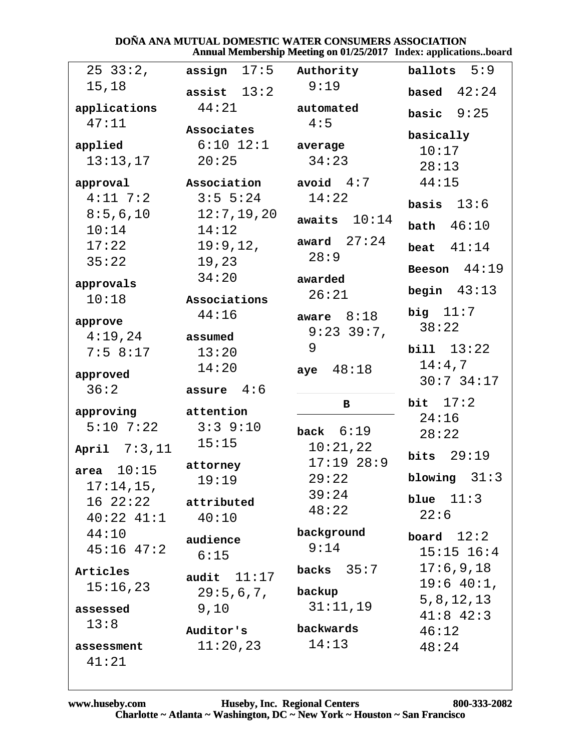25 33:2, 15,18

**applications** 47:11

**applied** 13:13,17

**approval** 4:11 7:2 8:5,6,10 10:14 17:22 35:22

**approvals** 10:18

**approve** 4:19,24 7:5 8:17

**approved** 36:2

**approving** 5:10 7:22

**April** 7:3,11

**area** 10:15 17:14,15, 16 22:22 40:22 41:1 44:10 45:16 47:2

**Articles** 15:16,23

**assessed** 13:8

**assessment** 41:21

**assign** 17:5

**assist** 13:2 44:21

**Associates** 6:10 12:1 20:25

**Association** 3:5 5:24 12:7,19,20 14:12 19:9,12, 19,23 34:20

**Associations** 44:16

**assumed** 13:20 14:20

**assure** 4:6

**attention** 3:3 9:10 15:15

**attorney** 19:19

**attributed** 40:10

**audience** 6:15

**audit** 11:17 29:5,6,7, 9,10

**Auditor's** 11:20,23

**Authority** 9:19

**automated** 4:5

**average** 34:23

**avoid** 4:7 14:22

**awaits** 10:14

**award** 27:24 28:9

**awarded** 26:21

**aware** 8:18 9:23 39:7, 9

**aye** 48:18

## B

**back** 6:19 10:21,22 17:19 28:9 29:22 39:24 48:22

**background** 9:14

**backs** 35:7

**backup** 31:11,19

**backwards** 14:13

**ballots** 5:9

**based** 42:24

**basic** 9:25

**basically** 10:17 28:13 44:15

**basis** 13:6

**bath** 46:10

**beat** 41:14

**Beeson** 44:19

**begin** 43:13

**big** 11:7 38:22

**bill** 13:22 14:4,7 30:7 34:17

**bit** 17:2 24:16 28:22

**bits** 29:19

**blowing** 31:3

**blue** 11:3 22:6

**board** 12:2 15:15 16:4 17:6,9,18 19:6 40:1, 5,8,12,13 41:8 42:3 46:12 48:24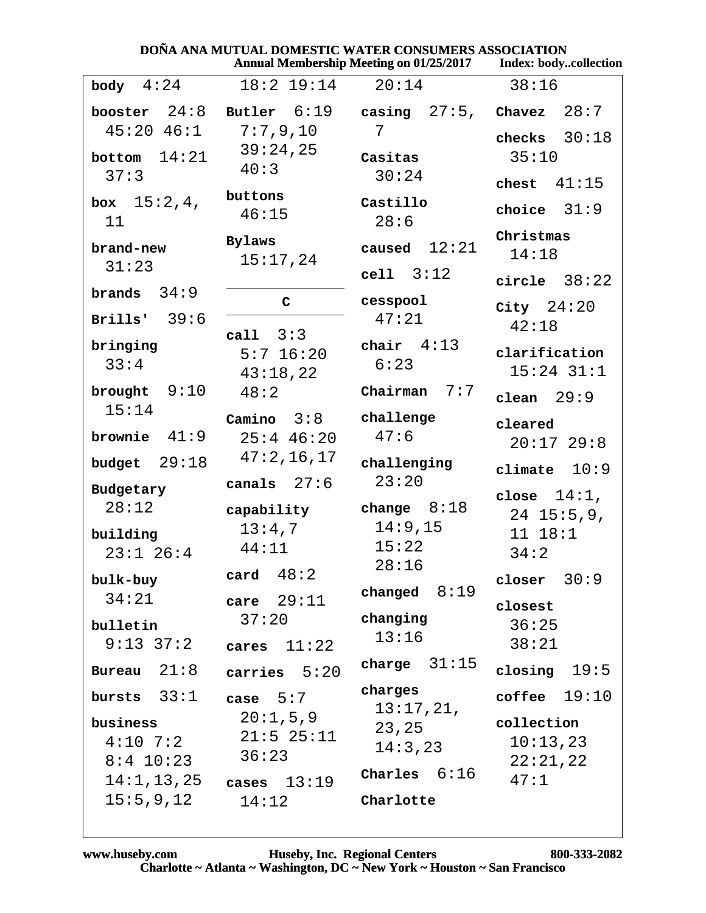**body** 4:24 18:2 19:14 20:14 38:16

**booster** 24:8 45:20 46:1

**bottom** 14:21 37:3

**box** 15:2,4, 11

**brand-new** 31:23

**brands** 34:9

**Brills'** 39:6

**bringing** 33:4

**brought** 9:10 15:14

**brownie** 41:9

**budget** 29:18

**Budgetary** 28:12

**building** 23:1 26:4

**bulk-buy** 34:21

**bulletin** 9:13 37:2

**Bureau** 21:8

**bursts** 33:1

**business** 4:10 7:2 8:4 10:23 14:1,13,25 15:5,9,12

**Butler** 6:19 7:7,9,10 39:24,25 40:3

**buttons** 46:15

**Bylaws** 15:17,24

## C

**call** 3:3 5:7 16:20 43:18,22 48:2

**Camino** 3:8 25:4 46:20 47:2,16,17

**canals** 27:6

**capability** 13:4,7 44:11

**card** 48:2

**care** 29:11 37:20

**cares** 11:22

**carries** 5:20

**case** 5:7 20:1,5,9 21:5 25:11 36:23

**cases** 13:19 14:12

**casing** 27:5, 7

**Casitas** 30:24

**Castillo** 28:6

**caused** 12:21

**cell** 3:12

**cesspool** 47:21

**chair** 4:13 6:23

**Chairman** 7:7

**challenge** 47:6

**challenging** 23:20

**change** 8:18 14:9,15 15:22 28:16

**changed** 8:19

**changing** 13:16

**charge** 31:15

**charges** 13:17,21, 23,25 14:3,23

**Charles** 6:16

**Charlotte**

**Chavez** 28:7

**checks** 30:18 35:10

**chest** 41:15

**choice** 31:9

**Christmas** 14:18

**circle** 38:22

**City** 24:20 42:18

**clarification** 15:24 31:1

**clean** 29:9

**cleared** 20:17 29:8

**climate** 10:9

**close** 14:1, 24 15:5,9, 11 18:1 34:2

**closer** 30:9

**closest** 36:25 38:21

**closing** 19:5

**coffee** 19:10

**collection** 10:13,23 22:21,22 47:1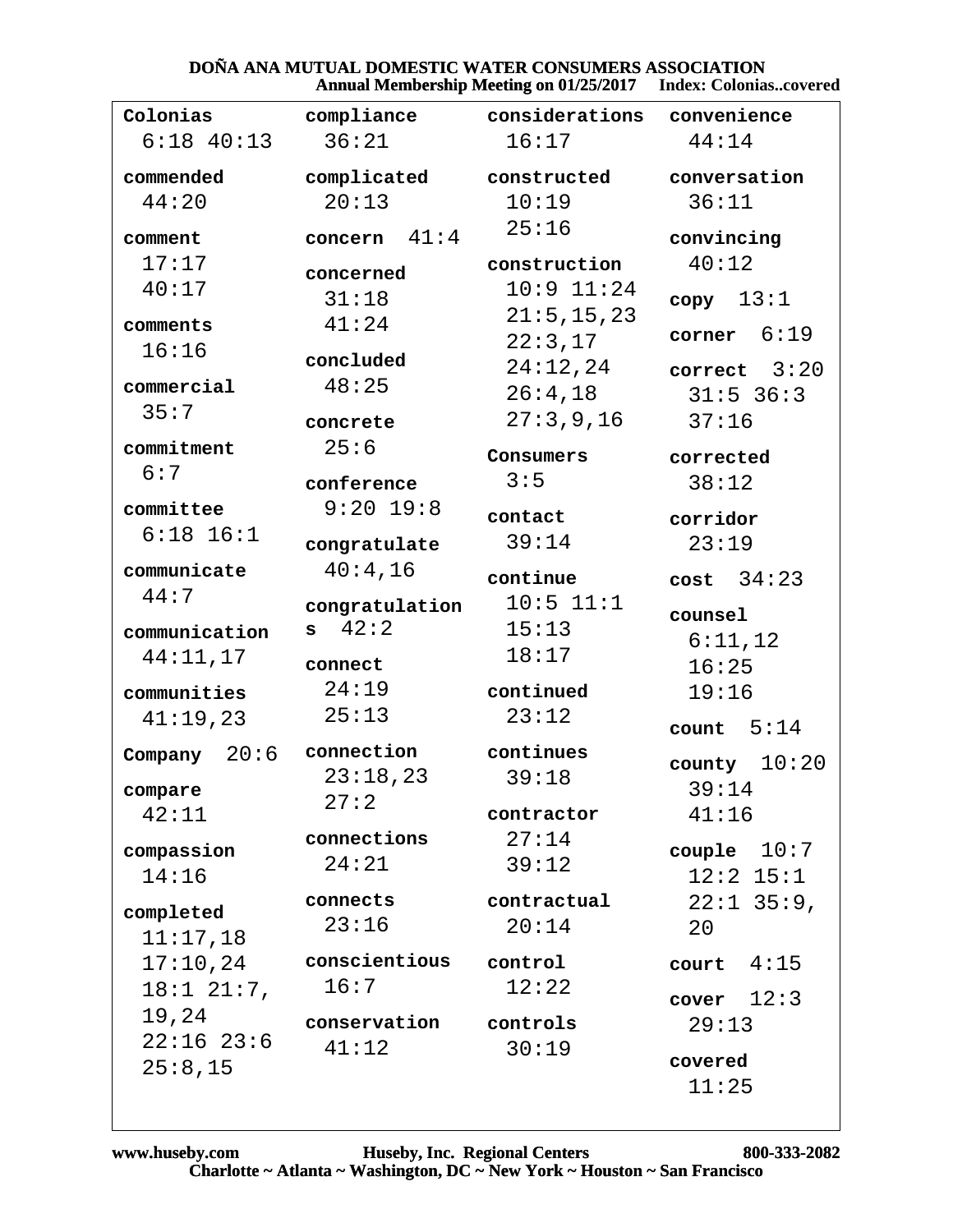**Colonias**
6:18 40:13

**commended**
44:20

**comment**
17:17
40:17

**comments**
16:16

**commercial**
35:7

**commitment**
6:7

**committee**
6:18 16:1

**communicate**
44:7

**communication**
44:11,17

**communities**
41:19,23

**Company** 20:6

**compare**
42:11

**compassion**
14:16

**completed**
11:17,18
17:10,24
18:1 21:7,
19,24
22:16 23:6
25:8,15

**compliance**
36:21

**complicated**
20:13

**concern** 41:4

**concerned**
31:18
41:24

**concluded**
48:25

**concrete**
25:6

**conference**
9:20 19:8

**congratulate**
40:4,16

**congratulations** 42:2

**connect**
24:19
25:13

**connection**
23:18,23
27:2

**connections**
24:21

**connects**
23:16

**conscientious**
16:7

**conservation**
41:12

**considerations**
16:17

**constructed**
10:19
25:16

**construction**
10:9 11:24
21:5,15,23
22:3,17
24:12,24
26:4,18
27:3,9,16

**Consumers**
3:5

**contact**
39:14

**continue**
10:5 11:1
15:13
18:17

**continued**
23:12

**continues**
39:18

**contractor**
27:14
39:12

**contractual**
20:14

**control**
12:22

**controls**
30:19

**convenience**
44:14

**conversation**
36:11

**convincing**
40:12

**copy** 13:1

**corner** 6:19

**correct** 3:20
31:5 36:3
37:16

**corrected**
38:12

**corridor**
23:19

**cost** 34:23

**counsel**
6:11,12
16:25
19:16

**count** 5:14

**county** 10:20
39:14
41:16

**couple** 10:7
12:2 15:1
22:1 35:9,
20

**court** 4:15

**cover** 12:3
29:13

**covered**
11:25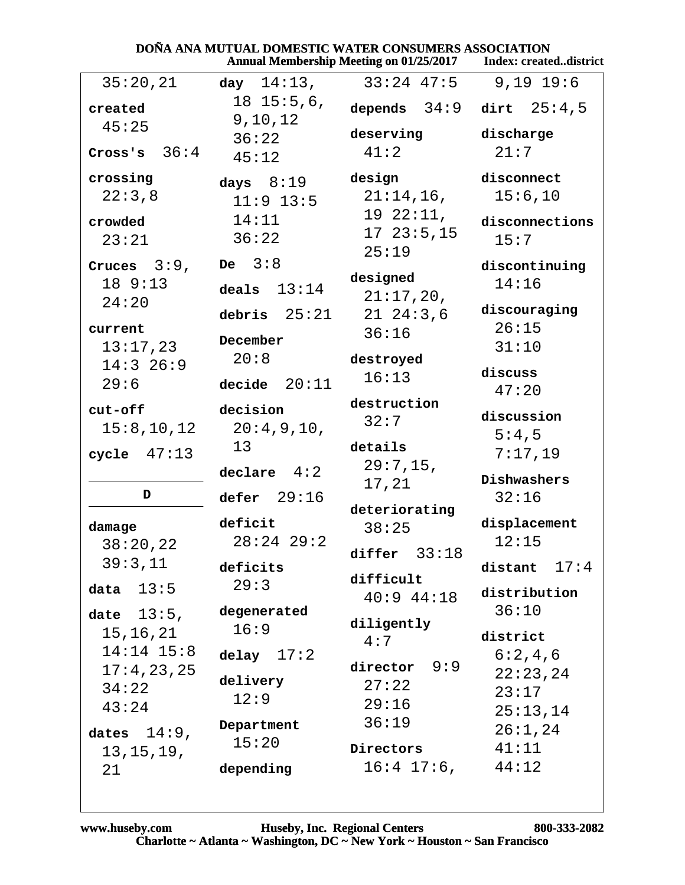35:20,21

**created** 45:25

**Cross's** 36:4

**crossing** 22:3,8

**crowded** 23:21

**Cruces** 3:9, 18 9:13 24:20

**current** 13:17,23 14:3 26:9 29:6

**cut-off** 15:8,10,12

**cycle** 47:13

## D

**damage** 38:20,22 39:3,11

**data** 13:5

**date** 13:5, 15,16,21 14:14 15:8 17:4,23,25 34:22 43:24

**dates** 14:9, 13,15,19, 21

**day** 14:13, 18 15:5,6, 9,10,12 36:22 45:12

**days** 8:19 11:9 13:5 14:11 36:22

**De** 3:8

**deals** 13:14

**debris** 25:21

**December** 20:8

**decide** 20:11

**decision** 20:4,9,10, 13

**declare** 4:2

**defer** 29:16

**deficit** 28:24 29:2

**deficits** 29:3

**degenerated** 16:9

**delay** 17:2

**delivery** 12:9

**Department** 15:20

**depending** 33:24 47:5

**depends** 34:9

**deserving** 41:2

**design** 21:14,16, 19 22:11, 17 23:5,15 25:19

**designed** 21:17,20, 21 24:3,6 36:16

**destroyed** 16:13

**destruction** 32:7

**details** 29:7,15, 17,21

**deteriorating** 38:25

**differ** 33:18

**difficult** 40:9 44:18

**diligently** 4:7

**director** 9:9 27:22 29:16 36:19

**Directors** 16:4 17:6, 9,19 19:6

**dirt** 25:4,5

**discharge** 21:7

**disconnect** 15:6,10

**disconnections** 15:7

**discontinuing** 14:16

**discouraging** 26:15 31:10

**discuss** 47:20

**discussion** 5:4,5 7:17,19

**Dishwashers** 32:16

**displacement** 12:15

**distant** 17:4

**distribution** 36:10

**district** 6:2,4,6 22:23,24 23:17 25:13,14 26:1,24 41:11 44:12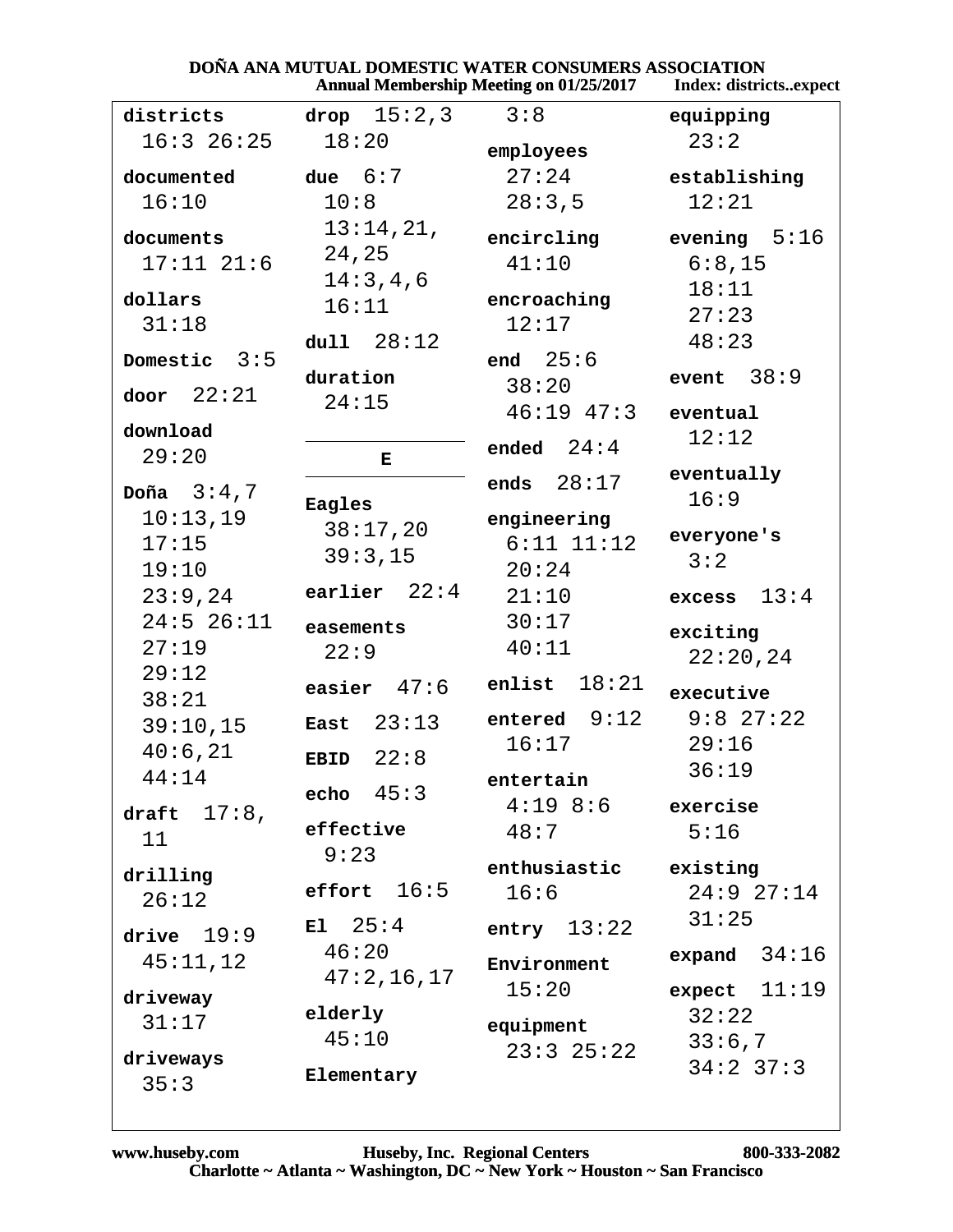**districts** 16:3 26:25

**documented** 16:10

**documents** 17:11 21:6

**dollars** 31:18

**Domestic** 3:5

**door** 22:21

**download** 29:20

**Doña** 3:4,7 10:13,19 17:15 19:10 23:9,24 24:5 26:11 27:19 29:12 38:21 39:10,15 40:6,21 44:14

**draft** 17:8, 11

**drilling** 26:12

**drive** 19:9 45:11,12

**driveway** 31:17

**driveways** 35:3

**drop** 15:2,3 18:20

**due** 6:7 10:8 13:14,21, 24,25 14:3,4,6 16:11

**dull** 28:12

**duration** 24:15

**E**

**Eagles** 38:17,20 39:3,15

**earlier** 22:4

**easements** 22:9

**easier** 47:6

**East** 23:13

**EBID** 22:8

**echo** 45:3

**effective** 9:23

**effort** 16:5

**El** 25:4 46:20 47:2,16,17

**elderly** 45:10

**Elementary** 3:8

**employees** 27:24 28:3,5

**encircling** 41:10

**encroaching** 12:17

**end** 25:6 38:20 46:19 47:3

**ended** 24:4

**ends** 28:17

**engineering** 6:11 11:12 20:24 21:10 30:17 40:11

**enlist** 18:21

**entered** 9:12 16:17

**entertain** 4:19 8:6 48:7

**enthusiastic** 16:6

**entry** 13:22

**Environment** 15:20

**equipment** 23:3 25:22

**equipping** 23:2

**establishing** 12:21

**evening** 5:16 6:8,15 18:11 27:23 48:23

**event** 38:9

**eventual** 12:12

**eventually** 16:9

**everyone's** 3:2

**excess** 13:4

**exciting** 22:20,24

**executive** 9:8 27:22 29:16 36:19

**exercise** 5:16

**existing** 24:9 27:14 31:25

**expand** 34:16

**expect** 11:19 32:22 33:6,7 34:2 37:3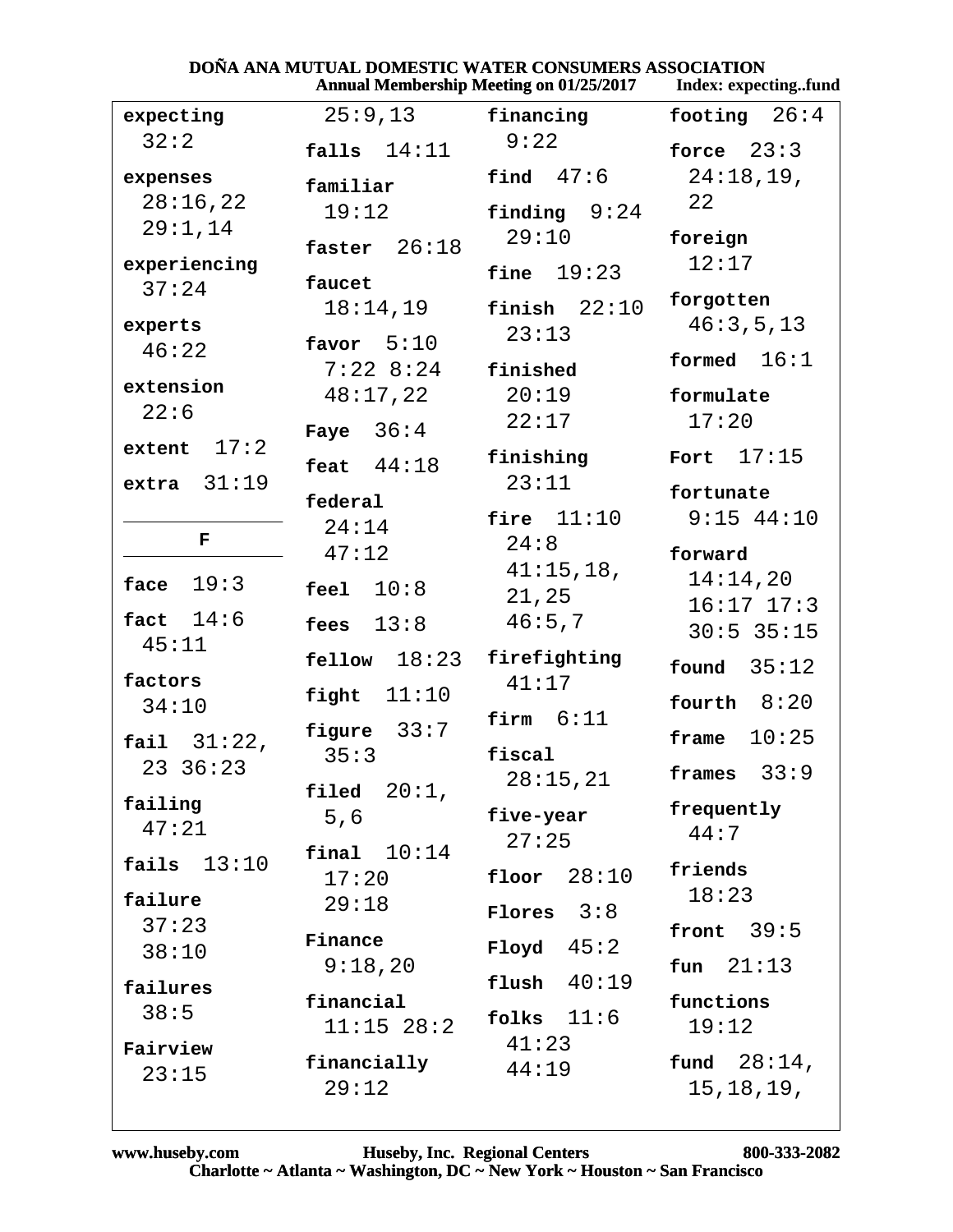# DOÑA ANA MUTUAL DOMESTIC WATER CONSUMERS ASSOCIATION

Annual Membership Meeting on 01/25/2017 — Index: expecting..fund

**expecting** 32:2

**expenses** 28:16,22 29:1,14

**experiencing** 37:24

**experts** 46:22

**extension** 22:6

**extent** 17:2

**extra** 31:19

## F

**face** 19:3

**fact** 14:6 45:11

**factors** 34:10

**fail** 31:22, 23 36:23

**failing** 47:21

**fails** 13:10

**failure** 37:23 38:10

**failures** 38:5

**Fairview** 23:15 25:9,13

**falls** 14:11

**familiar** 19:12

**faster** 26:18

**faucet** 18:14,19

**favor** 5:10 7:22 8:24 48:17,22

**Faye** 36:4

**feat** 44:18

**federal** 24:14 47:12

**feel** 10:8

**fees** 13:8

**fellow** 18:23

**fight** 11:10

**figure** 33:7 35:3

**filed** 20:1, 5,6

**final** 10:14 17:20 29:18

**Finance** 9:18,20

**financial** 11:15 28:2

**financially** 29:12

**financing** 9:22

**find** 47:6

**finding** 9:24 29:10

**fine** 19:23

**finish** 22:10 23:13

**finished** 20:19 22:17

**finishing** 23:11

**fire** 11:10 24:8 41:15,18, 21,25 46:5,7

**firefighting** 41:17

**firm** 6:11

**fiscal** 28:15,21

**five-year** 27:25

**floor** 28:10

**Flores** 3:8

**Floyd** 45:2

**flush** 40:19

**folks** 11:6 41:23 44:19

**footing** 26:4

**force** 23:3 24:18,19, 22

**foreign** 12:17

**forgotten** 46:3,5,13

**formed** 16:1

**formulate** 17:20

**Fort** 17:15

**fortunate** 9:15 44:10

**forward** 14:14,20 16:17 17:3 30:5 35:15

**found** 35:12

**fourth** 8:20

**frame** 10:25

**frames** 33:9

**frequently** 44:7

**friends** 18:23

**front** 39:5

**fun** 21:13

**functions** 19:12

**fund** 28:14, 15,18,19,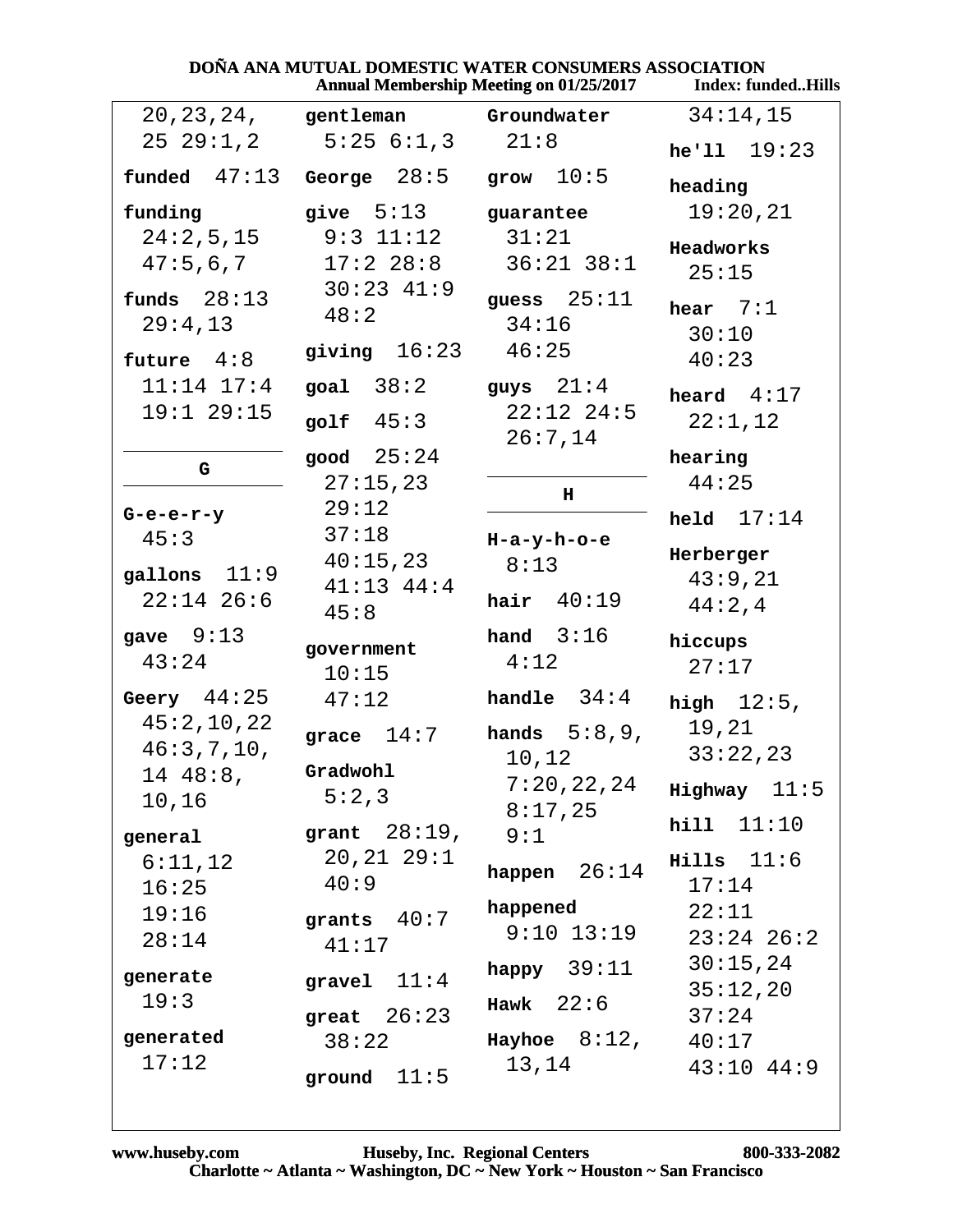DOÑA ANA MUTUAL DOMESTIC WATER CONSUMERS ASSOCIATION
Annual Membership Meeting on 01/25/2017 Index: funded..Hills

20,23,24, 25 29:1,2

**funded** 47:13

**funding** 24:2,5,15 47:5,6,7

**funds** 28:13 29:4,13

**future** 4:8 11:14 17:4 19:1 29:15

**G**

**G-e-e-r-y** 45:3

**gallons** 11:9 22:14 26:6

**gave** 9:13 43:24

**Geery** 44:25 45:2,10,22 46:3,7,10, 14 48:8, 10,16

**general** 6:11,12 16:25 19:16 28:14

**generate** 19:3

**generated** 17:12

**gentleman** 5:25 6:1,3

**George** 28:5

**give** 5:13 9:3 11:12 17:2 28:8 30:23 41:9 48:2

**giving** 16:23

**goal** 38:2

**golf** 45:3

**good** 25:24 27:15,23 29:12 37:18 40:15,23 41:13 44:4 45:8

**government** 10:15 47:12

**grace** 14:7

**Gradwohl** 5:2,3

**grant** 28:19, 20,21 29:1 40:9

**grants** 40:7 41:17

**gravel** 11:4

**great** 26:23 38:22

**ground** 11:5

**Groundwater** 21:8

**grow** 10:5

**guarantee** 31:21 36:21 38:1

**guess** 25:11 34:16 46:25

**guys** 21:4 22:12 24:5 26:7,14

**H**

**H-a-y-h-o-e** 8:13

**hair** 40:19

**hand** 3:16 4:12

**handle** 34:4

**hands** 5:8,9, 10,12 7:20,22,24 8:17,25 9:1

**happen** 26:14

**happened** 9:10 13:19

**happy** 39:11

**Hawk** 22:6

**Hayhoe** 8:12, 13,14

34:14,15

**he'll** 19:23

**heading** 19:20,21

**Headworks** 25:15

**hear** 7:1 30:10 40:23

**heard** 4:17 22:1,12

**hearing** 44:25

**held** 17:14

**Herberger** 43:9,21 44:2,4

**hiccups** 27:17

**high** 12:5, 19,21 33:22,23

**Highway** 11:5

**hill** 11:10

**Hills** 11:6 17:14 22:11 23:24 26:2 30:15,24 35:12,20 37:24 40:17 43:10 44:9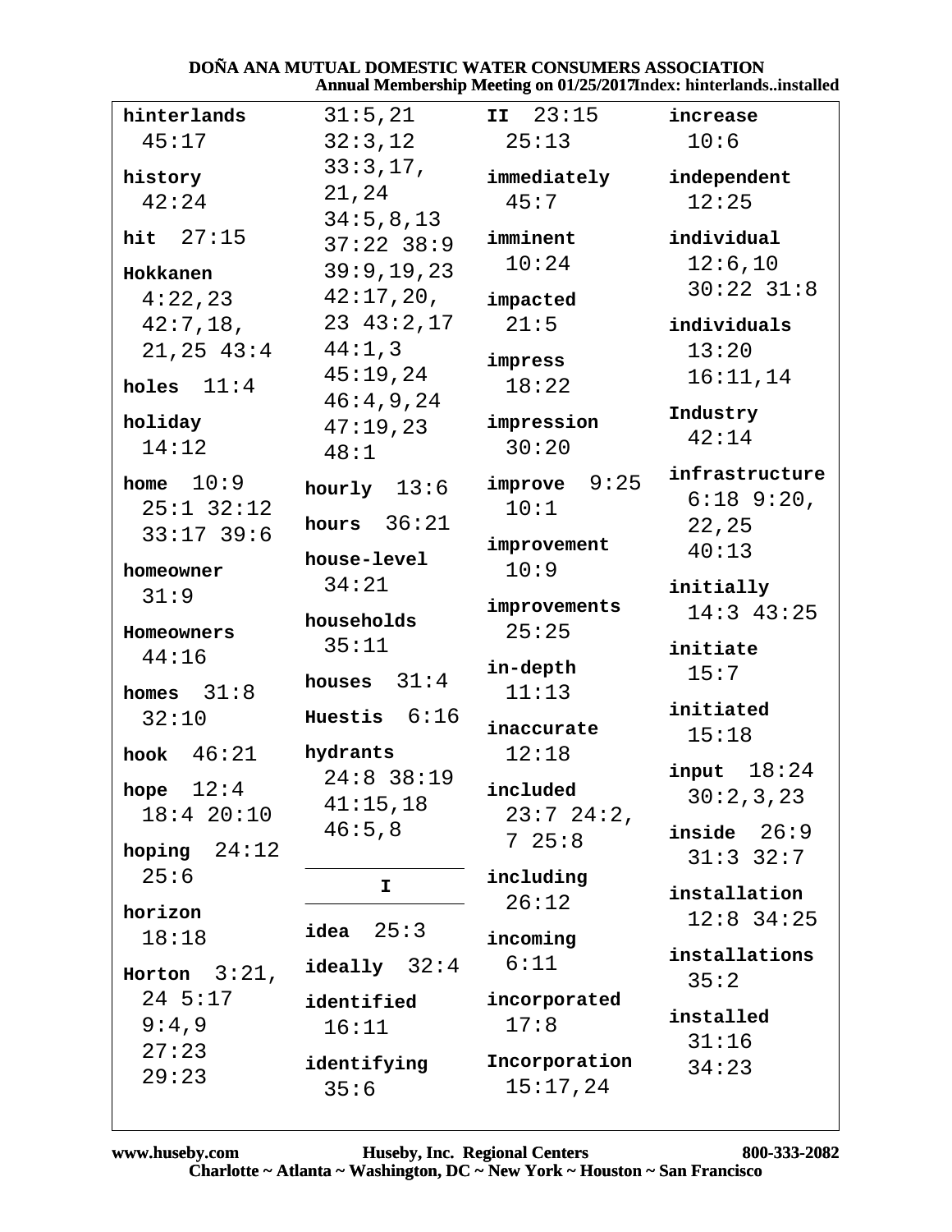hinterlands 45:17

history 42:24

hit 27:15

Hokkanen 4:22,23 42:7,18, 21,25 43:4

holes 11:4

holiday 14:12

home 10:9 25:1 32:12 33:17 39:6

homeowner 31:9

Homeowners 44:16

homes 31:8 32:10

hook 46:21

hope 12:4 18:4 20:10

hoping 24:12 25:6

horizon 18:18

Horton 3:21, 24 5:17 9:4,9 27:23 29:23 31:5,21 32:3,12 33:3,17, 21,24 34:5,8,13 37:22 38:9 39:9,19,23 42:17,20, 23 43:2,17 44:1,3 45:19,24 46:4,9,24 47:19,23 48:1

hourly 13:6

hours 36:21

house-level 34:21

households 35:11

houses 31:4

Huestis 6:16

hydrants 24:8 38:19 41:15,18 46:5,8

## I

idea 25:3

ideally 32:4

identified 16:11

identifying 35:6

II 23:15 25:13

immediately 45:7

imminent 10:24

impacted 21:5

impress 18:22

impression 30:20

improve 9:25 10:1

improvement 10:9

improvements 25:25

in-depth 11:13

inaccurate 12:18

included 23:7 24:2, 7 25:8

including 26:12

incoming 6:11

incorporated 17:8

Incorporation 15:17,24

increase 10:6

independent 12:25

individual 12:6,10 30:22 31:8

individuals 13:20 16:11,14

Industry 42:14

infrastructure 6:18 9:20, 22,25 40:13

initially 14:3 43:25

initiate 15:7

initiated 15:18

input 18:24 30:2,3,23

inside 26:9 31:3 32:7

installation 12:8 34:25

installations 35:2

installed 31:16 34:23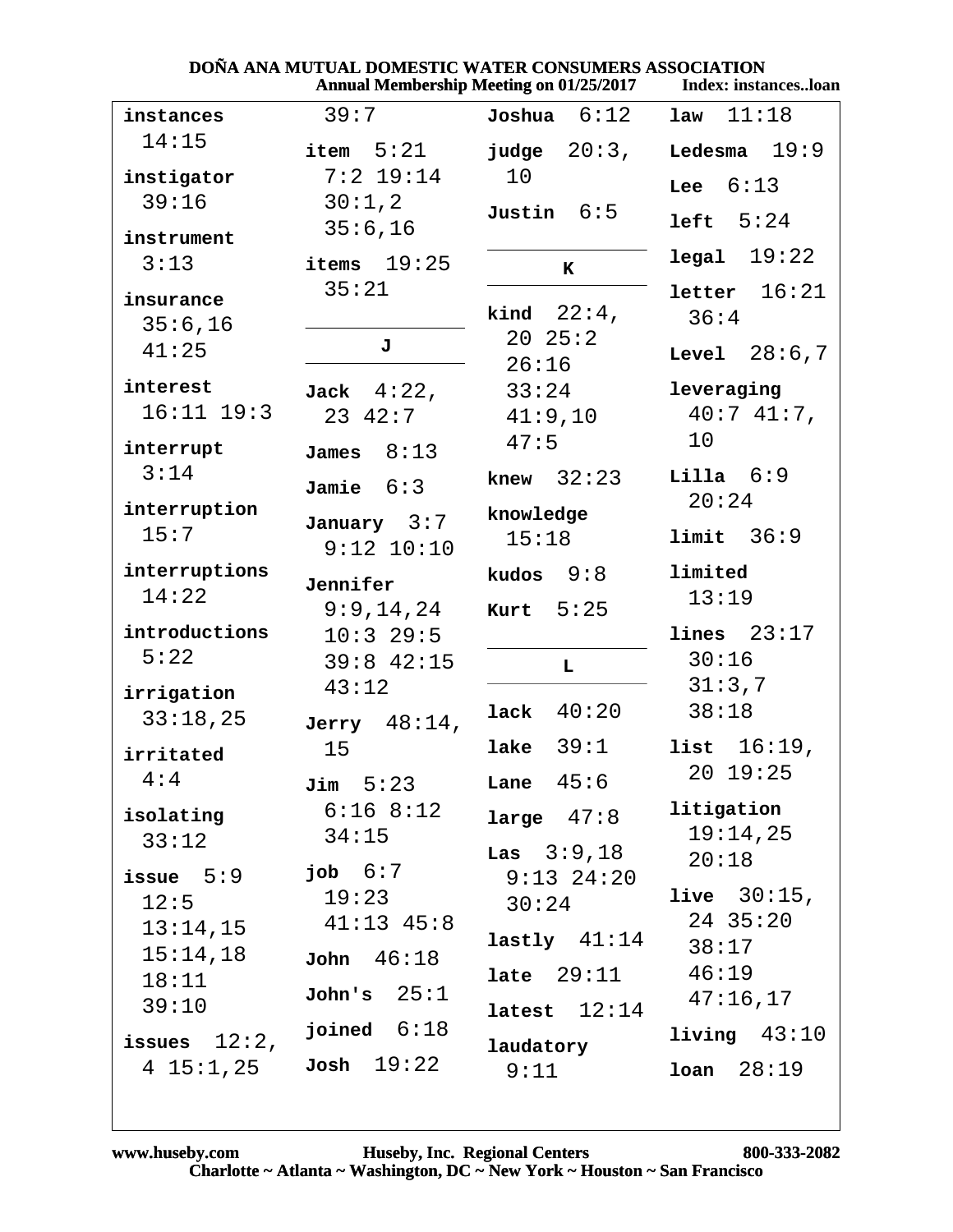# DOÑA ANA MUTUAL DOMESTIC WATER CONSUMERS ASSOCIATION

Annual Membership Meeting on 01/25/2017 — Index: instances..loan

**instances** 14:15

**instigator** 39:16

**instrument** 3:13

**insurance** 35:6,16 41:25

**interest** 16:11 19:3

**interrupt** 3:14

**interruption** 15:7

**interruptions** 14:22

**introductions** 5:22

**irrigation** 33:18,25

**irritated** 4:4

**isolating** 33:12

**issue** 5:9 12:5 13:14,15 15:14,18 18:11 39:10

**issues** 12:2, 4 15:1,25 39:7

**item** 5:21 7:2 19:14 30:1,2 35:6,16

**items** 19:25 35:21

**J**

**Jack** 4:22, 23 42:7

**James** 8:13

**Jamie** 6:3

**January** 3:7 9:12 10:10

**Jennifer** 9:9,14,24 10:3 29:5 39:8 42:15 43:12

**Jerry** 48:14, 15

**Jim** 5:23 6:16 8:12 34:15

**job** 6:7 19:23 41:13 45:8

**John** 46:18

**John's** 25:1

**joined** 6:18

**Josh** 19:22

**Joshua** 6:12

**judge** 20:3, 10

**Justin** 6:5

**K**

**kind** 22:4, 20 25:2 26:16 33:24 41:9,10 47:5

**knew** 32:23

**knowledge** 15:18

**kudos** 9:8

**Kurt** 5:25

**L**

**lack** 40:20

**lake** 39:1

**Lane** 45:6

**large** 47:8

**Las** 3:9,18 9:13 24:20 30:24

**lastly** 41:14

**late** 29:11

**latest** 12:14

**laudatory** 9:11

**law** 11:18

**Ledesma** 19:9

**Lee** 6:13

**left** 5:24

**legal** 19:22

**letter** 16:21 36:4

**Level** 28:6,7

**leveraging** 40:7 41:7, 10

**Lilla** 6:9 20:24

**limit** 36:9

**limited** 13:19

**lines** 23:17 30:16 31:3,7 38:18

**list** 16:19, 20 19:25

**litigation** 19:14,25 20:18

**live** 30:15, 24 35:20 38:17 46:19 47:16,17

**living** 43:10

**loan** 28:19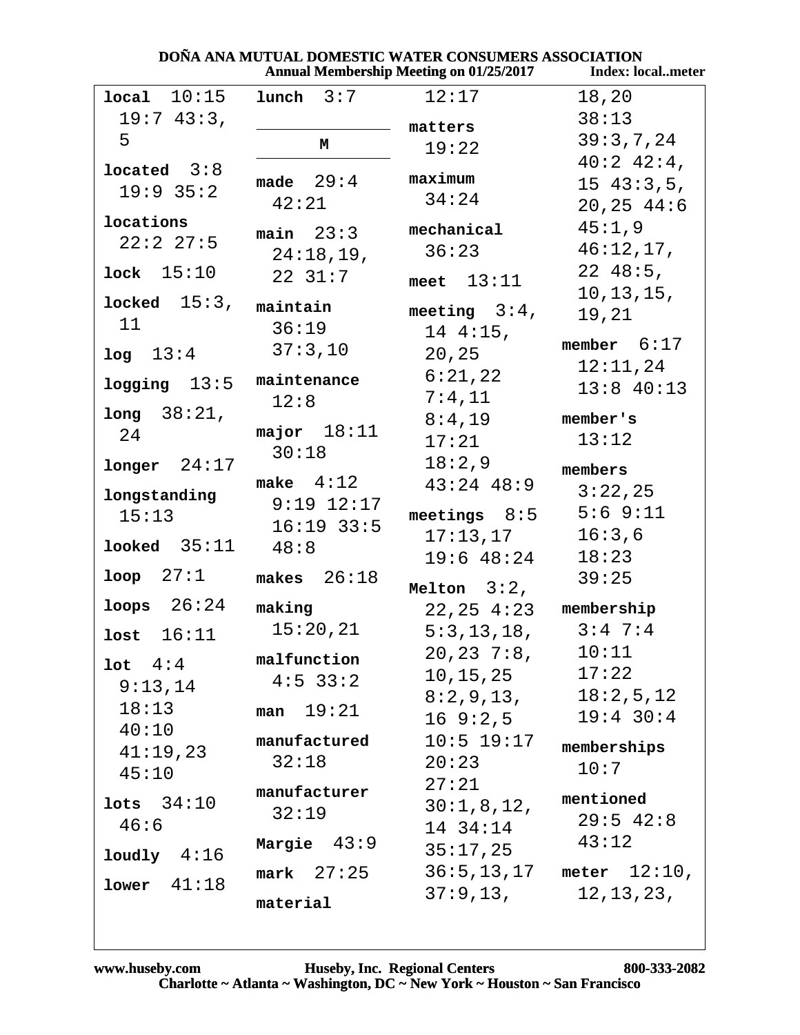**local** 10:15 19:7 43:3, 5

**located** 3:8 19:9 35:2

**locations** 22:2 27:5

**lock** 15:10

**locked** 15:3, 11

**log** 13:4

**logging** 13:5

**long** 38:21, 24

**longer** 24:17

**longstanding** 15:13

**looked** 35:11

**loop** 27:1

**loops** 26:24

**lost** 16:11

**lot** 4:4 9:13,14 18:13 40:10 41:19,23 45:10

**lots** 34:10 46:6

**loudly** 4:16

**lower** 41:18

**lunch** 3:7

**M**

**made** 29:4 42:21

**main** 23:3 24:18,19, 22 31:7

**maintain** 36:19 37:3,10

**maintenance** 12:8

**major** 18:11 30:18

**make** 4:12 9:19 12:17 16:19 33:5 48:8

**makes** 26:18

**making** 15:20,21

**malfunction** 4:5 33:2

**man** 19:21

**manufactured** 32:18

**manufacturer** 32:19

**Margie** 43:9

**mark** 27:25

**material** 12:17

**matters** 19:22

**maximum** 34:24

**mechanical** 36:23

**meet** 13:11

**meeting** 3:4, 14 4:15, 20,25 6:21,22 7:4,11 8:4,19 17:21 18:2,9 43:24 48:9

**meetings** 8:5 17:13,17 19:6 48:24

**Melton** 3:2, 22,25 4:23 5:3,13,18, 20,23 7:8, 10,15,25 8:2,9,13, 16 9:2,5 10:5 19:17 20:23 27:21 30:1,8,12, 14 34:14 35:17,25 36:5,13,17 37:9,13, 18,20 38:13 39:3,7,24 40:2 42:4, 15 43:3,5, 20,25 44:6 45:1,9 46:12,17, 22 48:5, 10,13,15, 19,21

**member** 6:17 12:11,24 13:8 40:13

**member's** 13:12

**members** 3:22,25 5:6 9:11 16:3,6 18:23 39:25

**membership** 3:4 7:4 10:11 17:22 18:2,5,12 19:4 30:4

**memberships** 10:7

**mentioned** 29:5 42:8 43:12

**meter** 12:10, 12,13,23,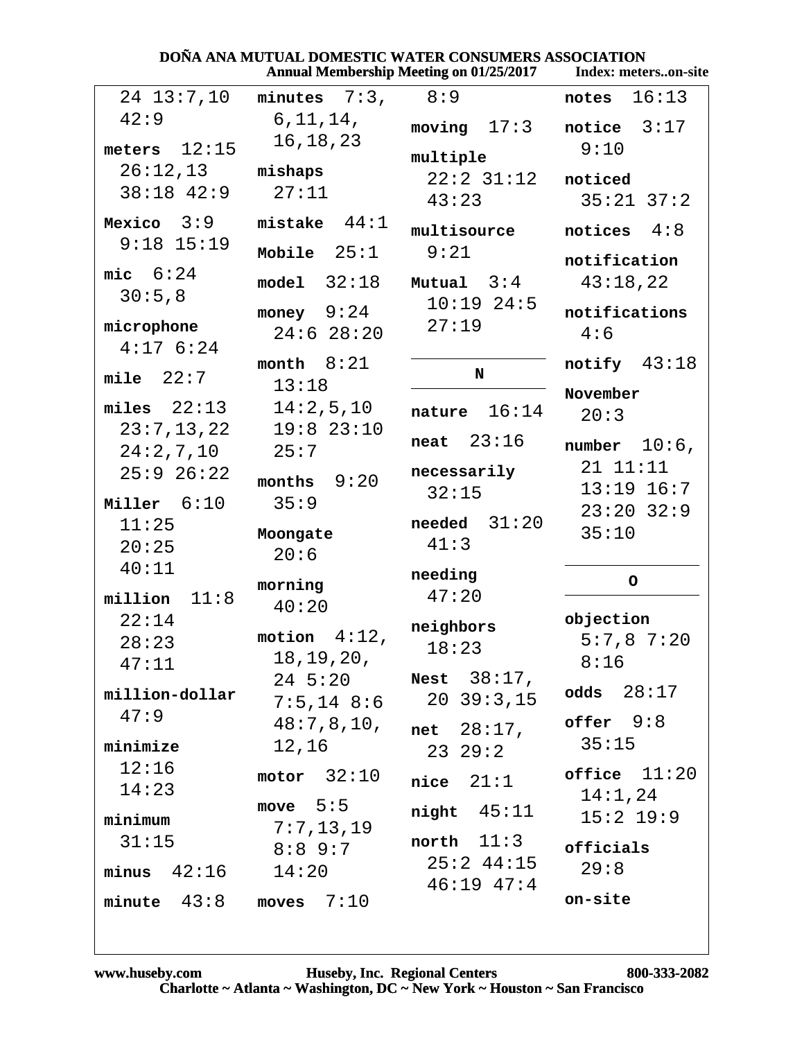24 13:7,10 42:9

**meters** 12:15 26:12,13 38:18 42:9

**Mexico** 3:9 9:18 15:19

**mic** 6:24 30:5,8

**microphone** 4:17 6:24

**mile** 22:7

**miles** 22:13 23:7,13,22 24:2,7,10 25:9 26:22

**Miller** 6:10 11:25 20:25 40:11

**million** 11:8 22:14 28:23 47:11

**million-dollar** 47:9

**minimize** 12:16 14:23

**minimum** 31:15

**minus** 42:16

**minute** 43:8

**minutes** 7:3, 6,11,14, 16,18,23

**mishaps** 27:11

**mistake** 44:1

**Mobile** 25:1

**model** 32:18

**money** 9:24 24:6 28:20

**month** 8:21 13:18 14:2,5,10 19:8 23:10 25:7

**months** 9:20 35:9

**Moongate** 20:6

**morning** 40:20

**motion** 4:12, 18,19,20, 24 5:20 7:5,14 8:6 48:7,8,10, 12,16

**motor** 32:10

**move** 5:5 7:7,13,19 8:8 9:7 14:20

**moves** 7:10

8:9

**moving** 17:3

**multiple** 22:2 31:12 43:23

**multisource** 9:21

**Mutual** 3:4 10:19 24:5 27:19

## N

**nature** 16:14

**neat** 23:16

**necessarily** 32:15

**needed** 31:20 41:3

**needing** 47:20

**neighbors** 18:23

**Nest** 38:17, 20 39:3,15

**net** 28:17, 23 29:2

**nice** 21:1

**night** 45:11

**north** 11:3 25:2 44:15 46:19 47:4

**notes** 16:13

**notice** 3:17 9:10

**noticed** 35:21 37:2

**notices** 4:8

**notification** 43:18,22

**notifications** 4:6

**notify** 43:18

**November** 20:3

**number** 10:6, 21 11:11 13:19 16:7 23:20 32:9 35:10

## O

**objection** 5:7,8 7:20 8:16

**odds** 28:17

**offer** 9:8 35:15

**office** 11:20 14:1,24 15:2 19:9

**officials** 29:8

**on-site**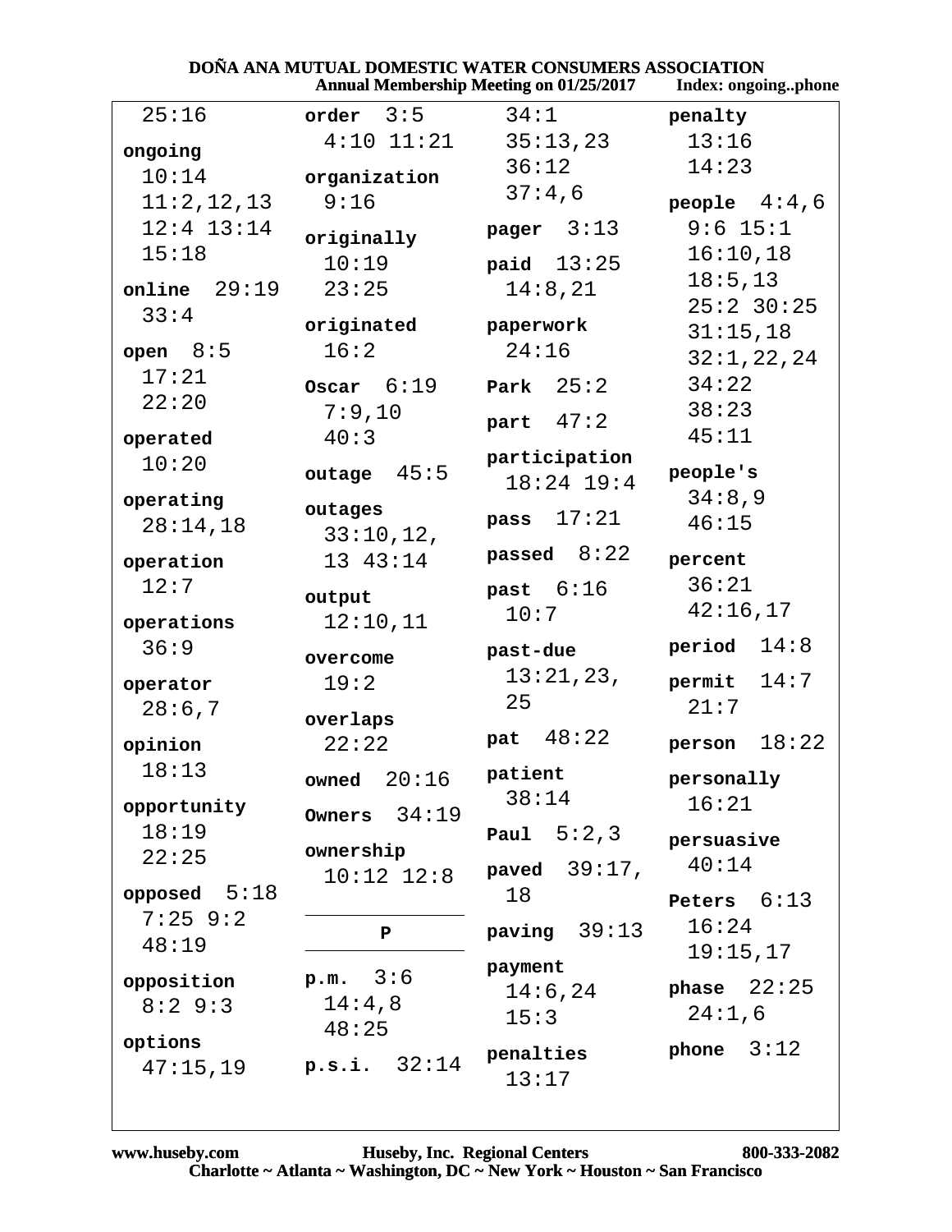25:16

**ongoing** 10:14 11:2,12,13 12:4 13:14 15:18

**online** 29:19 33:4

**open** 8:5 17:21 22:20

**operated** 10:20

**operating** 28:14,18

**operation** 12:7

**operations** 36:9

**operator** 28:6,7

**opinion** 18:13

**opportunity** 18:19 22:25

**opposed** 5:18 7:25 9:2 48:19

**opposition** 8:2 9:3

**options** 47:15,19

**order** 3:5 4:10 11:21

**organization** 9:16

**originally** 10:19 23:25

**originated** 16:2

**Oscar** 6:19 7:9,10 40:3

**outage** 45:5

**outages** 33:10,12, 13 43:14

**output** 12:10,11

**overcome** 19:2

**overlaps** 22:22

**owned** 20:16

**Owners** 34:19

**ownership** 10:12 12:8

## P

**p.m.** 3:6 14:4,8 48:25

**p.s.i.** 32:14

34:1 35:13,23 36:12 37:4,6

**pager** 3:13

**paid** 13:25 14:8,21

**paperwork** 24:16

**Park** 25:2

**part** 47:2

**participation** 18:24 19:4

**pass** 17:21

**passed** 8:22

**past** 6:16 10:7

**past-due** 13:21,23, 25

**pat** 48:22

**patient** 38:14

**Paul** 5:2,3

**paved** 39:17, 18

**paving** 39:13

**payment** 14:6,24 15:3

**penalties** 13:17

**penalty** 13:16 14:23

**people** 4:4,6 9:6 15:1 16:10,18 18:5,13 25:2 30:25 31:15,18 32:1,22,24 34:22 38:23 45:11

**people's** 34:8,9 46:15

**percent** 36:21 42:16,17

**period** 14:8

**permit** 14:7 21:7

**person** 18:22

**personally** 16:21

**persuasive** 40:14

**Peters** 6:13 16:24 19:15,17

**phase** 22:25 24:1,6

**phone** 3:12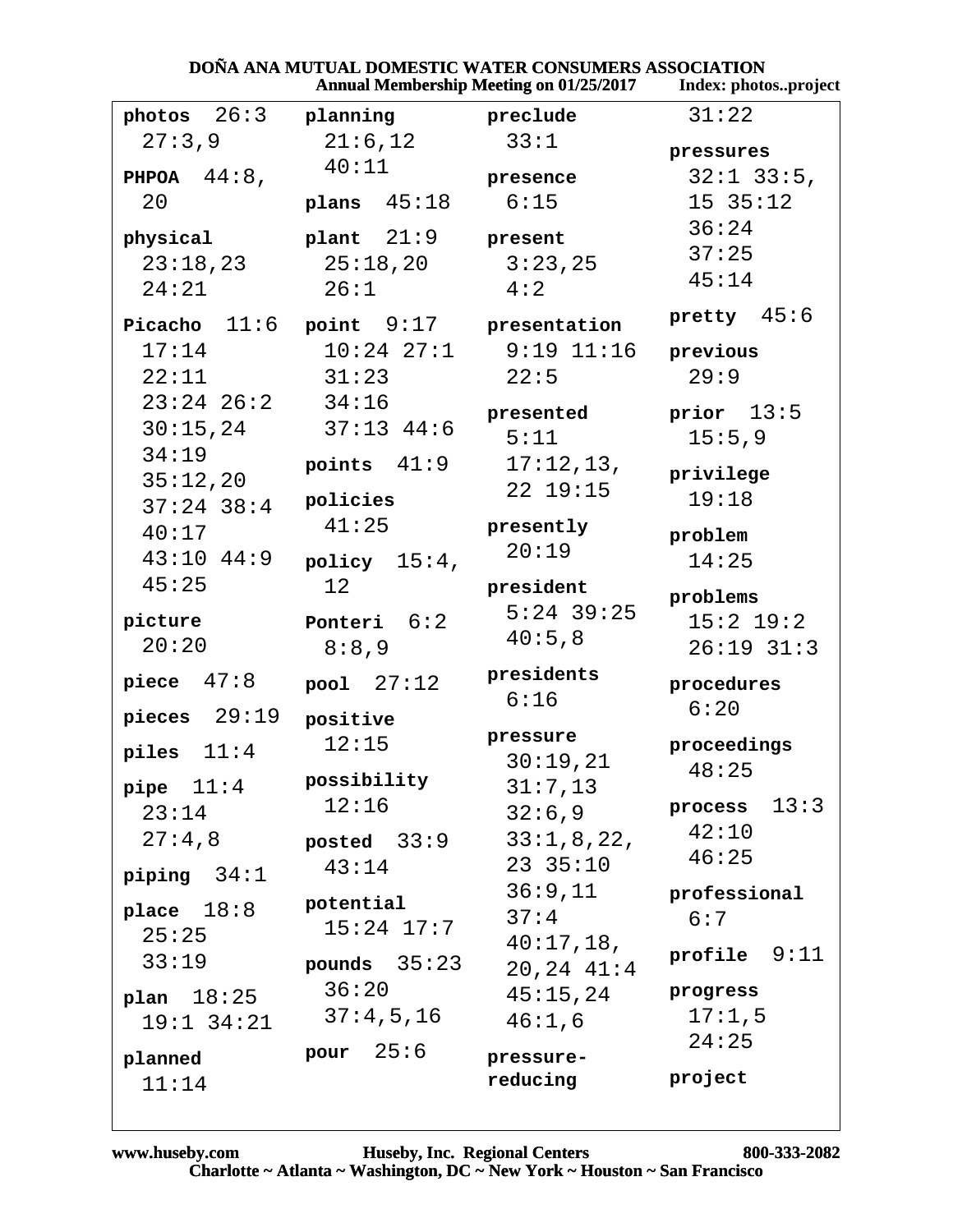**photos** 26:3 27:3,9

**PHPOA** 44:8, 20

**physical** 23:18,23 24:21

**Picacho** 11:6 17:14 22:11 23:24 26:2 30:15,24 34:19 35:12,20 37:24 38:4 40:17 43:10 44:9 45:25

**picture** 20:20

**piece** 47:8

**pieces** 29:19

**piles** 11:4

**pipe** 11:4 23:14 27:4,8

**piping** 34:1

**place** 18:8 25:25 33:19

**plan** 18:25 19:1 34:21

**planned** 11:14

**planning** 21:6,12 40:11

**plans** 45:18

**plant** 21:9 25:18,20 26:1

**point** 9:17 10:24 27:1 31:23 34:16 37:13 44:6

**points** 41:9

**policies** 41:25

**policy** 15:4, 12

**Ponteri** 6:2 8:8,9

**pool** 27:12

**positive** 12:15

**possibility** 12:16

**posted** 33:9 43:14

**potential** 15:24 17:7

**pounds** 35:23 36:20 37:4,5,16

**pour** 25:6

**preclude** 33:1

**presence** 6:15

**present** 3:23,25 4:2

**presentation** 9:19 11:16 22:5

**presented** 5:11 17:12,13, 22 19:15

**presently** 20:19

**president** 5:24 39:25 40:5,8

**presidents** 6:16

**pressure** 30:19,21 31:7,13 32:6,9 33:1,8,22, 23 35:10 36:9,11 37:4 40:17,18, 20,24 41:4 45:15,24 46:1,6

**pressure-reducing** 31:22

**pressures** 32:1 33:5, 15 35:12 36:24 37:25 45:14

**pretty** 45:6

**previous** 29:9

**prior** 13:5 15:5,9

**privilege** 19:18

**problem** 14:25

**problems** 15:2 19:2 26:19 31:3

**procedures** 6:20

**proceedings** 48:25

**process** 13:3 42:10 46:25

**professional** 6:7

**profile** 9:11

**progress** 17:1,5 24:25

**project**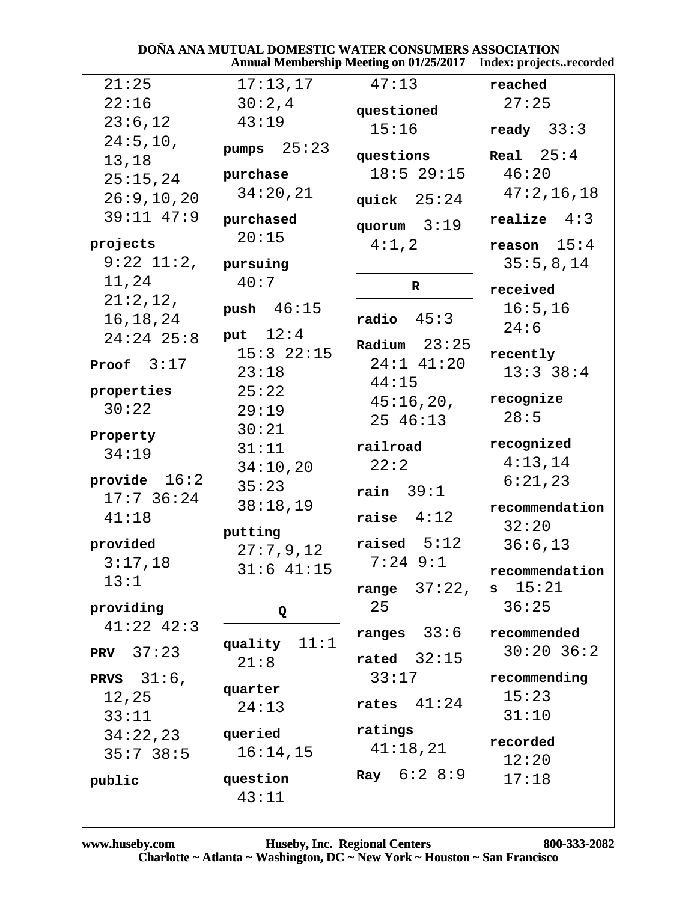21:25
22:16
23:6,12
24:5,10, 13,18
25:15,24
26:9,10,20
39:11 47:9

**projects** 9:22 11:2, 11,24 21:2,12, 16,18,24 24:24 25:8

**Proof** 3:17

**properties** 30:22

**Property** 34:19

**provide** 16:2 17:7 36:24 41:18

**provided** 3:17,18 13:1

**providing** 41:22 42:3

**PRV** 37:23

**PRVS** 31:6, 12,25 33:11 34:22,23 35:7 38:5

**public**

17:13,17 30:2,4 43:19

**pumps** 25:23

**purchase** 34:20,21

**purchased** 20:15

**pursuing** 40:7

**push** 46:15

**put** 12:4 15:3 22:15 23:18 25:22 29:19 30:21 31:11 34:10,20 35:23 38:18,19

**putting** 27:7,9,12 31:6 41:15

**Q**

**quality** 11:1 21:8

**quarter** 24:13

**queried** 16:14,15

**question** 43:11

47:13

**questioned** 15:16

**questions** 18:5 29:15

**quick** 25:24

**quorum** 3:19 4:1,2

**R**

**radio** 45:3

**Radium** 23:25 24:1 41:20 44:15 45:16,20, 25 46:13

**railroad** 22:2

**rain** 39:1

**raise** 4:12

**raised** 5:12 7:24 9:1

**range** 37:22, 25

**ranges** 33:6

**rated** 32:15 33:17

**rates** 41:24

**ratings** 41:18,21

**Ray** 6:2 8:9

**reached** 27:25

**ready** 33:3

**Real** 25:4 46:20 47:2,16,18

**realize** 4:3

**reason** 15:4 35:5,8,14

**received** 16:5,16 24:6

**recently** 13:3 38:4

**recognize** 28:5

**recognized** 4:13,14 6:21,23

**recommendation** 32:20 36:6,13

**recommendations** 15:21 36:25

**recommended** 30:20 36:2

**recommending** 15:23 31:10

**recorded** 12:20 17:18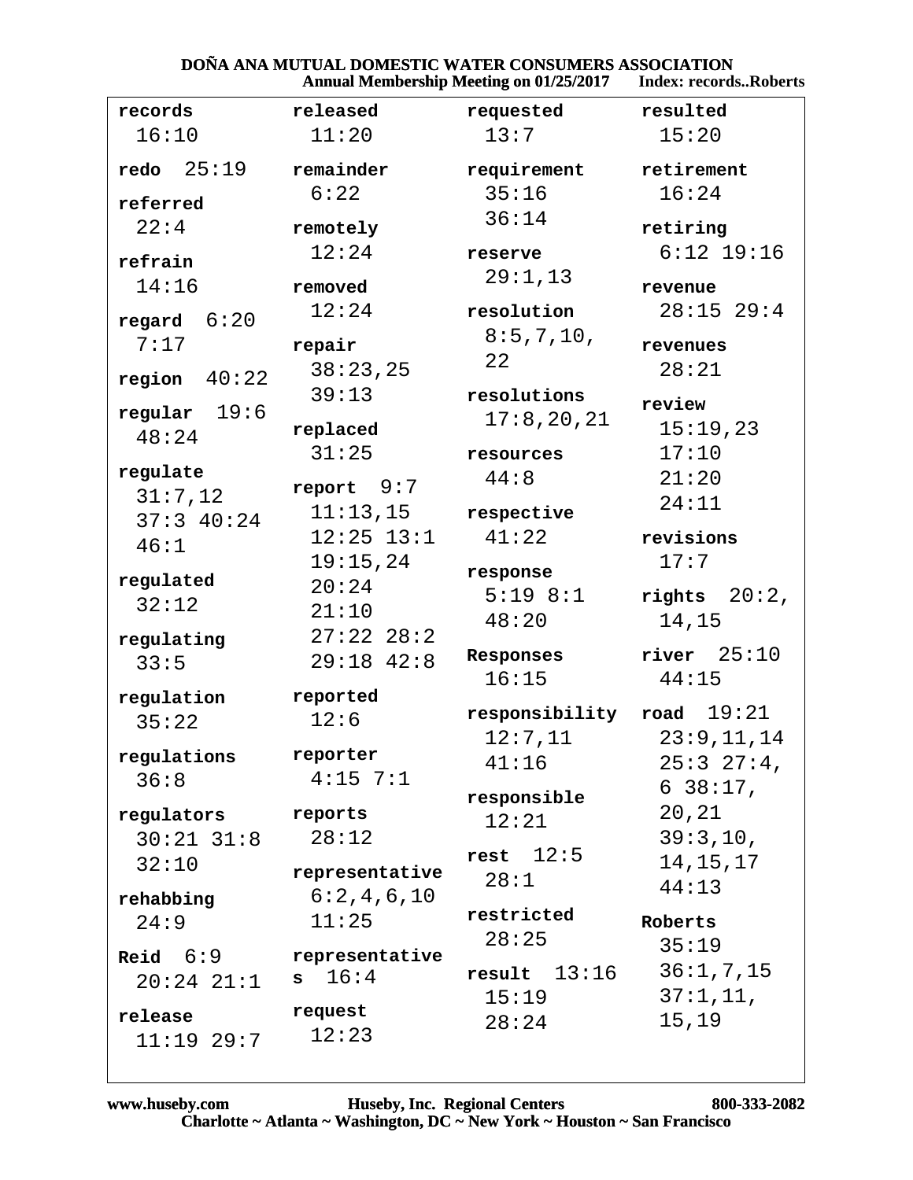**records** 16:10

**redo** 25:19

**referred** 22:4

**refrain** 14:16

**regard** 6:20 7:17

**region** 40:22

**regular** 19:6 48:24

**regulate** 31:7,12 37:3 40:24 46:1

**regulated** 32:12

**regulating** 33:5

**regulation** 35:22

**regulations** 36:8

**regulators** 30:21 31:8 32:10

**rehabbing** 24:9

**Reid** 6:9 20:24 21:1

**release** 11:19 29:7

**released** 11:20

**remainder** 6:22

**remotely** 12:24

**removed** 12:24

**repair** 38:23,25 39:13

**replaced** 31:25

**report** 9:7 11:13,15 12:25 13:1 19:15,24 20:24 21:10 27:22 28:2 29:18 42:8

**reported** 12:6

**reporter** 4:15 7:1

**reports** 28:12

**representative** 6:2,4,6,10 11:25

**representatives** 16:4

**request** 12:23

**requested** 13:7

**requirement** 35:16 36:14

**reserve** 29:1,13

**resolution** 8:5,7,10, 22

**resolutions** 17:8,20,21

**resources** 44:8

**respective** 41:22

**response** 5:19 8:1 48:20

**Responses** 16:15

**responsibility** 12:7,11 41:16

**responsible** 12:21

**rest** 12:5 28:1

**restricted** 28:25

**result** 13:16 15:19 28:24

**resulted** 15:20

**retirement** 16:24

**retiring** 6:12 19:16

**revenue** 28:15 29:4

**revenues** 28:21

**review** 15:19,23 17:10 21:20 24:11

**revisions** 17:7

**rights** 20:2, 14,15

**river** 25:10 44:15

**road** 19:21 23:9,11,14 25:3 27:4, 6 38:17, 20,21 39:3,10, 14,15,17 44:13

**Roberts** 35:19 36:1,7,15 37:1,11, 15,19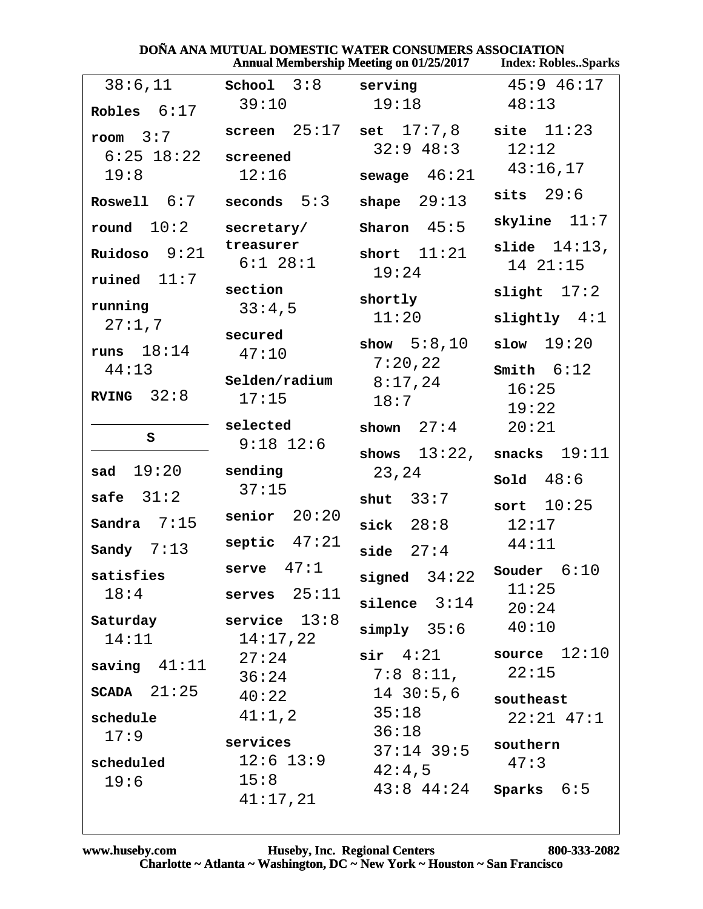38:6,11

**Robles** 6:17

**room** 3:7 6:25 18:22 19:8

**Roswell** 6:7

**round** 10:2

**Ruidoso** 9:21

**ruined** 11:7

**running** 27:1,7

**runs** 18:14 44:13

**RVING** 32:8

## S

**sad** 19:20

**safe** 31:2

**Sandra** 7:15

**Sandy** 7:13

**satisfies** 18:4

**Saturday** 14:11

**saving** 41:11

**SCADA** 21:25

**schedule** 17:9

**scheduled** 19:6

**School** 3:8 39:10

**screen** 25:17

**screened** 12:16

**seconds** 5:3

**secretary/ treasurer** 6:1 28:1

**section** 33:4,5

**secured** 47:10

**Selden/radium** 17:15

**selected** 9:18 12:6

**sending** 37:15

**senior** 20:20

**septic** 47:21

**serve** 47:1

**serves** 25:11

**service** 13:8 14:17,22 27:24 36:24 40:22 41:1,2

**services** 12:6 13:9 15:8 41:17,21

**serving** 19:18

**set** 17:7,8 32:9 48:3

**sewage** 46:21

**shape** 29:13

**Sharon** 45:5

**short** 11:21 19:24

**shortly** 11:20

**show** 5:8,10 7:20,22 8:17,24 18:7

**shown** 27:4

**shows** 13:22, 23,24

**shut** 33:7

**sick** 28:8

**side** 27:4

**signed** 34:22

**silence** 3:14

**simply** 35:6

**sir** 4:21 7:8 8:11, 14 30:5,6 35:18 36:18 37:14 39:5 42:4,5 43:8 44:24

45:9 46:17 48:13

**site** 11:23 12:12 43:16,17

**sits** 29:6

**skyline** 11:7

**slide** 14:13, 14 21:15

**slight** 17:2

**slightly** 4:1

**slow** 19:20

**Smith** 6:12 16:25 19:22 20:21

**snacks** 19:11

**Sold** 48:6

**sort** 10:25 12:17 44:11

**Souder** 6:10 11:25 20:24 40:10

**source** 12:10 22:15

**southeast** 22:21 47:1

**southern** 47:3

**Sparks** 6:5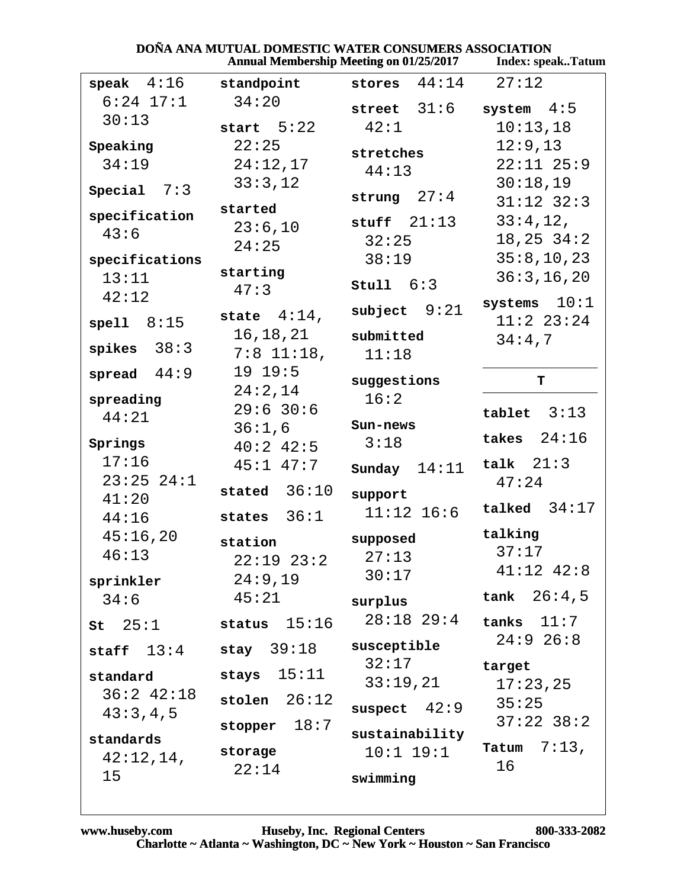speak 4:16 6:24 17:1 30:13

Speaking 34:19

Special 7:3

specification 43:6

specifications 13:11 42:12

spell 8:15

spikes 38:3

spread 44:9

spreading 44:21

Springs 17:16 23:25 24:1 41:20 44:16 45:16,20 46:13

sprinkler 34:6

St 25:1

staff 13:4

standard 36:2 42:18 43:3,4,5

standards 42:12,14, 15

standpoint 34:20

start 5:22 22:25 24:12,17 33:3,12

started 23:6,10 24:25

starting 47:3

state 4:14, 16,18,21 7:8 11:18, 19 19:5 24:2,14 29:6 30:6 36:1,6 40:2 42:5 45:1 47:7

stated 36:10

states 36:1

station 22:19 23:2 24:9,19 45:21

status 15:16

stay 39:18

stays 15:11

stolen 26:12

stopper 18:7

storage 22:14

stores 44:14

street 31:6 42:1

stretches 44:13

strung 27:4

stuff 21:13 32:25 38:19

Stull 6:3

subject 9:21

submitted 11:18

suggestions 16:2

Sun-news 3:18

Sunday 14:11

support 11:12 16:6

supposed 27:13 30:17

surplus 28:18 29:4

susceptible 32:17 33:19,21

suspect 42:9

sustainability 10:1 19:1

swimming 27:12

system 4:5 10:13,18 12:9,13 22:11 25:9 30:18,19 31:12 32:3 33:4,12, 18,25 34:2 35:8,10,23 36:3,16,20

systems 10:1 11:2 23:24 34:4,7

## T

tablet 3:13

takes 24:16

talk 21:3 47:24

talked 34:17

talking 37:17 41:12 42:8

tank 26:4,5

tanks 11:7 24:9 26:8

target 17:23,25 35:25 37:22 38:2

Tatum 7:13, 16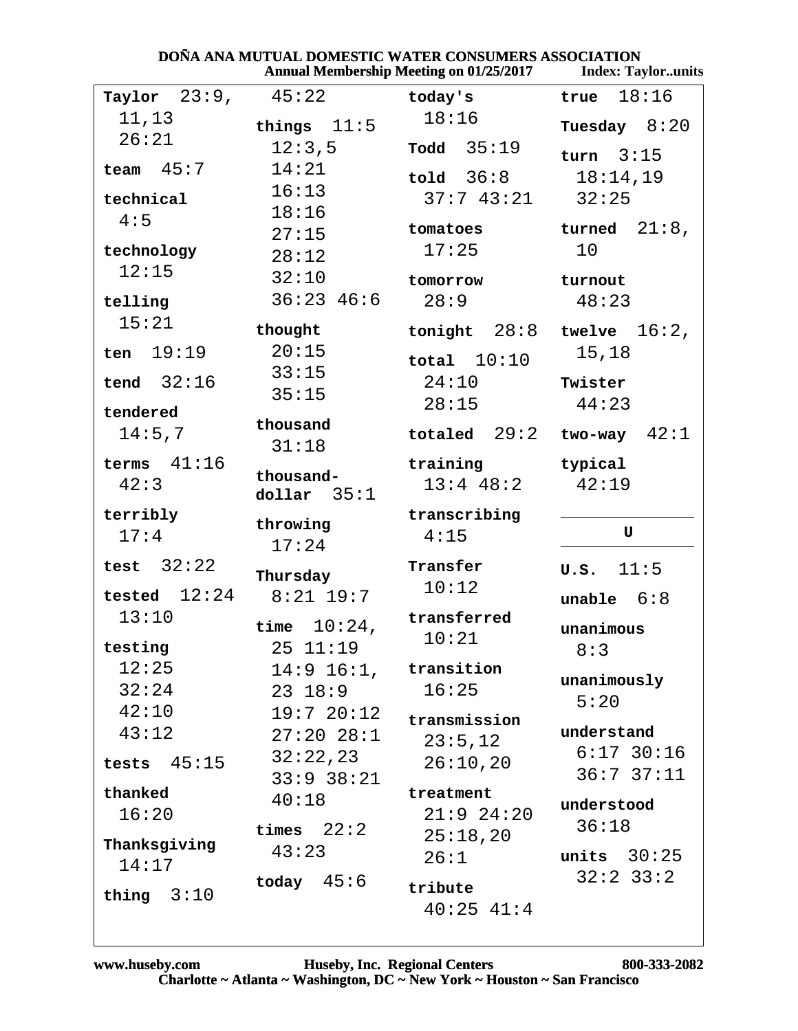**Taylor** 23:9, 11,13 26:21

**team** 45:7

**technical** 4:5

**technology** 12:15

**telling** 15:21

**ten** 19:19

**tend** 32:16

**tendered** 14:5,7

**terms** 41:16 42:3

**terribly** 17:4

**test** 32:22

**tested** 12:24 13:10

**testing** 12:25 32:24 42:10 43:12

**tests** 45:15

**thanked** 16:20

**Thanksgiving** 14:17

**thing** 3:10 45:22

**things** 11:5 12:3,5 14:21 16:13 18:16 27:15 28:12 32:10 36:23 46:6

**thought** 20:15 33:15 35:15

**thousand** 31:18

**thousand-dollar** 35:1

**throwing** 17:24

**Thursday** 8:21 19:7

**time** 10:24, 25 11:19 14:9 16:1, 23 18:9 19:7 20:12 27:20 28:1 32:22,23 33:9 38:21 40:18

**times** 22:2 43:23

**today** 45:6

**today's** 18:16

**Todd** 35:19

**told** 36:8 37:7 43:21

**tomatoes** 17:25

**tomorrow** 28:9

**tonight** 28:8

**total** 10:10 24:10 28:15

**totaled** 29:2

**training** 13:4 48:2

**transcribing** 4:15

**Transfer** 10:12

**transferred** 10:21

**transition** 16:25

**transmission** 23:5,12 26:10,20

**treatment** 21:9 24:20 25:18,20 26:1

**tribute** 40:25 41:4

**true** 18:16

**Tuesday** 8:20

**turn** 3:15 18:14,19 32:25

**turned** 21:8, 10

**turnout** 48:23

**twelve** 16:2, 15,18

**Twister** 44:23

**two-way** 42:1

**typical** 42:19

**U**

**U.S.** 11:5

**unable** 6:8

**unanimous** 8:3

**unanimously** 5:20

**understand** 6:17 30:16 36:7 37:11

**understood** 36:18

**units** 30:25 32:2 33:2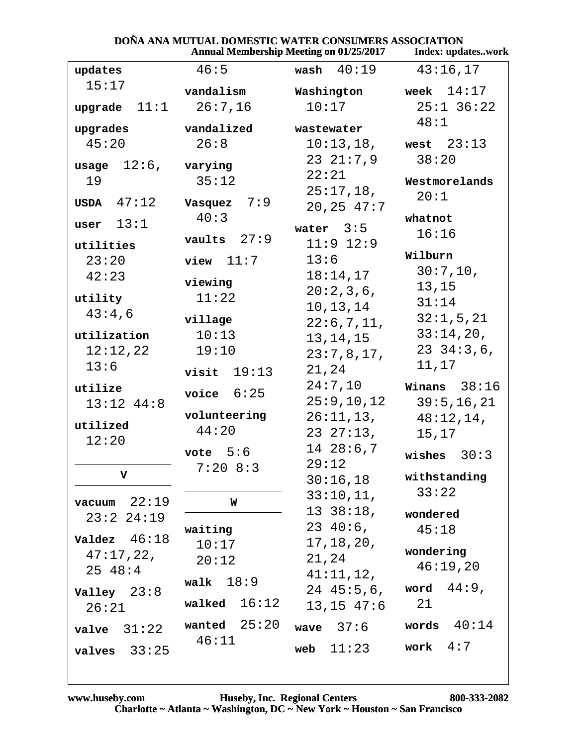updates 15:17

upgrade 11:1

upgrades 45:20

usage 12:6, 19

USDA 47:12

user 13:1

utilities 23:20 42:23

utility 43:4,6

utilization 12:12,22 13:6

utilize 13:12 44:8

utilized 12:20

## V

vacuum 22:19 23:2 24:19

Valdez 46:18 47:17,22, 25 48:4

Valley 23:8 26:21

valve 31:22

valves 33:25

46:5

vandalism 26:7,16

vandalized 26:8

varying 35:12

Vasquez 7:9 40:3

vaults 27:9

view 11:7

viewing 11:22

village 10:13 19:10

visit 19:13

voice 6:25

volunteering 44:20

vote 5:6 7:20 8:3

## W

waiting 10:17 20:12

walk 18:9

walked 16:12

wanted 25:20 46:11

wash 40:19

Washington 10:17

wastewater 10:13,18, 23 21:7,9 22:21 25:17,18, 20,25 47:7

water 3:5 11:9 12:9 13:6 18:14,17 20:2,3,6, 10,13,14 22:6,7,11, 13,14,15 23:7,8,17, 21,24 24:7,10 25:9,10,12 26:11,13, 23 27:13, 14 28:6,7 29:12 30:16,18 33:10,11, 13 38:18, 23 40:6, 17,18,20, 21,24 41:11,12, 24 45:5,6, 13,15 47:6

wave 37:6

web 11:23

43:16,17

week 14:17 25:1 36:22 48:1

west 23:13 38:20

Westmorelands 20:1

whatnot 16:16

Wilburn 30:7,10, 13,15 31:14 32:1,5,21 33:14,20, 23 34:3,6, 11,17

Winans 38:16 39:5,16,21 48:12,14, 15,17

wishes 30:3

withstanding 33:22

wondered 45:18

wondering 46:19,20

word 44:9, 21

words 40:14

work 4:7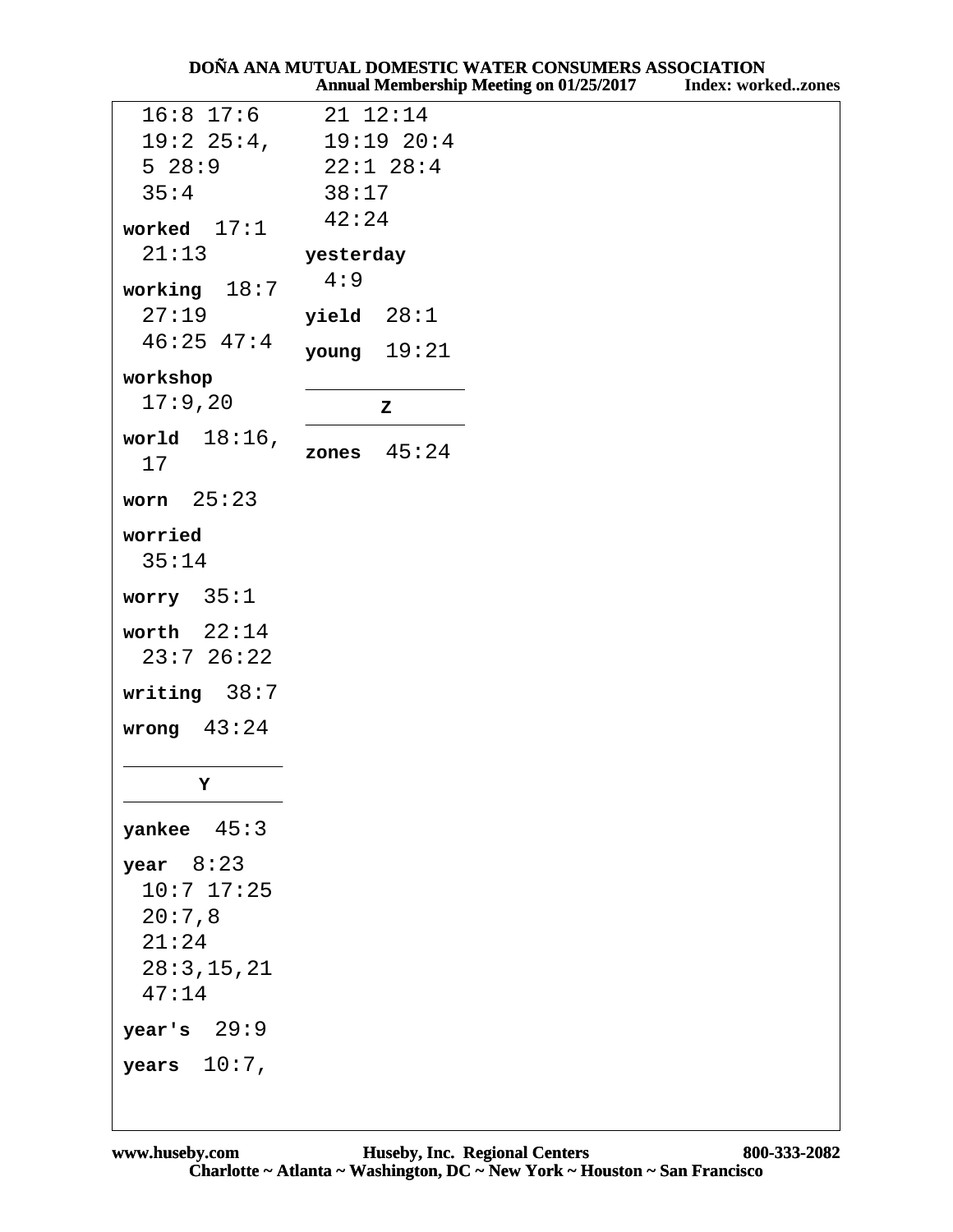16:8 17:6
19:2 25:4,
5 28:9
35:4

**worked** 17:1
21:13

**working** 18:7
27:19
46:25 47:4

**workshop**
17:9,20

**world** 18:16,
17

**worn** 25:23

**worried**
35:14

**worry** 35:1

**worth** 22:14
23:7 26:22

**writing** 38:7

**wrong** 43:24

**Y**

**yankee** 45:3

**year** 8:23
10:7 17:25
20:7,8
21:24
28:3,15,21
47:14

**year's** 29:9

**years** 10:7,
21 12:14
19:19 20:4
22:1 28:4
38:17
42:24

**yesterday**
4:9

**yield** 28:1

**young** 19:21

**Z**

**zones** 45:24